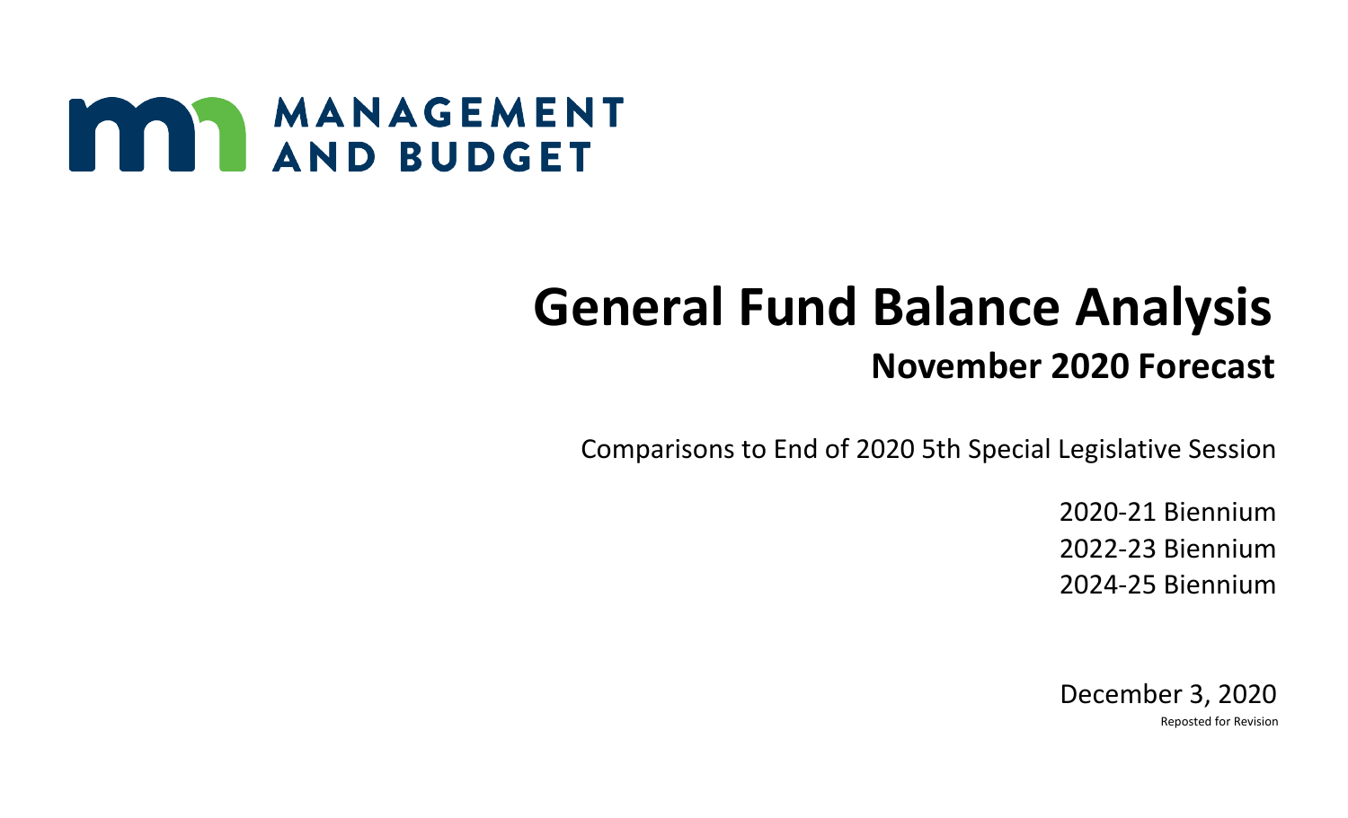MANAGEMENT AND BUDGET

# General Fund Balance Analysis

## November 2020 Forecast

Comparisons to End of 2020 5th Special Legislative Session

2020-21 Biennium

2022-23 Biennium

2024-25 Biennium

December 3, 2020

Reposted for Revision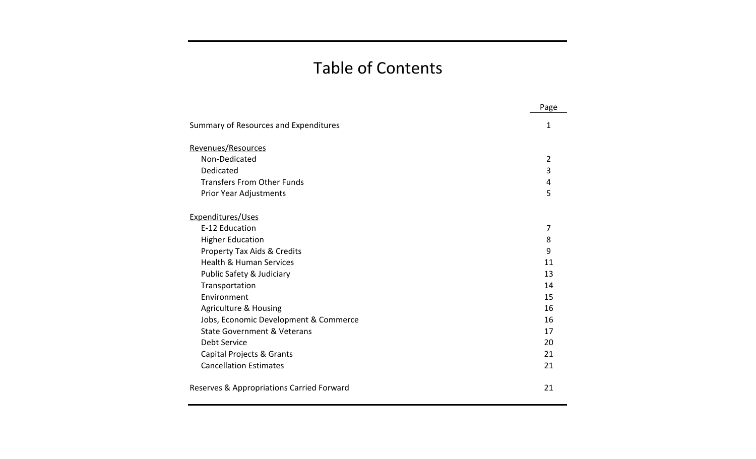# Table of Contents

| | Page |
|---|---|
| Summary of Resources and Expenditures | 1 |
| Revenues/Resources | |
| Non-Dedicated | 2 |
| Dedicated | 3 |
| Transfers From Other Funds | 4 |
| Prior Year Adjustments | 5 |
| Expenditures/Uses | |
| E-12 Education | 7 |
| Higher Education | 8 |
| Property Tax Aids & Credits | 9 |
| Health & Human Services | 11 |
| Public Safety & Judiciary | 13 |
| Transportation | 14 |
| Environment | 15 |
| Agriculture & Housing | 16 |
| Jobs, Economic Development & Commerce | 16 |
| State Government & Veterans | 17 |
| Debt Service | 20 |
| Capital Projects & Grants | 21 |
| Cancellation Estimates | 21 |
| Reserves & Appropriations Carried Forward | 21 |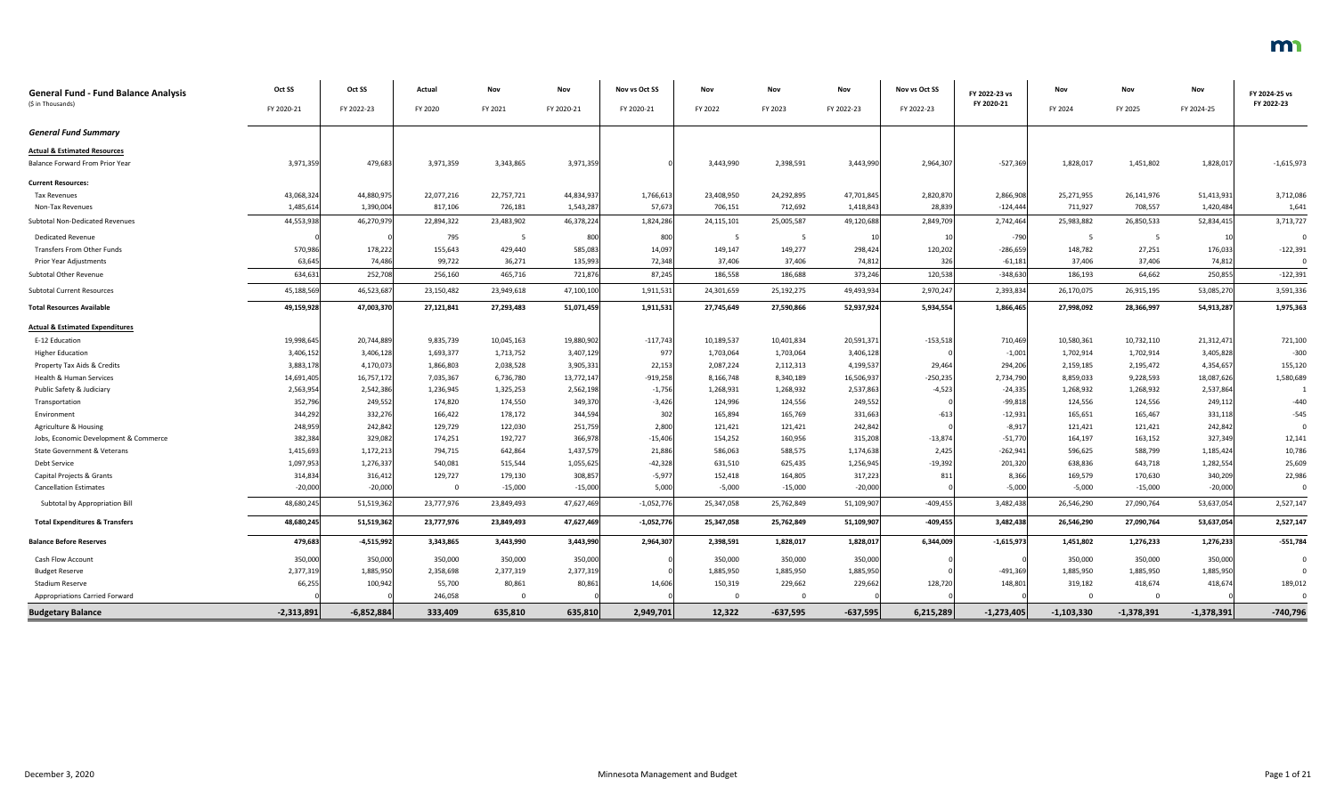## General Fund - Fund Balance Analysis

($ in Thousands)

| | Oct SS FY 2020-21 | Oct SS FY 2022-23 | Actual FY 2020 | Nov FY 2021 | Nov FY 2020-21 | Nov vs Oct SS FY 2020-21 | Nov FY 2022 | Nov FY 2023 | Nov FY 2022-23 | Nov vs Oct SS FY 2022-23 | FY 2022-23 vs FY 2020-21 | Nov FY 2024 | Nov FY 2025 | Nov FY 2024-25 | FY 2024-25 vs FY 2022-23 |
|---|---|---|---|---|---|---|---|---|---|---|---|---|---|---|---|
| ***General Fund Summary*** | | | | | | | | | | | | | | | |
| **Actual & Estimated Resources** | | | | | | | | | | | | | | | |
| Balance Forward From Prior Year | 3,971,359 | 479,683 | 3,971,359 | 3,343,865 | 3,971,359 | 0 | 3,443,990 | 2,398,591 | 3,443,990 | 2,964,307 | -527,369 | 1,828,017 | 1,451,802 | 1,828,017 | -1,615,973 |
| **Current Resources:** | | | | | | | | | | | | | | | |
| Tax Revenues | 43,068,324 | 44,880,975 | 22,077,216 | 22,757,721 | 44,834,937 | 1,766,613 | 23,408,950 | 24,292,895 | 47,701,845 | 2,820,870 | 2,866,908 | 25,271,955 | 26,141,976 | 51,413,931 | 3,712,086 |
| Non-Tax Revenues | 1,485,614 | 1,390,004 | 817,106 | 726,181 | 1,543,287 | 57,673 | 706,151 | 712,692 | 1,418,843 | 28,839 | -124,444 | 711,927 | 708,557 | 1,420,484 | 1,641 |
| Subtotal Non-Dedicated Revenues | 44,553,938 | 46,270,979 | 22,894,322 | 23,483,902 | 46,378,224 | 1,824,286 | 24,115,101 | 25,005,587 | 49,120,688 | 2,849,709 | 2,742,464 | 25,983,882 | 26,850,533 | 52,834,415 | 3,713,727 |
| Dedicated Revenue | 0 | 0 | 795 | 5 | 800 | 800 | 5 | 5 | 10 | 10 | -790 | 5 | 5 | 10 | 0 |
| Transfers From Other Funds | 570,986 | 178,222 | 155,643 | 429,440 | 585,083 | 14,097 | 149,147 | 149,277 | 298,424 | 120,202 | -286,659 | 148,782 | 27,251 | 176,033 | -122,391 |
| Prior Year Adjustments | 63,645 | 74,486 | 99,722 | 36,271 | 135,993 | 72,348 | 37,406 | 37,406 | 74,812 | 326 | -61,181 | 37,406 | 37,406 | 74,812 | 0 |
| Subtotal Other Revenue | 634,631 | 252,708 | 256,160 | 465,716 | 721,876 | 87,245 | 186,558 | 186,688 | 373,246 | 120,538 | -348,630 | 186,193 | 64,662 | 250,855 | -122,391 |
| Subtotal Current Resources | 45,188,569 | 46,523,687 | 23,150,482 | 23,949,618 | 47,100,100 | 1,911,531 | 24,301,659 | 25,192,275 | 49,493,934 | 2,970,247 | 2,393,834 | 26,170,075 | 26,915,195 | 53,085,270 | 3,591,336 |
| **Total Resources Available** | **49,159,928** | **47,003,370** | **27,121,841** | **27,293,483** | **51,071,459** | **1,911,531** | **27,745,649** | **27,590,866** | **52,937,924** | **5,934,554** | **1,866,465** | **27,998,092** | **28,366,997** | **54,913,287** | **1,975,363** |
| **Actual & Estimated Expenditures** | | | | | | | | | | | | | | | |
| E-12 Education | 19,998,645 | 20,744,889 | 9,835,739 | 10,045,163 | 19,880,902 | -117,743 | 10,189,537 | 10,401,834 | 20,591,371 | -153,518 | 710,469 | 10,580,361 | 10,732,110 | 21,312,471 | 721,100 |
| Higher Education | 3,406,152 | 3,406,128 | 1,693,377 | 1,713,752 | 3,407,129 | 977 | 1,703,064 | 1,703,064 | 3,406,128 | 0 | -1,001 | 1,702,914 | 1,702,914 | 3,405,828 | -300 |
| Property Tax Aids & Credits | 3,883,178 | 4,170,073 | 1,866,803 | 2,038,528 | 3,905,331 | 22,153 | 2,087,224 | 2,112,313 | 4,199,537 | 29,464 | 294,206 | 2,159,185 | 2,195,472 | 4,354,657 | 155,120 |
| Health & Human Services | 14,691,405 | 16,757,172 | 7,035,367 | 6,736,780 | 13,772,147 | -919,258 | 8,166,748 | 8,340,189 | 16,506,937 | -250,235 | 2,734,790 | 8,859,033 | 9,228,593 | 18,087,626 | 1,580,689 |
| Public Safety & Judiciary | 2,563,954 | 2,542,386 | 1,236,945 | 1,325,253 | 2,562,198 | -1,756 | 1,268,931 | 1,268,932 | 2,537,863 | -4,523 | -24,335 | 1,268,932 | 1,268,932 | 2,537,864 | 1 |
| Transportation | 352,796 | 249,552 | 174,820 | 174,550 | 349,370 | -3,426 | 124,996 | 124,556 | 249,552 | 0 | -99,818 | 124,556 | 124,556 | 249,112 | -440 |
| Environment | 344,292 | 332,276 | 166,422 | 178,172 | 344,594 | 302 | 165,894 | 165,769 | 331,663 | -613 | -12,931 | 165,651 | 165,467 | 331,118 | -545 |
| Agriculture & Housing | 248,959 | 242,842 | 129,729 | 122,030 | 251,759 | 2,800 | 121,421 | 121,421 | 242,842 | 0 | -8,917 | 121,421 | 121,421 | 242,842 | 0 |
| Jobs, Economic Development & Commerce | 382,384 | 329,082 | 174,251 | 192,727 | 366,978 | -15,406 | 154,252 | 160,956 | 315,208 | -13,874 | -51,770 | 164,197 | 163,152 | 327,349 | 12,141 |
| State Government & Veterans | 1,415,693 | 1,172,213 | 794,715 | 642,864 | 1,437,579 | 21,886 | 586,063 | 588,575 | 1,174,638 | 2,425 | -262,941 | 596,625 | 588,799 | 1,185,424 | 10,786 |
| Debt Service | 1,097,953 | 1,276,337 | 540,081 | 515,544 | 1,055,625 | -42,328 | 631,510 | 625,435 | 1,256,945 | -19,392 | 201,320 | 638,836 | 643,718 | 1,282,554 | 25,609 |
| Capital Projects & Grants | 314,834 | 316,412 | 129,727 | 179,130 | 308,857 | -5,977 | 152,418 | 164,805 | 317,223 | 811 | 8,366 | 169,579 | 170,630 | 340,209 | 22,986 |
| Cancellation Estimates | -20,000 | -20,000 | 0 | -15,000 | -15,000 | 5,000 | -5,000 | -15,000 | -20,000 | 0 | -5,000 | -5,000 | -15,000 | -20,000 | 0 |
| Subtotal by Appropriation Bill | 48,680,245 | 51,519,362 | 23,777,976 | 23,849,493 | 47,627,469 | -1,052,776 | 25,347,058 | 25,762,849 | 51,109,907 | -409,455 | 3,482,438 | 26,546,290 | 27,090,764 | 53,637,054 | 2,527,147 |
| **Total Expenditures & Transfers** | **48,680,245** | **51,519,362** | **23,777,976** | **23,849,493** | **47,627,469** | **-1,052,776** | **25,347,058** | **25,762,849** | **51,109,907** | **-409,455** | **3,482,438** | **26,546,290** | **27,090,764** | **53,637,054** | **2,527,147** |
| **Balance Before Reserves** | **479,683** | **-4,515,992** | **3,343,865** | **3,443,990** | **3,443,990** | **2,964,307** | **2,398,591** | **1,828,017** | **1,828,017** | **6,344,009** | **-1,615,973** | **1,451,802** | **1,276,233** | **1,276,233** | **-551,784** |
| Cash Flow Account | 350,000 | 350,000 | 350,000 | 350,000 | 350,000 | 0 | 350,000 | 350,000 | 350,000 | 0 | 0 | 350,000 | 350,000 | 350,000 | 0 |
| Budget Reserve | 2,377,319 | 1,885,950 | 2,358,698 | 2,377,319 | 2,377,319 | 0 | 1,885,950 | 1,885,950 | 1,885,950 | 0 | -491,369 | 1,885,950 | 1,885,950 | 1,885,950 | 0 |
| Stadium Reserve | 66,255 | 100,942 | 55,700 | 80,861 | 80,861 | 14,606 | 150,319 | 229,662 | 229,662 | 128,720 | 148,801 | 319,182 | 418,674 | 418,674 | 189,012 |
| Appropriations Carried Forward | 0 | 0 | 246,058 | 0 | 0 | 0 | 0 | 0 | 0 | 0 | 0 | 0 | 0 | 0 | 0 |
| **Budgetary Balance** | **-2,313,891** | **-6,852,884** | **333,409** | **635,810** | **635,810** | **2,949,701** | **12,322** | **-637,595** | **-637,595** | **6,215,289** | **-1,273,405** | **-1,103,330** | **-1,378,391** | **-1,378,391** | **-740,796** |

December 3, 2020 — Minnesota Management and Budget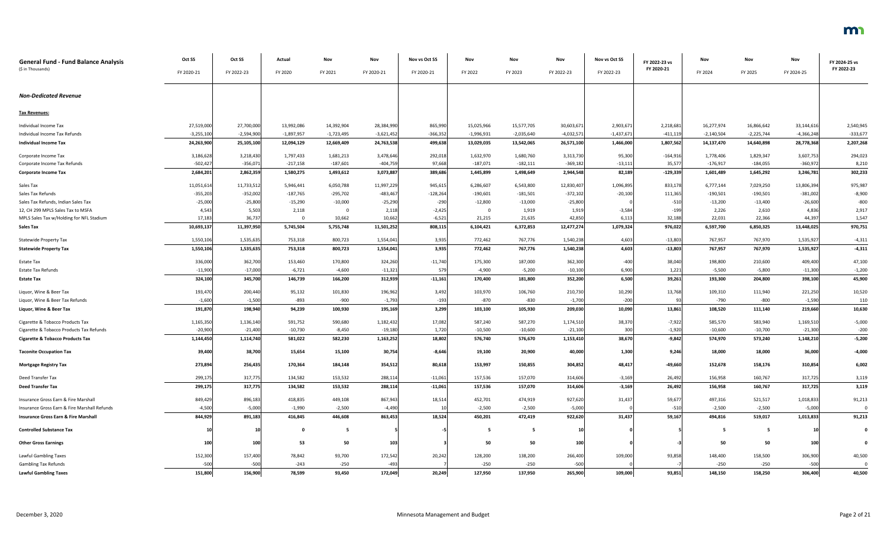| General Fund - Fund Balance Analysis<br>($ in Thousands) | Oct SS<br>FY 2020-21 | Oct SS<br>FY 2022-23 | Actual<br>FY 2020 | Nov<br>FY 2021 | Nov<br>FY 2020-21 | Nov vs Oct SS<br>FY 2020-21 | Nov<br>FY 2022 | Nov<br>FY 2023 | Nov<br>FY 2022-23 | Nov vs Oct SS<br>FY 2022-23 | FY 2022-23 vs FY 2020-21 | Nov<br>FY 2024 | Nov<br>FY 2025 | Nov<br>FY 2024-25 | FY 2024-25 vs FY 2022-23 |
|---|---|---|---|---|---|---|---|---|---|---|---|---|---|---|---|
| ***Non-Dedicated Revenue*** | | | | | | | | | | | | | | | |
| **Tax Revenues:** | | | | | | | | | | | | | | | |
| Individual Income Tax | 27,519,000 | 27,700,000 | 13,992,086 | 14,392,904 | 28,384,990 | 865,990 | 15,025,966 | 15,577,705 | 30,603,671 | 2,903,671 | 2,218,681 | 16,277,974 | 16,866,642 | 33,144,616 | 2,540,945 |
| Individual Income Tax Refunds | -3,255,100 | -2,594,900 | -1,897,957 | -1,723,495 | -3,621,452 | -366,352 | -1,996,931 | -2,035,640 | -4,032,571 | -1,437,671 | -411,119 | -2,140,504 | -2,225,744 | -4,366,248 | -333,677 |
| **Individual Income Tax** | **24,263,900** | **25,105,100** | **12,094,129** | **12,669,409** | **24,763,538** | **499,638** | **13,029,035** | **13,542,065** | **26,571,100** | **1,466,000** | **1,807,562** | **14,137,470** | **14,640,898** | **28,778,368** | **2,207,268** |
| Corporate Income Tax | 3,186,628 | 3,218,430 | 1,797,433 | 1,681,213 | 3,478,646 | 292,018 | 1,632,970 | 1,680,760 | 3,313,730 | 95,300 | -164,916 | 1,778,406 | 1,829,347 | 3,607,753 | 294,023 |
| Corporate Income Tax Refunds | -502,427 | -356,071 | -217,158 | -187,601 | -404,759 | 97,668 | -187,071 | -182,111 | -369,182 | -13,111 | 35,577 | -176,917 | -184,055 | -360,972 | 8,210 |
| **Corporate Income Tax** | **2,684,201** | **2,862,359** | **1,580,275** | **1,493,612** | **3,073,887** | **389,686** | **1,445,899** | **1,498,649** | **2,944,548** | **82,189** | **-129,339** | **1,601,489** | **1,645,292** | **3,246,781** | **302,233** |
| Sales Tax | 11,051,614 | 11,733,512 | 5,946,441 | 6,050,788 | 11,997,229 | 945,615 | 6,286,607 | 6,543,800 | 12,830,407 | 1,096,895 | 833,178 | 6,777,144 | 7,029,250 | 13,806,394 | 975,987 |
| Sales Tax Refunds | -355,203 | -352,002 | -187,765 | -295,702 | -483,467 | -128,264 | -190,601 | -181,501 | -372,102 | -20,100 | 111,365 | -190,501 | -190,501 | -381,002 | -8,900 |
| Sales Tax Refunds, Indian Sales Tax | -25,000 | -25,800 | -15,290 | -10,000 | -25,290 | -290 | -12,800 | -13,000 | -25,800 | 0 | -510 | -13,200 | -13,400 | -26,600 | -800 |
| 12, CH 299 MPLS Sales Tax to MSFA | 4,543 | 5,503 | 2,118 | 0 | 2,118 | -2,425 | 0 | 1,919 | 1,919 | -3,584 | -199 | 2,226 | 2,610 | 4,836 | 2,917 |
| MPLS Sales Tax w/Holding for NFL Stadium | 17,183 | 36,737 | 0 | 10,662 | 10,662 | -6,521 | 21,215 | 21,635 | 42,850 | 6,113 | 32,188 | 22,031 | 22,366 | 44,397 | 1,547 |
| **Sales Tax** | **10,693,137** | **11,397,950** | **5,745,504** | **5,755,748** | **11,501,252** | **808,115** | **6,104,421** | **6,372,853** | **12,477,274** | **1,079,324** | **976,022** | **6,597,700** | **6,850,325** | **13,448,025** | **970,751** |
| Statewide Property Tax | 1,550,106 | 1,535,635 | 753,318 | 800,723 | 1,554,041 | 3,935 | 772,462 | 767,776 | 1,540,238 | 4,603 | -13,803 | 767,957 | 767,970 | 1,535,927 | -4,311 |
| **Statewide Property Tax** | **1,550,106** | **1,535,635** | **753,318** | **800,723** | **1,554,041** | **3,935** | **772,462** | **767,776** | **1,540,238** | **4,603** | **-13,803** | **767,957** | **767,970** | **1,535,927** | **-4,311** |
| Estate Tax | 336,000 | 362,700 | 153,460 | 170,800 | 324,260 | -11,740 | 175,300 | 187,000 | 362,300 | -400 | 38,040 | 198,800 | 210,600 | 409,400 | 47,100 |
| Estate Tax Refunds | -11,900 | -17,000 | -6,721 | -4,600 | -11,321 | 579 | -4,900 | -5,200 | -10,100 | 6,900 | 1,221 | -5,500 | -5,800 | -11,300 | -1,200 |
| **Estate Tax** | **324,100** | **345,700** | **146,739** | **166,200** | **312,939** | **-11,161** | **170,400** | **181,800** | **352,200** | **6,500** | **39,261** | **193,300** | **204,800** | **398,100** | **45,900** |
| Liquor, Wine & Beer Tax | 193,470 | 200,440 | 95,132 | 101,830 | 196,962 | 3,492 | 103,970 | 106,760 | 210,730 | 10,290 | 13,768 | 109,310 | 111,940 | 221,250 | 10,520 |
| Liquor, Wine & Beer Tax Refunds | -1,600 | -1,500 | -893 | -900 | -1,793 | -193 | -870 | -830 | -1,700 | -200 | 93 | -790 | -800 | -1,590 | 110 |
| **Liquor, Wine & Beer Tax** | **191,870** | **198,940** | **94,239** | **100,930** | **195,169** | **3,299** | **103,100** | **105,930** | **209,030** | **10,090** | **13,861** | **108,520** | **111,140** | **219,660** | **10,630** |
| Cigarette & Tobacco Products Tax | 1,165,350 | 1,136,140 | 591,752 | 590,680 | 1,182,432 | 17,082 | 587,240 | 587,270 | 1,174,510 | 38,370 | -7,922 | 585,570 | 583,940 | 1,169,510 | -5,000 |
| Cigarette & Tobacco Products Tax Refunds | -20,900 | -21,400 | -10,730 | -8,450 | -19,180 | 1,720 | -10,500 | -10,600 | -21,100 | 300 | -1,920 | -10,600 | -10,700 | -21,300 | -200 |
| **Cigarette & Tobacco Products Tax** | **1,144,450** | **1,114,740** | **581,022** | **582,230** | **1,163,252** | **18,802** | **576,740** | **576,670** | **1,153,410** | **38,670** | **-9,842** | **574,970** | **573,240** | **1,148,210** | **-5,200** |
| **Taconite Occupation Tax** | **39,400** | **38,700** | **15,654** | **15,100** | **30,754** | **-8,646** | **19,100** | **20,900** | **40,000** | **1,300** | **9,246** | **18,000** | **18,000** | **36,000** | **-4,000** |
| **Mortgage Registry Tax** | **273,894** | **256,435** | **170,364** | **184,148** | **354,512** | **80,618** | **153,997** | **150,855** | **304,852** | **48,417** | **-49,660** | **152,678** | **158,176** | **310,854** | **6,002** |
| Deed Transfer Tax | 299,175 | 317,775 | 134,582 | 153,532 | 288,114 | -11,061 | 157,536 | 157,070 | 314,606 | -3,169 | 26,492 | 156,958 | 160,767 | 317,725 | 3,119 |
| **Deed Transfer Tax** | **299,175** | **317,775** | **134,582** | **153,532** | **288,114** | **-11,061** | **157,536** | **157,070** | **314,606** | **-3,169** | **26,492** | **156,958** | **160,767** | **317,725** | **3,119** |
| Insurance Gross Earn & Fire Marshall | 849,429 | 896,183 | 418,835 | 449,108 | 867,943 | 18,514 | 452,701 | 474,919 | 927,620 | 31,437 | 59,677 | 497,316 | 521,517 | 1,018,833 | 91,213 |
| Insurance Gross Earn & Fire Marshall Refunds | -4,500 | -5,000 | -1,990 | -2,500 | -4,490 | 10 | -2,500 | -2,500 | -5,000 | 0 | -510 | -2,500 | -2,500 | -5,000 | 0 |
| **Insurance Gross Earn & Fire Marshall** | **844,929** | **891,183** | **416,845** | **446,608** | **863,453** | **18,524** | **450,201** | **472,419** | **922,620** | **31,437** | **59,167** | **494,816** | **519,017** | **1,013,833** | **91,213** |
| **Controlled Substance Tax** | **10** | **10** | **0** | **5** | **5** | **-5** | **5** | **5** | **10** | **0** | **5** | **5** | **5** | **10** | **0** |
| **Other Gross Earnings** | **100** | **100** | **53** | **50** | **103** | **3** | **50** | **50** | **100** | **0** | **-3** | **50** | **50** | **100** | **0** |
| Lawful Gambling Taxes | 152,300 | 157,400 | 78,842 | 93,700 | 172,542 | 20,242 | 128,200 | 138,200 | 266,400 | 109,000 | 93,858 | 148,400 | 158,500 | 306,900 | 40,500 |
| Gambling Tax Refunds | -500 | -500 | -243 | -250 | -493 | 7 | -250 | -250 | -500 | 0 | -7 | -250 | -250 | -500 | 0 |
| **Lawful Gambling Taxes** | **151,800** | **156,900** | **78,599** | **93,450** | **172,049** | **20,249** | **127,950** | **137,950** | **265,900** | **109,000** | **93,851** | **148,150** | **158,250** | **306,400** | **40,500** |

December 3, 2020 — Minnesota Management and Budget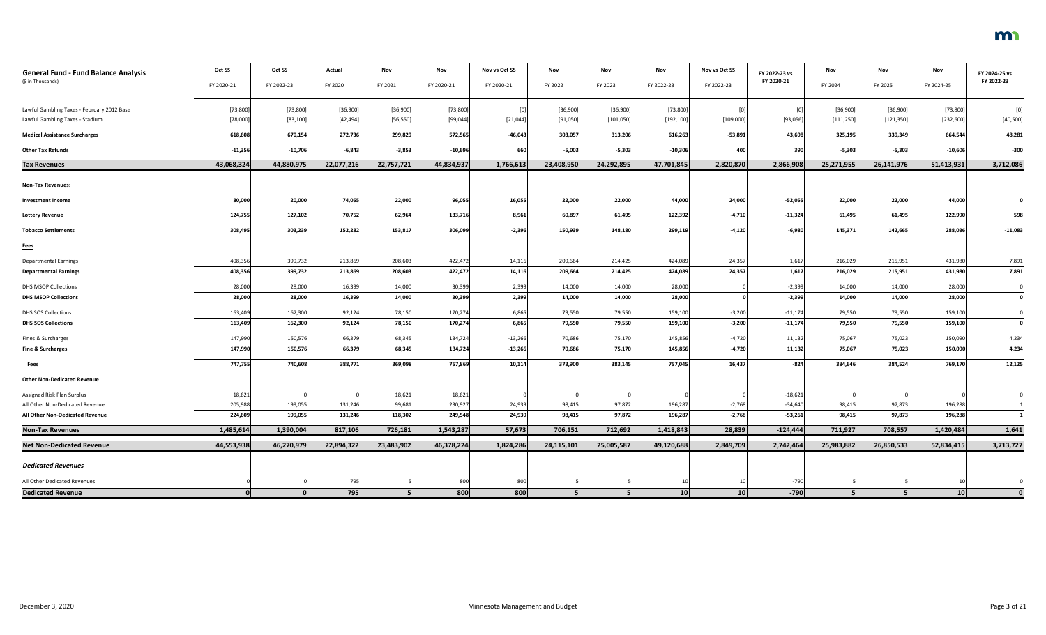| General Fund - Fund Balance Analysis<br>($ in Thousands) | Oct SS<br>FY 2020-21 | Oct SS<br>FY 2022-23 | Actual<br>FY 2020 | Nov<br>FY 2021 | Nov<br>FY 2020-21 | Nov vs Oct SS<br>FY 2020-21 | Nov<br>FY 2022 | Nov<br>FY 2023 | Nov<br>FY 2022-23 | Nov vs Oct SS<br>FY 2022-23 | FY 2022-23 vs<br>FY 2020-21 | Nov<br>FY 2024 | Nov<br>FY 2025 | Nov<br>FY 2024-25 | FY 2024-25 vs<br>FY 2022-23 |
|---|---|---|---|---|---|---|---|---|---|---|---|---|---|---|---|
| Lawful Gambling Taxes - February 2012 Base | [73,800] | [73,800] | [36,900] | [36,900] | [73,800] | [0] | [36,900] | [36,900] | [73,800] | [0] | [0] | [36,900] | [36,900] | [73,800] | [0] |
| Lawful Gambling Taxes - Stadium | [78,000] | [83,100] | [42,494] | [56,550] | [99,044] | [21,044] | [91,050] | [101,050] | [192,100] | [109,000] | [93,056] | [111,250] | [121,350] | [232,600] | [40,500] |
| **Medical Assistance Surcharges** | 618,608 | 670,154 | 272,736 | 299,829 | 572,565 | -46,043 | 303,057 | 313,206 | 616,263 | -53,891 | 43,698 | 325,195 | 339,349 | 664,544 | 48,281 |
| **Other Tax Refunds** | -11,356 | -10,706 | -6,843 | -3,853 | -10,696 | 660 | -5,003 | -5,303 | -10,306 | 400 | 390 | -5,303 | -5,303 | -10,606 | -300 |
| **Tax Revenues** | **43,068,324** | **44,880,975** | **22,077,216** | **22,757,721** | **44,834,937** | **1,766,613** | **23,408,950** | **24,292,895** | **47,701,845** | **2,820,870** | **2,866,908** | **25,271,955** | **26,141,976** | **51,413,931** | **3,712,086** |
| **Non-Tax Revenues:** | | | | | | | | | | | | | | | |
| **Investment Income** | 80,000 | 20,000 | 74,055 | 22,000 | 96,055 | 16,055 | 22,000 | 22,000 | 44,000 | 24,000 | -52,055 | 22,000 | 22,000 | 44,000 | 0 |
| **Lottery Revenue** | 124,755 | 127,102 | 70,752 | 62,964 | 133,716 | 8,961 | 60,897 | 61,495 | 122,392 | -4,710 | -11,324 | 61,495 | 61,495 | 122,990 | 598 |
| **Tobacco Settlements** | 308,495 | 303,239 | 152,282 | 153,817 | 306,099 | -2,396 | 150,939 | 148,180 | 299,119 | -4,120 | -6,980 | 145,371 | 142,665 | 288,036 | -11,083 |
| **Fees** | | | | | | | | | | | | | | | |
| Departmental Earnings | 408,356 | 399,732 | 213,869 | 208,603 | 422,472 | 14,116 | 209,664 | 214,425 | 424,089 | 24,357 | 1,617 | 216,029 | 215,951 | 431,980 | 7,891 |
| **Departmental Earnings** | 408,356 | 399,732 | 213,869 | 208,603 | 422,472 | 14,116 | 209,664 | 214,425 | 424,089 | 24,357 | 1,617 | 216,029 | 215,951 | 431,980 | 7,891 |
| DHS MSOP Collections | 28,000 | 28,000 | 16,399 | 14,000 | 30,399 | 2,399 | 14,000 | 14,000 | 28,000 | 0 | -2,399 | 14,000 | 14,000 | 28,000 | 0 |
| **DHS MSOP Collections** | 28,000 | 28,000 | 16,399 | 14,000 | 30,399 | 2,399 | 14,000 | 14,000 | 28,000 | 0 | -2,399 | 14,000 | 14,000 | 28,000 | 0 |
| DHS SOS Collections | 163,409 | 162,300 | 92,124 | 78,150 | 170,274 | 6,865 | 79,550 | 79,550 | 159,100 | -3,200 | -11,174 | 79,550 | 79,550 | 159,100 | 0 |
| **DHS SOS Collections** | 163,409 | 162,300 | 92,124 | 78,150 | 170,274 | 6,865 | 79,550 | 79,550 | 159,100 | -3,200 | -11,174 | 79,550 | 79,550 | 159,100 | 0 |
| Fines & Surcharges | 147,990 | 150,576 | 66,379 | 68,345 | 134,724 | -13,266 | 70,686 | 75,170 | 145,856 | -4,720 | 11,132 | 75,067 | 75,023 | 150,090 | 4,234 |
| **Fine & Surcharges** | 147,990 | 150,576 | 66,379 | 68,345 | 134,724 | -13,266 | 70,686 | 75,170 | 145,856 | -4,720 | 11,132 | 75,067 | 75,023 | 150,090 | 4,234 |
| **Fees** | 747,755 | 740,608 | 388,771 | 369,098 | 757,869 | 10,114 | 373,900 | 383,145 | 757,045 | 16,437 | -824 | 384,646 | 384,524 | 769,170 | 12,125 |
| **Other Non-Dedicated Revenue** | | | | | | | | | | | | | | | |
| Assigned Risk Plan Surplus | 18,621 | 0 | 0 | 18,621 | 18,621 | 0 | 0 | 0 | 0 | 0 | -18,621 | 0 | 0 | 0 | 0 |
| All Other Non-Dedicated Revenue | 205,988 | 199,055 | 131,246 | 99,681 | 230,927 | 24,939 | 98,415 | 97,872 | 196,287 | -2,768 | -34,640 | 98,415 | 97,873 | 196,288 | 1 |
| **All Other Non-Dedicated Revenue** | 224,609 | 199,055 | 131,246 | 118,302 | 249,548 | 24,939 | 98,415 | 97,872 | 196,287 | -2,768 | -53,261 | 98,415 | 97,873 | 196,288 | 1 |
| **Non-Tax Revenues** | **1,485,614** | **1,390,004** | **817,106** | **726,181** | **1,543,287** | **57,673** | **706,151** | **712,692** | **1,418,843** | **28,839** | **-124,444** | **711,927** | **708,557** | **1,420,484** | **1,641** |
| **Net Non-Dedicated Revenue** | **44,553,938** | **46,270,979** | **22,894,322** | **23,483,902** | **46,378,224** | **1,824,286** | **24,115,101** | **25,005,587** | **49,120,688** | **2,849,709** | **2,742,464** | **25,983,882** | **26,850,533** | **52,834,415** | **3,713,727** |
| ***Dedicated Revenues*** | | | | | | | | | | | | | | | |
| All Other Dedicated Revenues | 0 | 0 | 795 | 5 | 800 | 800 | 5 | 5 | 10 | 10 | -790 | 5 | 5 | 10 | 0 |
| **Dedicated Revenue** | **0** | **0** | **795** | **5** | **800** | **800** | **5** | **5** | **10** | **10** | **-790** | **5** | **5** | **10** | **0** |

December 3, 2020 — Minnesota Management and Budget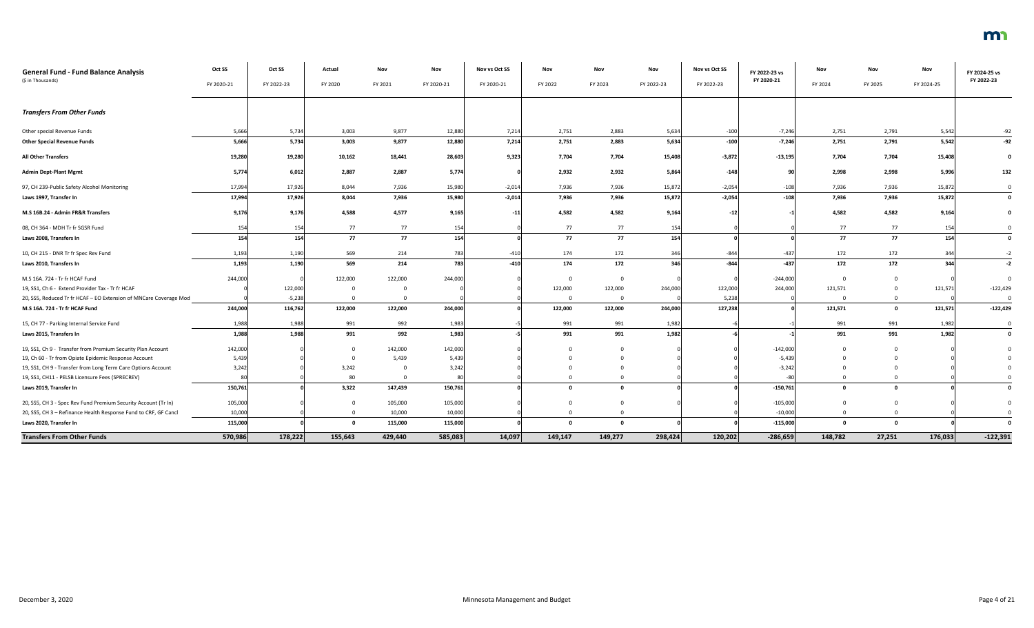| General Fund - Fund Balance Analysis<br>($ in Thousands) | Oct SS<br>FY 2020-21 | Oct SS<br>FY 2022-23 | Actual<br>FY 2020 | Nov<br>FY 2021 | Nov<br>FY 2020-21 | Nov vs Oct SS<br>FY 2020-21 | Nov<br>FY 2022 | Nov<br>FY 2023 | Nov<br>FY 2022-23 | Nov vs Oct SS<br>FY 2022-23 | FY 2022-23 vs FY 2020-21 | Nov<br>FY 2024 | Nov<br>FY 2025 | Nov<br>FY 2024-25 | FY 2024-25 vs FY 2022-23 |
|---|---|---|---|---|---|---|---|---|---|---|---|---|---|---|---|
| ***Transfers From Other Funds*** | | | | | | | | | | | | | | | |
| Other special Revenue Funds | 5,666 | 5,734 | 3,003 | 9,877 | 12,880 | 7,214 | 2,751 | 2,883 | 5,634 | -100 | -7,246 | 2,751 | 2,791 | 5,542 | -92 |
| **Other Special Revenue Funds** | **5,666** | **5,734** | **3,003** | **9,877** | **12,880** | **7,214** | **2,751** | **2,883** | **5,634** | **-100** | **-7,246** | **2,751** | **2,791** | **5,542** | **-92** |
| **All Other Transfers** | **19,280** | **19,280** | **10,162** | **18,441** | **28,603** | **9,323** | **7,704** | **7,704** | **15,408** | **-3,872** | **-13,195** | **7,704** | **7,704** | **15,408** | **0** |
| **Admin Dept-Plant Mgmt** | **5,774** | **6,012** | **2,887** | **2,887** | **5,774** | **0** | **2,932** | **2,932** | **5,864** | **-148** | **90** | **2,998** | **2,998** | **5,996** | **132** |
| 97, CH 239-Public Safety Alcohol Monitoring | 17,994 | 17,926 | 8,044 | 7,936 | 15,980 | -2,014 | 7,936 | 7,936 | 15,872 | -2,054 | -108 | 7,936 | 7,936 | 15,872 | 0 |
| **Laws 1997, Transfer In** | **17,994** | **17,926** | **8,044** | **7,936** | **15,980** | **-2,014** | **7,936** | **7,936** | **15,872** | **-2,054** | **-108** | **7,936** | **7,936** | **15,872** | **0** |
| **M.S 16B.24 - Admin FR&R Transfers** | **9,176** | **9,176** | **4,588** | **4,577** | **9,165** | **-11** | **4,582** | **4,582** | **9,164** | **-12** | **-1** | **4,582** | **4,582** | **9,164** | **0** |
| 08, CH 364 - MDH Tr fr SGSR Fund | 154 | 154 | 77 | 77 | 154 | 0 | 77 | 77 | 154 | 0 | 0 | 77 | 77 | 154 | 0 |
| **Laws 2008, Transfers In** | **154** | **154** | **77** | **77** | **154** | **0** | **77** | **77** | **154** | **0** | **0** | **77** | **77** | **154** | **0** |
| 10, CH 215 - DNR Tr fr Spec Rev Fund | 1,193 | 1,190 | 569 | 214 | 783 | -410 | 174 | 172 | 346 | -844 | -437 | 172 | 172 | 344 | -2 |
| **Laws 2010, Transfers In** | **1,193** | **1,190** | **569** | **214** | **783** | **-410** | **174** | **172** | **346** | **-844** | **-437** | **172** | **172** | **344** | **-2** |
| M.S 16A. 724 - Tr fr HCAF Fund | 244,000 | 0 | 122,000 | 122,000 | 244,000 | 0 | 0 | 0 | 0 | 0 | -244,000 | 0 | 0 | 0 | 0 |
| 19, SS1, Ch 6 - Extend Provider Tax - Tr fr HCAF | 0 | 122,000 | 0 | 0 | 0 | 0 | 122,000 | 122,000 | 244,000 | 122,000 | 244,000 | 121,571 | 0 | 121,571 | -122,429 |
| 20, SS5, Reduced Tr fr HCAF – EO Extension of MNCare Coverage Mod | 0 | -5,238 | 0 | 0 | 0 | 0 | 0 | 0 | 0 | 5,238 | 0 | 0 | 0 | 0 | 0 |
| **M.S 16A. 724 - Tr fr HCAF Fund** | **244,000** | **116,762** | **122,000** | **122,000** | **244,000** | **0** | **122,000** | **122,000** | **244,000** | **127,238** | **0** | **121,571** | **0** | **121,571** | **-122,429** |
| 15, CH 77 - Parking Internal Service Fund | 1,988 | 1,988 | 991 | 992 | 1,983 | -5 | 991 | 991 | 1,982 | -6 | -1 | 991 | 991 | 1,982 | 0 |
| **Laws 2015, Transfers In** | **1,988** | **1,988** | **991** | **992** | **1,983** | **-5** | **991** | **991** | **1,982** | **-6** | **-1** | **991** | **991** | **1,982** | **0** |
| 19, SS1, Ch 9 - Transfer from Premium Security Plan Account | 142,000 | 0 | 0 | 142,000 | 142,000 | 0 | 0 | 0 | 0 | 0 | -142,000 | 0 | 0 | 0 | 0 |
| 19, Ch 60 - Tr from Opiate Epidemic Response Account | 5,439 | 0 | 0 | 5,439 | 5,439 | 0 | 0 | 0 | 0 | 0 | -5,439 | 0 | 0 | 0 | 0 |
| 19, SS1, CH 9 - Transfer from Long Term Care Options Account | 3,242 | 0 | 3,242 | 0 | 3,242 | 0 | 0 | 0 | 0 | 0 | -3,242 | 0 | 0 | 0 | 0 |
| 19, SS1, CH11 - PELSB Licensure Fees (SPRECREV) | 80 | 0 | 80 | 0 | 80 | 0 | 0 | 0 | 0 | 0 | -80 | 0 | 0 | 0 | 0 |
| **Laws 2019, Transfer In** | **150,761** | **0** | **3,322** | **147,439** | **150,761** | **0** | **0** | **0** | **0** | **0** | **-150,761** | **0** | **0** | **0** | **0** |
| 20, SS5, CH 3 - Spec Rev Fund Premium Security Account (Tr In) | 105,000 | 0 | 0 | 105,000 | 105,000 | 0 | 0 | 0 | 0 | 0 | -105,000 | 0 | 0 | 0 | 0 |
| 20, SS5, CH 3 – Refinance Health Response Fund to CRF, GF Cancl | 10,000 | 0 | 0 | 10,000 | 10,000 | 0 | 0 | 0 | | | -10,000 | 0 | 0 | 0 | 0 |
| **Laws 2020, Transfer In** | **115,000** | **0** | **0** | **115,000** | **115,000** | **0** | **0** | **0** | **0** | **0** | **-115,000** | **0** | **0** | **0** | **0** |
| **Transfers From Other Funds** | **570,986** | **178,222** | **155,643** | **429,440** | **585,083** | **14,097** | **149,147** | **149,277** | **298,424** | **120,202** | **-286,659** | **148,782** | **27,251** | **176,033** | **-122,391** |

December 3, 2020 — Minnesota Management and Budget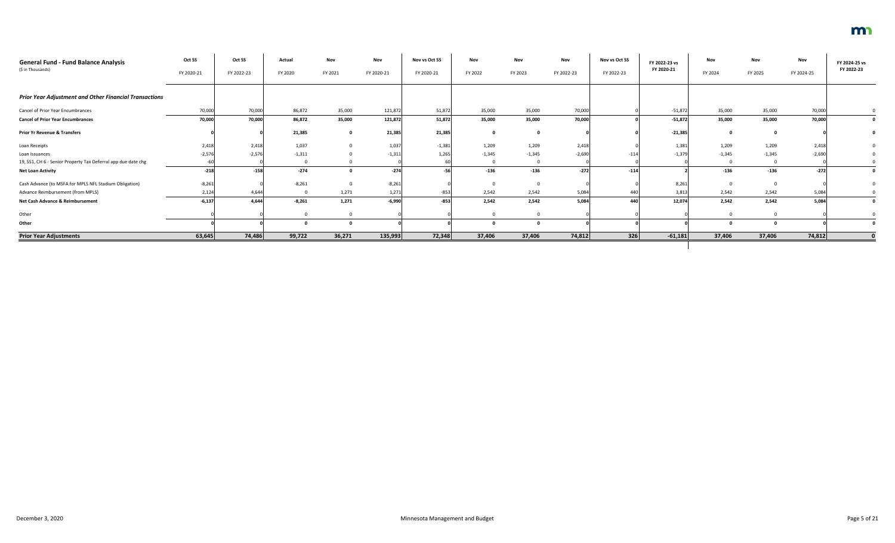| General Fund - Fund Balance Analysis<br>($ in Thousands) | Oct SS<br>FY 2020-21 | Oct SS<br>FY 2022-23 | Actual<br>FY 2020 | Nov<br>FY 2021 | Nov<br>FY 2020-21 | Nov vs Oct SS<br>FY 2020-21 | Nov<br>FY 2022 | Nov<br>FY 2023 | Nov<br>FY 2022-23 | Nov vs Oct SS<br>FY 2022-23 | FY 2022-23 vs<br>FY 2020-21 | Nov<br>FY 2024 | Nov<br>FY 2025 | Nov<br>FY 2024-25 | FY 2024-25 vs<br>FY 2022-23 |
|---|---|---|---|---|---|---|---|---|---|---|---|---|---|---|---|
| ***Prior Year Adjustment and Other Financial Transactions*** | | | | | | | | | | | | | | | |
| Cancel of Prior Year Encumbrances | 70,000 | 70,000 | 86,872 | 35,000 | 121,872 | 51,872 | 35,000 | 35,000 | 70,000 | 0 | -51,872 | 35,000 | 35,000 | 70,000 | 0 |
| **Cancel of Prior Year Encumbrances** | **70,000** | **70,000** | **86,872** | **35,000** | **121,872** | **51,872** | **35,000** | **35,000** | **70,000** | **0** | **-51,872** | **35,000** | **35,000** | **70,000** | **0** |
| **Prior Yr Revenue & Transfers** | **0** | **0** | **21,385** | **0** | **21,385** | **21,385** | **0** | **0** | **0** | **0** | **-21,385** | **0** | **0** | **0** | **0** |
| Loan Receipts | 2,418 | 2,418 | 1,037 | 0 | 1,037 | -1,381 | 1,209 | 1,209 | 2,418 | 0 | 1,381 | 1,209 | 1,209 | 2,418 | 0 |
| Loan Issuances | -2,576 | -2,576 | -1,311 | 0 | -1,311 | 1,265 | -1,345 | -1,345 | -2,690 | -114 | -1,379 | -1,345 | -1,345 | -2,690 | 0 |
| 19, SS1, CH 6 - Senior Property Tax Deferral app due date chg | -60 | 0 | 0 | 0 | 0 | 60 | 0 | 0 | 0 | 0 | 0 | 0 | 0 | 0 | 0 |
| **Net Loan Activity** | **-218** | **-158** | **-274** | **0** | **-274** | **-56** | **-136** | **-136** | **-272** | **-114** | **2** | **-136** | **-136** | **-272** | **0** |
| Cash Advance (to MSFA for MPLS NFL Stadium Obligation) | -8,261 | 0 | -8,261 | 0 | -8,261 | 0 | 0 | 0 | 0 | 0 | 8,261 | 0 | 0 | 0 | 0 |
| Advance Reimbursement (from MPLS) | 2,124 | 4,644 | 0 | 1,271 | 1,271 | -853 | 2,542 | 2,542 | 5,084 | 440 | 3,813 | 2,542 | 2,542 | 5,084 | 0 |
| **Net Cash Advance & Reimbursement** | **-6,137** | **4,644** | **-8,261** | **1,271** | **-6,990** | **-853** | **2,542** | **2,542** | **5,084** | **440** | **12,074** | **2,542** | **2,542** | **5,084** | **0** |
| Other | 0 | 0 | 0 | 0 | 0 | 0 | 0 | 0 | 0 | 0 | 0 | 0 | 0 | 0 | 0 |
| **Other** | **0** | **0** | **0** | **0** | **0** | **0** | **0** | **0** | **0** | **0** | **0** | **0** | **0** | **0** | **0** |
| **Prior Year Adjustments** | **63,645** | **74,486** | **99,722** | **36,271** | **135,993** | **72,348** | **37,406** | **37,406** | **74,812** | **326** | **-61,181** | **37,406** | **37,406** | **74,812** | **0** |

December 3, 2020 — Minnesota Management and Budget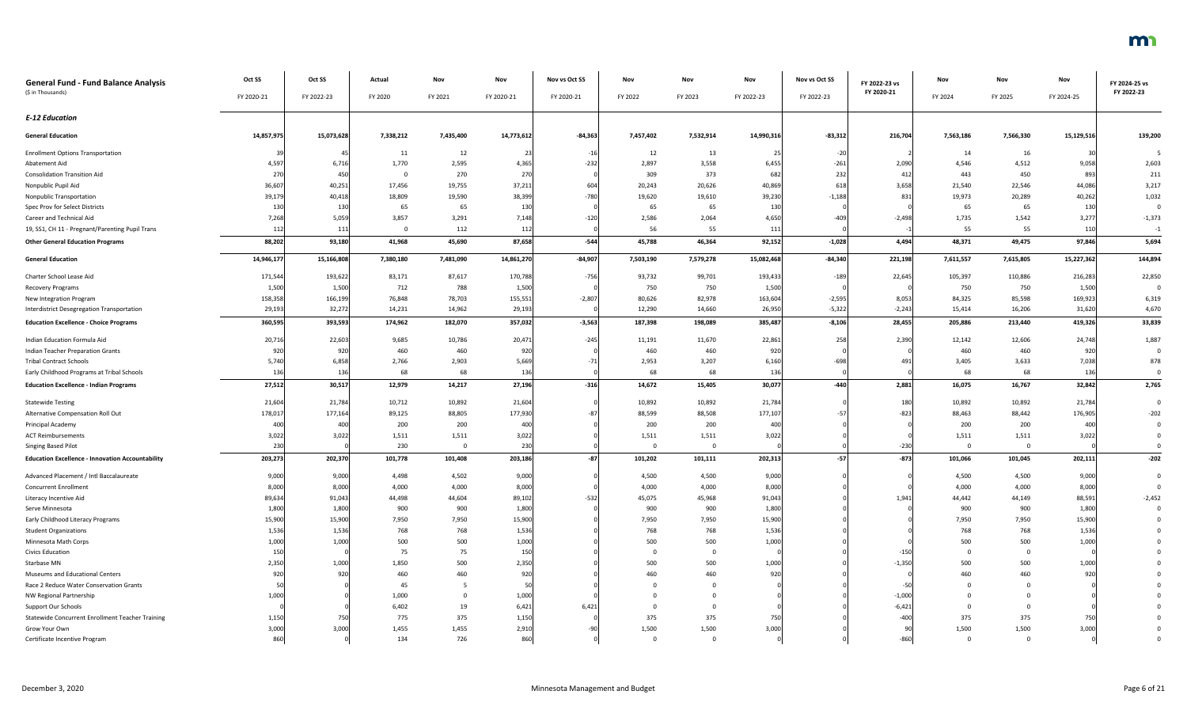| General Fund - Fund Balance Analysis ($ in Thousands) | Oct SS FY 2020-21 | Oct SS FY 2022-23 | Actual FY 2020 | Nov FY 2021 | Nov FY 2020-21 | Nov vs Oct SS FY 2020-21 | Nov FY 2022 | Nov FY 2023 | Nov FY 2022-23 | Nov vs Oct SS FY 2022-23 | FY 2022-23 vs FY 2020-21 | Nov FY 2024 | Nov FY 2025 | Nov FY 2024-25 | FY 2024-25 vs FY 2022-23 |
|---|---|---|---|---|---|---|---|---|---|---|---|---|---|---|---|
| ***E-12 Education*** | | | | | | | | | | | | | | | |
| **General Education** | **14,857,975** | **15,073,628** | **7,338,212** | **7,435,400** | **14,773,612** | **-84,363** | **7,457,402** | **7,532,914** | **14,990,316** | **-83,312** | **216,704** | **7,563,186** | **7,566,330** | **15,129,516** | **139,200** |
| Enrollment Options Transportation | 39 | 45 | 11 | 12 | 23 | -16 | 12 | 13 | 25 | -20 | 2 | 14 | 16 | 30 | 5 |
| Abatement Aid | 4,597 | 6,716 | 1,770 | 2,595 | 4,365 | -232 | 2,897 | 3,558 | 6,455 | -261 | 2,090 | 4,546 | 4,512 | 9,058 | 2,603 |
| Consolidation Transition Aid | 270 | 450 | 0 | 270 | 270 | 0 | 309 | 373 | 682 | 232 | 412 | 443 | 450 | 893 | 211 |
| Nonpublic Pupil Aid | 36,607 | 40,251 | 17,456 | 19,755 | 37,211 | 604 | 20,243 | 20,626 | 40,869 | 618 | 3,658 | 21,540 | 22,546 | 44,086 | 3,217 |
| Nonpublic Transportation | 39,179 | 40,418 | 18,809 | 19,590 | 38,399 | -780 | 19,620 | 19,610 | 39,230 | -1,188 | 831 | 19,973 | 20,289 | 40,262 | 1,032 |
| Spec Prov for Select Districts | 130 | 130 | 65 | 65 | 130 | 0 | 65 | 65 | 130 | 0 | 0 | 65 | 65 | 130 | 0 |
| Career and Technical Aid | 7,268 | 5,059 | 3,857 | 3,291 | 7,148 | -120 | 2,586 | 2,064 | 4,650 | -409 | -2,498 | 1,735 | 1,542 | 3,277 | -1,373 |
| 19, SS1, CH 11 - Pregnant/Parenting Pupil Trans | 112 | 111 | 0 | 112 | 112 | 0 | 56 | 55 | 111 | 0 | -1 | 55 | 55 | 110 | -1 |
| **Other General Education Programs** | **88,202** | **93,180** | **41,968** | **45,690** | **87,658** | **-544** | **45,788** | **46,364** | **92,152** | **-1,028** | **4,494** | **48,371** | **49,475** | **97,846** | **5,694** |
| **General Education** | **14,946,177** | **15,166,808** | **7,380,180** | **7,481,090** | **14,861,270** | **-84,907** | **7,503,190** | **7,579,278** | **15,082,468** | **-84,340** | **221,198** | **7,611,557** | **7,615,805** | **15,227,362** | **144,894** |
| Charter School Lease Aid | 171,544 | 193,622 | 83,171 | 87,617 | 170,788 | -756 | 93,732 | 99,701 | 193,433 | -189 | 22,645 | 105,397 | 110,886 | 216,283 | 22,850 |
| Recovery Programs | 1,500 | 1,500 | 712 | 788 | 1,500 | 0 | 750 | 750 | 1,500 | 0 | 0 | 750 | 750 | 1,500 | 0 |
| New Integration Program | 158,358 | 166,199 | 76,848 | 78,703 | 155,551 | -2,807 | 80,626 | 82,978 | 163,604 | -2,595 | 8,053 | 84,325 | 85,598 | 169,923 | 6,319 |
| Interdistrict Desegregation Transportation | 29,193 | 32,272 | 14,231 | 14,962 | 29,193 | 0 | 12,290 | 14,660 | 26,950 | -5,322 | -2,243 | 15,414 | 16,206 | 31,620 | 4,670 |
| **Education Excellence - Choice Programs** | **360,595** | **393,593** | **174,962** | **182,070** | **357,032** | **-3,563** | **187,398** | **198,089** | **385,487** | **-8,106** | **28,455** | **205,886** | **213,440** | **419,326** | **33,839** |
| Indian Education Formula Aid | 20,716 | 22,603 | 9,685 | 10,786 | 20,471 | -245 | 11,191 | 11,670 | 22,861 | 258 | 2,390 | 12,142 | 12,606 | 24,748 | 1,887 |
| Indian Teacher Preparation Grants | 920 | 920 | 460 | 460 | 920 | 0 | 460 | 460 | 920 | 0 | 0 | 460 | 460 | 920 | 0 |
| Tribal Contract Schools | 5,740 | 6,858 | 2,766 | 2,903 | 5,669 | -71 | 2,953 | 3,207 | 6,160 | -698 | 491 | 3,405 | 3,633 | 7,038 | 878 |
| Early Childhood Programs at Tribal Schools | 136 | 136 | 68 | 68 | 136 | 0 | 68 | 68 | 136 | 0 | 0 | 68 | 68 | 136 | 0 |
| **Education Excellence - Indian Programs** | **27,512** | **30,517** | **12,979** | **14,217** | **27,196** | **-316** | **14,672** | **15,405** | **30,077** | **-440** | **2,881** | **16,075** | **16,767** | **32,842** | **2,765** |
| Statewide Testing | 21,604 | 21,784 | 10,712 | 10,892 | 21,604 | 0 | 10,892 | 10,892 | 21,784 | 0 | 180 | 10,892 | 10,892 | 21,784 | 0 |
| Alternative Compensation Roll Out | 178,017 | 177,164 | 89,125 | 88,805 | 177,930 | -87 | 88,599 | 88,508 | 177,107 | -57 | -823 | 88,463 | 88,442 | 176,905 | -202 |
| Principal Academy | 400 | 400 | 200 | 200 | 400 | 0 | 200 | 200 | 400 | 0 | 0 | 200 | 200 | 400 | 0 |
| ACT Reimbursements | 3,022 | 3,022 | 1,511 | 1,511 | 3,022 | 0 | 1,511 | 1,511 | 3,022 | 0 | 0 | 1,511 | 1,511 | 3,022 | 0 |
| Singing Based Pilot | 230 | 0 | 230 | 0 | 230 | 0 | 0 | 0 | 0 | 0 | -230 | 0 | 0 | 0 | 0 |
| **Education Excellence - Innovation Accountability** | **203,273** | **202,370** | **101,778** | **101,408** | **203,186** | **-87** | **101,202** | **101,111** | **202,313** | **-57** | **-873** | **101,066** | **101,045** | **202,111** | **-202** |
| Advanced Placement / Intl Baccalaureate | 9,000 | 9,000 | 4,498 | 4,502 | 9,000 | 0 | 4,500 | 4,500 | 9,000 | 0 | 0 | 4,500 | 4,500 | 9,000 | 0 |
| Concurrent Enrollment | 8,000 | 8,000 | 4,000 | 4,000 | 8,000 | 0 | 4,000 | 4,000 | 8,000 | 0 | 0 | 4,000 | 4,000 | 8,000 | 0 |
| Literacy Incentive Aid | 89,634 | 91,043 | 44,498 | 44,604 | 89,102 | -532 | 45,075 | 45,968 | 91,043 | 0 | 1,941 | 44,442 | 44,149 | 88,591 | -2,452 |
| Serve Minnesota | 1,800 | 1,800 | 900 | 900 | 1,800 | 0 | 900 | 900 | 1,800 | 0 | 0 | 900 | 900 | 1,800 | 0 |
| Early Childhood Literacy Programs | 15,900 | 15,900 | 7,950 | 7,950 | 15,900 | 0 | 7,950 | 7,950 | 15,900 | 0 | 0 | 7,950 | 7,950 | 15,900 | 0 |
| Student Organizations | 1,536 | 1,536 | 768 | 768 | 1,536 | 0 | 768 | 768 | 1,536 | 0 | 0 | 768 | 768 | 1,536 | 0 |
| Minnesota Math Corps | 1,000 | 1,000 | 500 | 500 | 1,000 | 0 | 500 | 500 | 1,000 | 0 | 0 | 500 | 500 | 1,000 | 0 |
| Civics Education | 150 | 0 | 75 | 75 | 150 | 0 | 0 | 0 | 0 | 0 | -150 | 0 | 0 | 0 | 0 |
| Starbase MN | 2,350 | 1,000 | 1,850 | 500 | 2,350 | 0 | 500 | 500 | 1,000 | 0 | -1,350 | 500 | 500 | 1,000 | 0 |
| Museums and Educational Centers | 920 | 920 | 460 | 460 | 920 | 0 | 460 | 460 | 920 | 0 | 0 | 460 | 460 | 920 | 0 |
| Race 2 Reduce Water Conservation Grants | 50 | 0 | 45 | 5 | 50 | 0 | 0 | 0 | 0 | 0 | -50 | 0 | 0 | 0 | 0 |
| NW Regional Partnership | 1,000 | 0 | 1,000 | 0 | 1,000 | 0 | 0 | 0 | 0 | 0 | -1,000 | 0 | 0 | 0 | 0 |
| Support Our Schools | 0 | 0 | 6,402 | 19 | 6,421 | 6,421 | 0 | 0 | 0 | 0 | -6,421 | 0 | 0 | 0 | 0 |
| Statewide Concurrent Enrollment Teacher Training | 1,150 | 750 | 775 | 375 | 1,150 | 0 | 375 | 375 | 750 | 0 | -400 | 375 | 375 | 750 | 0 |
| Grow Your Own | 3,000 | 3,000 | 1,455 | 1,455 | 2,910 | -90 | 1,500 | 1,500 | 3,000 | 0 | 90 | 1,500 | 1,500 | 3,000 | 0 |
| Certificate Incentive Program | 860 | 0 | 134 | 726 | 860 | 0 | 0 | 0 | 0 | 0 | -860 | 0 | 0 | 0 | 0 |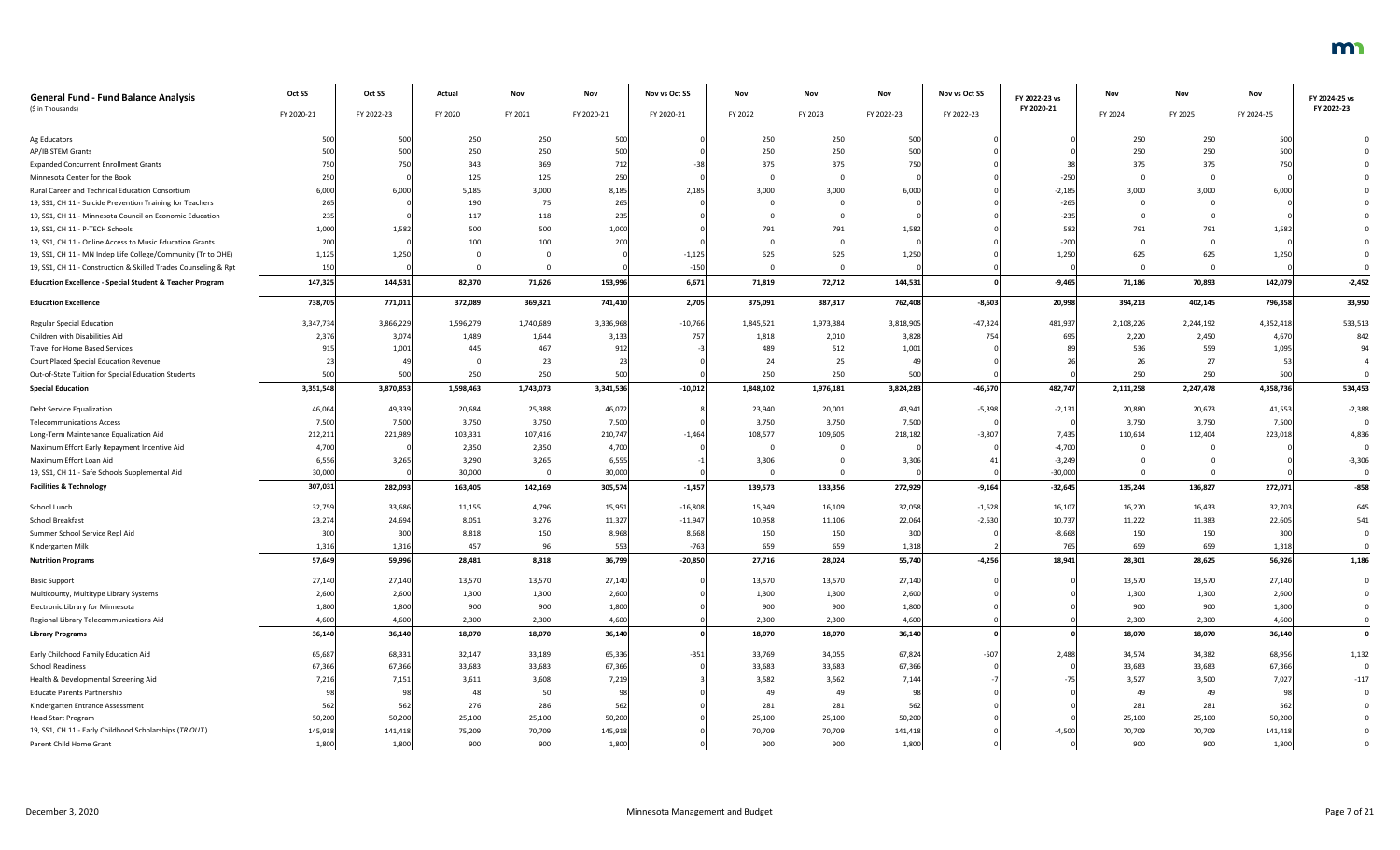## General Fund - Fund Balance Analysis

($ in Thousands)

| | Oct SS FY 2020-21 | Oct SS FY 2022-23 | Actual FY 2020 | Nov FY 2021 | Nov FY 2020-21 | Nov vs Oct SS FY 2020-21 | Nov FY 2022 | Nov FY 2023 | Nov FY 2022-23 | Nov vs Oct SS FY 2022-23 | FY 2022-23 vs FY 2020-21 | Nov FY 2024 | Nov FY 2025 | Nov FY 2024-25 | FY 2024-25 vs FY 2022-23 |
|---|---|---|---|---|---|---|---|---|---|---|---|---|---|---|---|
| Ag Educators | 500 | 500 | 250 | 250 | 500 | 0 | 250 | 250 | 500 | 0 | 0 | 250 | 250 | 500 | 0 |
| AP/IB STEM Grants | 500 | 500 | 250 | 250 | 500 | 0 | 250 | 250 | 500 | 0 | 0 | 250 | 250 | 500 | 0 |
| Expanded Concurrent Enrollment Grants | 750 | 750 | 343 | 369 | 712 | -38 | 375 | 375 | 750 | 0 | 38 | 375 | 375 | 750 | 0 |
| Minnesota Center for the Book | 250 | 0 | 125 | 125 | 250 | 0 | 0 | 0 | 0 | 0 | -250 | 0 | 0 | 0 | 0 |
| Rural Career and Technical Education Consortium | 6,000 | 6,000 | 5,185 | 3,000 | 8,185 | 2,185 | 3,000 | 3,000 | 6,000 | 0 | -2,185 | 3,000 | 3,000 | 6,000 | 0 |
| 19, SS1, CH 11 - Suicide Prevention Training for Teachers | 265 | 0 | 190 | 75 | 265 | 0 | 0 | 0 | 0 | 0 | -265 | 0 | 0 | 0 | 0 |
| 19, SS1, CH 11 - Minnesota Council on Economic Education | 235 | 0 | 117 | 118 | 235 | 0 | 0 | 0 | 0 | 0 | -235 | 0 | 0 | 0 | 0 |
| 19, SS1, CH 11 - P-TECH Schools | 1,000 | 1,582 | 500 | 500 | 1,000 | 0 | 791 | 791 | 1,582 | 0 | 582 | 791 | 791 | 1,582 | 0 |
| 19, SS1, CH 11 - Online Access to Music Education Grants | 200 | 0 | 100 | 100 | 200 | 0 | 0 | 0 | 0 | 0 | -200 | 0 | 0 | 0 | 0 |
| 19, SS1, CH 11 - MN Indep Life College/Community (Tr to OHE) | 1,125 | 1,250 | 0 | 0 | 0 | -1,125 | 625 | 625 | 1,250 | 0 | 1,250 | 625 | 625 | 1,250 | 0 |
| 19, SS1, CH 11 - Construction & Skilled Trades Counseling & Rpt | 150 | 0 | 0 | 0 | 0 | -150 | 0 | 0 | 0 | 0 | 0 | 0 | 0 | 0 | 0 |
| **Education Excellence - Special Student & Teacher Program** | **147,325** | **144,531** | **82,370** | **71,626** | **153,996** | **6,671** | **71,819** | **72,712** | **144,531** | **0** | **-9,465** | **71,186** | **70,893** | **142,079** | **-2,452** |
| **Education Excellence** | **738,705** | **771,011** | **372,089** | **369,321** | **741,410** | **2,705** | **375,091** | **387,317** | **762,408** | **-8,603** | **20,998** | **394,213** | **402,145** | **796,358** | **33,950** |
| Regular Special Education | 3,347,734 | 3,866,229 | 1,596,279 | 1,740,689 | 3,336,968 | -10,766 | 1,845,521 | 1,973,384 | 3,818,905 | -47,324 | 481,937 | 2,108,226 | 2,244,192 | 4,352,418 | 533,513 |
| Children with Disabilities Aid | 2,376 | 3,074 | 1,489 | 1,644 | 3,133 | 757 | 1,818 | 2,010 | 3,828 | 754 | 695 | 2,220 | 2,450 | 4,670 | 842 |
| Travel for Home Based Services | 915 | 1,001 | 445 | 467 | 912 | -3 | 489 | 512 | 1,001 | 0 | 89 | 536 | 559 | 1,095 | 94 |
| Court Placed Special Education Revenue | 23 | 49 | 0 | 23 | 23 | 0 | 24 | 25 | 49 | 0 | 26 | 26 | 27 | 53 | 4 |
| Out-of-State Tuition for Special Education Students | 500 | 500 | 250 | 250 | 500 | 0 | 250 | 250 | 500 | 0 | 0 | 250 | 250 | 500 | 0 |
| **Special Education** | **3,351,548** | **3,870,853** | **1,598,463** | **1,743,073** | **3,341,536** | **-10,012** | **1,848,102** | **1,976,181** | **3,824,283** | **-46,570** | **482,747** | **2,111,258** | **2,247,478** | **4,358,736** | **534,453** |
| Debt Service Equalization | 46,064 | 49,339 | 20,684 | 25,388 | 46,072 | 8 | 23,940 | 20,001 | 43,941 | -5,398 | -2,131 | 20,880 | 20,673 | 41,553 | -2,388 |
| Telecommunications Access | 7,500 | 7,500 | 3,750 | 3,750 | 7,500 | 0 | 3,750 | 3,750 | 7,500 | 0 | 0 | 3,750 | 3,750 | 7,500 | 0 |
| Long-Term Maintenance Equalization Aid | 212,211 | 221,989 | 103,331 | 107,416 | 210,747 | -1,464 | 108,577 | 109,605 | 218,182 | -3,807 | 7,435 | 110,614 | 112,404 | 223,018 | 4,836 |
| Maximum Effort Early Repayment Incentive Aid | 4,700 | 0 | 2,350 | 2,350 | 4,700 | 0 | 0 | 0 | 0 | 0 | -4,700 | 0 | 0 | 0 | 0 |
| Maximum Effort Loan Aid | 6,556 | 3,265 | 3,290 | 3,265 | 6,555 | -1 | 3,306 | 0 | 3,306 | 41 | -3,249 | 0 | 0 | 0 | -3,306 |
| 19, SS1, CH 11 - Safe Schools Supplemental Aid | 30,000 | 0 | 30,000 | 0 | 30,000 | 0 | 0 | 0 | 0 | 0 | -30,000 | 0 | 0 | 0 | 0 |
| **Facilities & Technology** | **307,031** | **282,093** | **163,405** | **142,169** | **305,574** | **-1,457** | **139,573** | **133,356** | **272,929** | **-9,164** | **-32,645** | **135,244** | **136,827** | **272,071** | **-858** |
| School Lunch | 32,759 | 33,686 | 11,155 | 4,796 | 15,951 | -16,808 | 15,949 | 16,109 | 32,058 | -1,628 | 16,107 | 16,270 | 16,433 | 32,703 | 645 |
| School Breakfast | 23,274 | 24,694 | 8,051 | 3,276 | 11,327 | -11,947 | 10,958 | 11,106 | 22,064 | -2,630 | 10,737 | 11,222 | 11,383 | 22,605 | 541 |
| Summer School Service Repl Aid | 300 | 300 | 8,818 | 150 | 8,968 | 8,668 | 150 | 150 | 300 | 0 | -8,668 | 150 | 150 | 300 | 0 |
| Kindergarten Milk | 1,316 | 1,316 | 457 | 96 | 553 | -763 | 659 | 659 | 1,318 | 2 | 765 | 659 | 659 | 1,318 | 0 |
| **Nutrition Programs** | **57,649** | **59,996** | **28,481** | **8,318** | **36,799** | **-20,850** | **27,716** | **28,024** | **55,740** | **-4,256** | **18,941** | **28,301** | **28,625** | **56,926** | **1,186** |
| Basic Support | 27,140 | 27,140 | 13,570 | 13,570 | 27,140 | 0 | 13,570 | 13,570 | 27,140 | 0 | 0 | 13,570 | 13,570 | 27,140 | 0 |
| Multicounty, Multitype Library Systems | 2,600 | 2,600 | 1,300 | 1,300 | 2,600 | 0 | 1,300 | 1,300 | 2,600 | 0 | 0 | 1,300 | 1,300 | 2,600 | 0 |
| Electronic Library for Minnesota | 1,800 | 1,800 | 900 | 900 | 1,800 | 0 | 900 | 900 | 1,800 | 0 | 0 | 900 | 900 | 1,800 | 0 |
| Regional Library Telecommunications Aid | 4,600 | 4,600 | 2,300 | 2,300 | 4,600 | 0 | 2,300 | 2,300 | 4,600 | 0 | 0 | 2,300 | 2,300 | 4,600 | 0 |
| **Library Programs** | **36,140** | **36,140** | **18,070** | **18,070** | **36,140** | **0** | **18,070** | **18,070** | **36,140** | **0** | **0** | **18,070** | **18,070** | **36,140** | **0** |
| Early Childhood Family Education Aid | 65,687 | 68,331 | 32,147 | 33,189 | 65,336 | -351 | 33,769 | 34,055 | 67,824 | -507 | 2,488 | 34,574 | 34,382 | 68,956 | 1,132 |
| School Readiness | 67,366 | 67,366 | 33,683 | 33,683 | 67,366 | 0 | 33,683 | 33,683 | 67,366 | 0 | 0 | 33,683 | 33,683 | 67,366 | 0 |
| Health & Developmental Screening Aid | 7,216 | 7,151 | 3,611 | 3,608 | 7,219 | 3 | 3,582 | 3,562 | 7,144 | -7 | -75 | 3,527 | 3,500 | 7,027 | -117 |
| Educate Parents Partnership | 98 | 98 | 48 | 50 | 98 | 0 | 49 | 49 | 98 | 0 | 0 | 49 | 49 | 98 | 0 |
| Kindergarten Entrance Assessment | 562 | 562 | 276 | 286 | 562 | 0 | 281 | 281 | 562 | 0 | 0 | 281 | 281 | 562 | 0 |
| Head Start Program | 50,200 | 50,200 | 25,100 | 25,100 | 50,200 | 0 | 25,100 | 25,100 | 50,200 | 0 | 0 | 25,100 | 25,100 | 50,200 | 0 |
| 19, SS1, CH 11 - Early Childhood Scholarships (*TR OUT*) | 145,918 | 141,418 | 75,209 | 70,709 | 145,918 | 0 | 70,709 | 70,709 | 141,418 | 0 | -4,500 | 70,709 | 70,709 | 141,418 | 0 |
| Parent Child Home Grant | 1,800 | 1,800 | 900 | 900 | 1,800 | 0 | 900 | 900 | 1,800 | 0 | 0 | 900 | 900 | 1,800 | 0 |

December 3, 2020 — Minnesota Management and Budget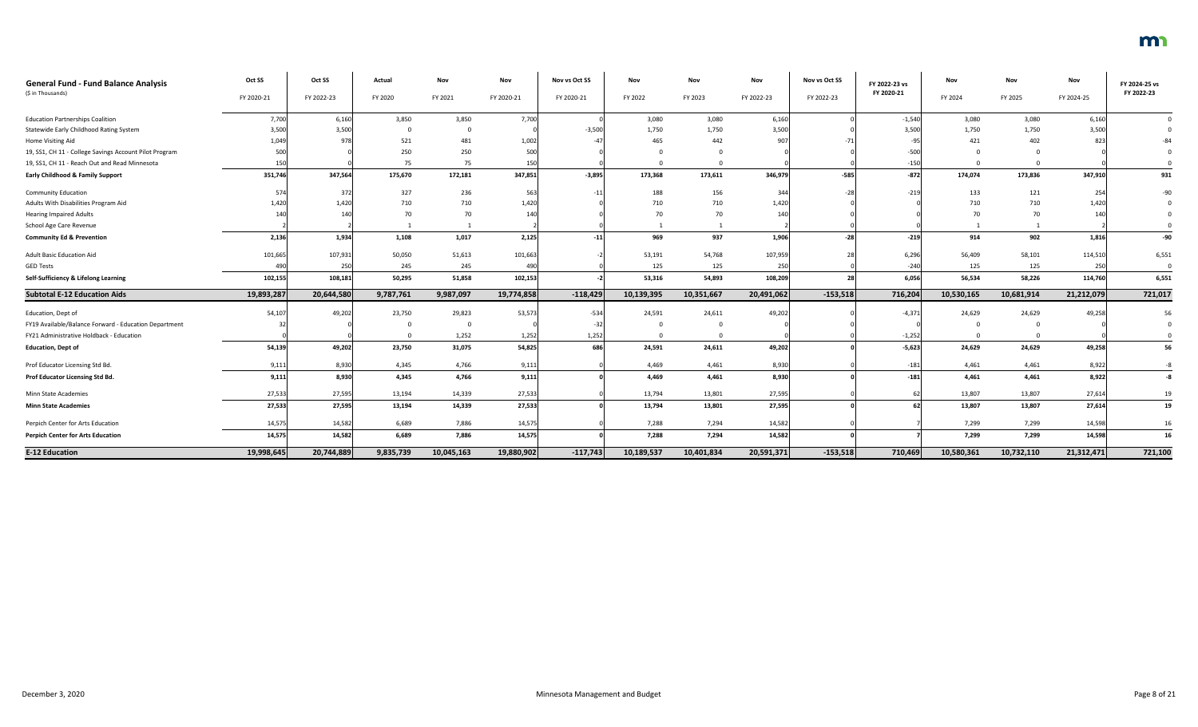| **General Fund - Fund Balance Analysis** (\$ in Thousands) | Oct SS FY 2020-21 | Oct SS FY 2022-23 | Actual FY 2020 | Nov FY 2021 | Nov FY 2020-21 | Nov vs Oct SS FY 2020-21 | Nov FY 2022 | Nov FY 2023 | Nov FY 2022-23 | Nov vs Oct SS FY 2022-23 | FY 2022-23 vs FY 2020-21 | Nov FY 2024 | Nov FY 2025 | Nov FY 2024-25 | FY 2024-25 vs FY 2022-23 |
|---|---|---|---|---|---|---|---|---|---|---|---|---|---|---|---|
| Education Partnerships Coalition | 7,700 | 6,160 | 3,850 | 3,850 | 7,700 | 0 | 3,080 | 3,080 | 6,160 | 0 | -1,540 | 3,080 | 3,080 | 6,160 | 0 |
| Statewide Early Childhood Rating System | 3,500 | 3,500 | 0 | 0 | 0 | -3,500 | 1,750 | 1,750 | 3,500 | 0 | 3,500 | 1,750 | 1,750 | 3,500 | 0 |
| Home Visiting Aid | 1,049 | 978 | 521 | 481 | 1,002 | -47 | 465 | 442 | 907 | -71 | -95 | 421 | 402 | 823 | -84 |
| 19, SS1, CH 11 - College Savings Account Pilot Program | 500 | 0 | 250 | 250 | 500 | 0 | 0 | 0 | 0 | 0 | -500 | 0 | 0 | 0 | 0 |
| 19, SS1, CH 11 - Reach Out and Read Minnesota | 150 | 0 | 75 | 75 | 150 | 0 | 0 | 0 | 0 | 0 | -150 | 0 | 0 | 0 | 0 |
| **Early Childhood & Family Support** | **351,746** | **347,564** | **175,670** | **172,181** | **347,851** | **-3,895** | **173,368** | **173,611** | **346,979** | **-585** | **-872** | **174,074** | **173,836** | **347,910** | **931** |
| Community Education | 574 | 372 | 327 | 236 | 563 | -11 | 188 | 156 | 344 | -28 | -219 | 133 | 121 | 254 | -90 |
| Adults With Disabilities Program Aid | 1,420 | 1,420 | 710 | 710 | 1,420 | 0 | 710 | 710 | 1,420 | 0 | 0 | 710 | 710 | 1,420 | 0 |
| Hearing Impaired Adults | 140 | 140 | 70 | 70 | 140 | 0 | 70 | 70 | 140 | 0 | 0 | 70 | 70 | 140 | 0 |
| School Age Care Revenue | 2 | 2 | 1 | 1 | 2 | 0 | 1 | 1 | 2 | 0 | 0 | 1 | 1 | 2 | 0 |
| **Community Ed & Prevention** | **2,136** | **1,934** | **1,108** | **1,017** | **2,125** | **-11** | **969** | **937** | **1,906** | **-28** | **-219** | **914** | **902** | **1,816** | **-90** |
| Adult Basic Education Aid | 101,665 | 107,931 | 50,050 | 51,613 | 101,663 | -2 | 53,191 | 54,768 | 107,959 | 28 | 6,296 | 56,409 | 58,101 | 114,510 | 6,551 |
| GED Tests | 490 | 250 | 245 | 245 | 490 | 0 | 125 | 125 | 250 | 0 | -240 | 125 | 125 | 250 | 0 |
| **Self-Sufficiency & Lifelong Learning** | **102,155** | **108,181** | **50,295** | **51,858** | **102,153** | **-2** | **53,316** | **54,893** | **108,209** | **28** | **6,056** | **56,534** | **58,226** | **114,760** | **6,551** |
| **Subtotal E-12 Education Aids** | **19,893,287** | **20,644,580** | **9,787,761** | **9,987,097** | **19,774,858** | **-118,429** | **10,139,395** | **10,351,667** | **20,491,062** | **-153,518** | **716,204** | **10,530,165** | **10,681,914** | **21,212,079** | **721,017** |
| Education, Dept of | 54,107 | 49,202 | 23,750 | 29,823 | 53,573 | -534 | 24,591 | 24,611 | 49,202 | 0 | -4,371 | 24,629 | 24,629 | 49,258 | 56 |
| FY19 Available/Balance Forward - Education Department | 32 | 0 | 0 | 0 | 0 | -32 | 0 | 0 | 0 | 0 | 0 | 0 | 0 | 0 | 0 |
| FY21 Administrative Holdback - Education | 0 | 0 | 0 | 1,252 | 1,252 | 1,252 | 0 | 0 | 0 | 0 | -1,252 | 0 | 0 | 0 | 0 |
| **Education, Dept of** | **54,139** | **49,202** | **23,750** | **31,075** | **54,825** | **686** | **24,591** | **24,611** | **49,202** | **0** | **-5,623** | **24,629** | **24,629** | **49,258** | **56** |
| Prof Educator Licensing Std Bd. | 9,111 | 8,930 | 4,345 | 4,766 | 9,111 | 0 | 4,469 | 4,461 | 8,930 | 0 | -181 | 4,461 | 4,461 | 8,922 | -8 |
| **Prof Educator Licensing Std Bd.** | **9,111** | **8,930** | **4,345** | **4,766** | **9,111** | **0** | **4,469** | **4,461** | **8,930** | **0** | **-181** | **4,461** | **4,461** | **8,922** | **-8** |
| Minn State Academies | 27,533 | 27,595 | 13,194 | 14,339 | 27,533 | 0 | 13,794 | 13,801 | 27,595 | 0 | 62 | 13,807 | 13,807 | 27,614 | 19 |
| **Minn State Academies** | **27,533** | **27,595** | **13,194** | **14,339** | **27,533** | **0** | **13,794** | **13,801** | **27,595** | **0** | **62** | **13,807** | **13,807** | **27,614** | **19** |
| Perpich Center for Arts Education | 14,575 | 14,582 | 6,689 | 7,886 | 14,575 | 0 | 7,288 | 7,294 | 14,582 | 0 | 7 | 7,299 | 7,299 | 14,598 | 16 |
| **Perpich Center for Arts Education** | **14,575** | **14,582** | **6,689** | **7,886** | **14,575** | **0** | **7,288** | **7,294** | **14,582** | **0** | **7** | **7,299** | **7,299** | **14,598** | **16** |
| **E-12 Education** | **19,998,645** | **20,744,889** | **9,835,739** | **10,045,163** | **19,880,902** | **-117,743** | **10,189,537** | **10,401,834** | **20,591,371** | **-153,518** | **710,469** | **10,580,361** | **10,732,110** | **21,312,471** | **721,100** |

December 3, 2020 — Minnesota Management and Budget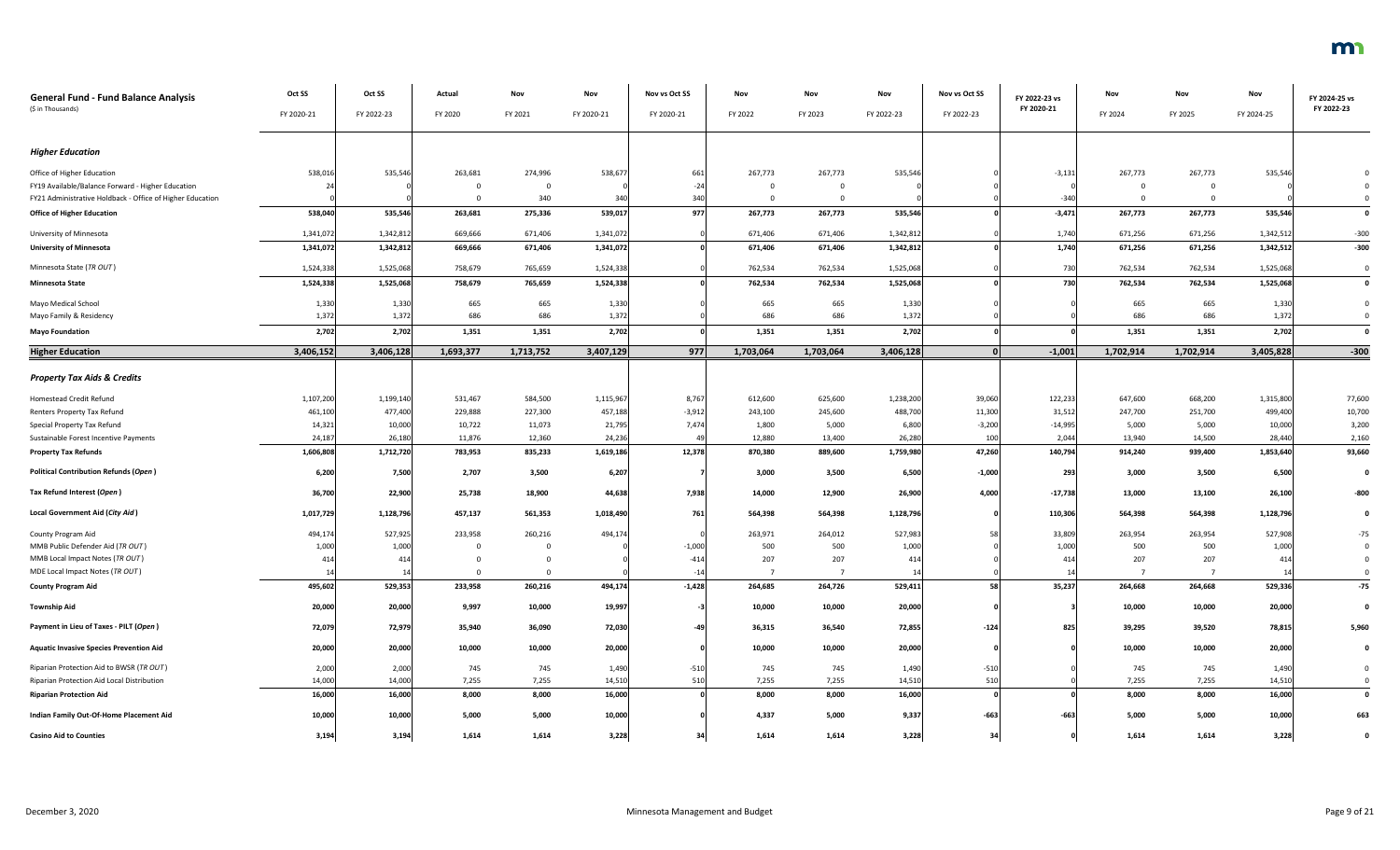## General Fund - Fund Balance Analysis
($ in Thousands)

| | Oct SS FY 2020-21 | Oct SS FY 2022-23 | Actual FY 2020 | Nov FY 2021 | Nov FY 2020-21 | Nov vs Oct SS FY 2020-21 | Nov FY 2022 | Nov FY 2023 | Nov FY 2022-23 | Nov vs Oct SS FY 2022-23 | FY 2022-23 vs FY 2020-21 | Nov FY 2024 | Nov FY 2025 | Nov FY 2024-25 | FY 2024-25 vs FY 2022-23 |
|---|---|---|---|---|---|---|---|---|---|---|---|---|---|---|---|
| ***Higher Education*** | | | | | | | | | | | | | | | |
| Office of Higher Education | 538,016 | 535,546 | 263,681 | 274,996 | 538,677 | 661 | 267,773 | 267,773 | 535,546 | 0 | -3,131 | 267,773 | 267,773 | 535,546 | 0 |
| FY19 Available/Balance Forward - Higher Education | 24 | 0 | 0 | 0 | 0 | -24 | 0 | 0 | 0 | 0 | 0 | 0 | 0 | 0 | 0 |
| FY21 Administrative Holdback - Office of Higher Education | 0 | 0 | 0 | 340 | 340 | 340 | 0 | 0 | 0 | 0 | -340 | 0 | 0 | 0 | 0 |
| **Office of Higher Education** | **538,040** | **535,546** | **263,681** | **275,336** | **539,017** | **977** | **267,773** | **267,773** | **535,546** | **0** | **-3,471** | **267,773** | **267,773** | **535,546** | **0** |
| University of Minnesota | 1,341,072 | 1,342,812 | 669,666 | 671,406 | 1,341,072 | 0 | 671,406 | 671,406 | 1,342,812 | 0 | 1,740 | 671,256 | 671,256 | 1,342,512 | -300 |
| **University of Minnesota** | **1,341,072** | **1,342,812** | **669,666** | **671,406** | **1,341,072** | **0** | **671,406** | **671,406** | **1,342,812** | **0** | **1,740** | **671,256** | **671,256** | **1,342,512** | **-300** |
| Minnesota State (*TR OUT*) | 1,524,338 | 1,525,068 | 758,679 | 765,659 | 1,524,338 | 0 | 762,534 | 762,534 | 1,525,068 | 0 | 730 | 762,534 | 762,534 | 1,525,068 | 0 |
| **Minnesota State** | **1,524,338** | **1,525,068** | **758,679** | **765,659** | **1,524,338** | **0** | **762,534** | **762,534** | **1,525,068** | **0** | **730** | **762,534** | **762,534** | **1,525,068** | **0** |
| Mayo Medical School | 1,330 | 1,330 | 665 | 665 | 1,330 | 0 | 665 | 665 | 1,330 | 0 | 0 | 665 | 665 | 1,330 | 0 |
| Mayo Family & Residency | 1,372 | 1,372 | 686 | 686 | 1,372 | 0 | 686 | 686 | 1,372 | 0 | 0 | 686 | 686 | 1,372 | 0 |
| **Mayo Foundation** | **2,702** | **2,702** | **1,351** | **1,351** | **2,702** | **0** | **1,351** | **1,351** | **2,702** | **0** | **0** | **1,351** | **1,351** | **2,702** | **0** |
| **Higher Education** | **3,406,152** | **3,406,128** | **1,693,377** | **1,713,752** | **3,407,129** | **977** | **1,703,064** | **1,703,064** | **3,406,128** | **0** | **-1,001** | **1,702,914** | **1,702,914** | **3,405,828** | **-300** |
| ***Property Tax Aids & Credits*** | | | | | | | | | | | | | | | |
| Homestead Credit Refund | 1,107,200 | 1,199,140 | 531,467 | 584,500 | 1,115,967 | 8,767 | 612,600 | 625,600 | 1,238,200 | 39,060 | 122,233 | 647,600 | 668,200 | 1,315,800 | 77,600 |
| Renters Property Tax Refund | 461,100 | 477,400 | 229,888 | 227,300 | 457,188 | -3,912 | 243,100 | 245,600 | 488,700 | 11,300 | 31,512 | 247,700 | 251,700 | 499,400 | 10,700 |
| Special Property Tax Refund | 14,321 | 10,000 | 10,722 | 11,073 | 21,795 | 7,474 | 1,800 | 5,000 | 6,800 | -3,200 | -14,995 | 5,000 | 5,000 | 10,000 | 3,200 |
| Sustainable Forest Incentive Payments | 24,187 | 26,180 | 11,876 | 12,360 | 24,236 | 49 | 12,880 | 13,400 | 26,280 | 100 | 2,044 | 13,940 | 14,500 | 28,440 | 2,160 |
| **Property Tax Refunds** | **1,606,808** | **1,712,720** | **783,953** | **835,233** | **1,619,186** | **12,378** | **870,380** | **889,600** | **1,759,980** | **47,260** | **140,794** | **914,240** | **939,400** | **1,853,640** | **93,660** |
| **Political Contribution Refunds (*Open*)** | **6,200** | **7,500** | **2,707** | **3,500** | **6,207** | **7** | **3,000** | **3,500** | **6,500** | **-1,000** | **293** | **3,000** | **3,500** | **6,500** | **0** |
| **Tax Refund Interest (*Open*)** | **36,700** | **22,900** | **25,738** | **18,900** | **44,638** | **7,938** | **14,000** | **12,900** | **26,900** | **4,000** | **-17,738** | **13,000** | **13,100** | **26,100** | **-800** |
| **Local Government Aid (*City Aid*)** | **1,017,729** | **1,128,796** | **457,137** | **561,353** | **1,018,490** | **761** | **564,398** | **564,398** | **1,128,796** | **0** | **110,306** | **564,398** | **564,398** | **1,128,796** | **0** |
| County Program Aid | 494,174 | 527,925 | 233,958 | 260,216 | 494,174 | 0 | 263,971 | 264,012 | 527,983 | 58 | 33,809 | 263,954 | 263,954 | 527,908 | -75 |
| MMB Public Defender Aid (*TR OUT*) | 1,000 | 1,000 | 0 | 0 | 0 | -1,000 | 500 | 500 | 1,000 | 0 | 1,000 | 500 | 500 | 1,000 | 0 |
| MMB Local Impact Notes (*TR OUT*) | 414 | 414 | 0 | 0 | 0 | -414 | 207 | 207 | 414 | 0 | 414 | 207 | 207 | 414 | 0 |
| MDE Local Impact Notes (*TR OUT*) | 14 | 14 | 0 | 0 | 0 | -14 | 7 | 7 | 14 | 0 | 14 | 7 | 7 | 14 | 0 |
| **County Program Aid** | **495,602** | **529,353** | **233,958** | **260,216** | **494,174** | **-1,428** | **264,685** | **264,726** | **529,411** | **58** | **35,237** | **264,668** | **264,668** | **529,336** | **-75** |
| **Township Aid** | **20,000** | **20,000** | **9,997** | **10,000** | **19,997** | **-3** | **10,000** | **10,000** | **20,000** | **0** | **3** | **10,000** | **10,000** | **20,000** | **0** |
| **Payment in Lieu of Taxes - PILT (*Open*)** | **72,079** | **72,979** | **35,940** | **36,090** | **72,030** | **-49** | **36,315** | **36,540** | **72,855** | **-124** | **825** | **39,295** | **39,520** | **78,815** | **5,960** |
| **Aquatic Invasive Species Prevention Aid** | **20,000** | **20,000** | **10,000** | **10,000** | **20,000** | **0** | **10,000** | **10,000** | **20,000** | **0** | **0** | **10,000** | **10,000** | **20,000** | **0** |
| Riparian Protection Aid to BWSR (*TR OUT*) | 2,000 | 2,000 | 745 | 745 | 1,490 | -510 | 745 | 745 | 1,490 | -510 | 0 | 745 | 745 | 1,490 | 0 |
| Riparian Protection Aid Local Distribution | 14,000 | 14,000 | 7,255 | 7,255 | 14,510 | 510 | 7,255 | 7,255 | 14,510 | 510 | 0 | 7,255 | 7,255 | 14,510 | 0 |
| **Riparian Protection Aid** | **16,000** | **16,000** | **8,000** | **8,000** | **16,000** | **0** | **8,000** | **8,000** | **16,000** | **0** | **0** | **8,000** | **8,000** | **16,000** | **0** |
| **Indian Family Out-Of-Home Placement Aid** | **10,000** | **10,000** | **5,000** | **5,000** | **10,000** | **0** | **4,337** | **5,000** | **9,337** | **-663** | **-663** | **5,000** | **5,000** | **10,000** | **663** |
| **Casino Aid to Counties** | **3,194** | **3,194** | **1,614** | **1,614** | **3,228** | **34** | **1,614** | **1,614** | **3,228** | **34** | **0** | **1,614** | **1,614** | **3,228** | **0** |

December 3, 2020 — Minnesota Management and Budget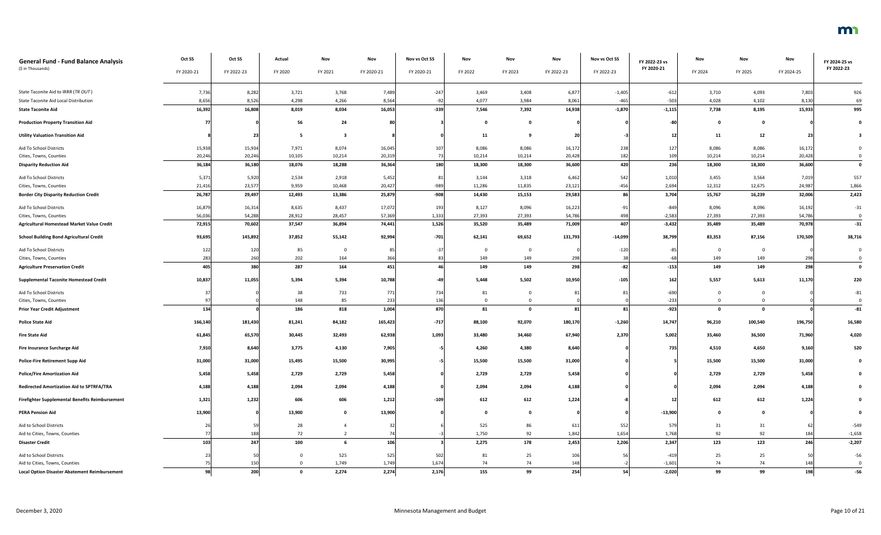| **General Fund - Fund Balance Analysis** ($ in Thousands) | Oct SS FY 2020-21 | Oct SS FY 2022-23 | Actual FY 2020 | Nov FY 2021 | Nov FY 2020-21 | Nov vs Oct SS FY 2020-21 | Nov FY 2022 | Nov FY 2023 | Nov FY 2022-23 | Nov vs Oct SS FY 2022-23 | FY 2022-23 vs FY 2020-21 | Nov FY 2024 | Nov FY 2025 | Nov FY 2024-25 | FY 2024-25 vs FY 2022-23 |
|---|---|---|---|---|---|---|---|---|---|---|---|---|---|---|---|
| State Taconite Aid to IRRR (*TR OUT*) | 7,736 | 8,282 | 3,721 | 3,768 | 7,489 | -247 | 3,469 | 3,408 | 6,877 | -1,405 | -612 | 3,710 | 4,093 | 7,803 | 926 |
| State Taconite Aid Local Distribution | 8,656 | 8,526 | 4,298 | 4,266 | 8,564 | -92 | 4,077 | 3,984 | 8,061 | -465 | -503 | 4,028 | 4,102 | 8,130 | 69 |
| **State Taconite Aid** | **16,392** | **16,808** | **8,019** | **8,034** | **16,053** | **-339** | **7,546** | **7,392** | **14,938** | **-1,870** | **-1,115** | **7,738** | **8,195** | **15,933** | **995** |
| **Production Property Transition Aid** | **77** | **0** | **56** | **24** | **80** | **3** | **0** | **0** | **0** | **0** | **-80** | **0** | **0** | **0** | **0** |
| **Utility Valuation Transition Aid** | **8** | **23** | **5** | **3** | **8** | **0** | **11** | **9** | **20** | **-3** | **12** | **11** | **12** | **23** | **3** |
| Aid To School Districts | 15,938 | 15,934 | 7,971 | 8,074 | 16,045 | 107 | 8,086 | 8,086 | 16,172 | 238 | 127 | 8,086 | 8,086 | 16,172 | 0 |
| Cities, Towns, Counties | 20,246 | 20,246 | 10,105 | 10,214 | 20,319 | 73 | 10,214 | 10,214 | 20,428 | 182 | 109 | 10,214 | 10,214 | 20,428 | 0 |
| **Disparity Reduction Aid** | **36,184** | **36,180** | **18,076** | **18,288** | **36,364** | **180** | **18,300** | **18,300** | **36,600** | **420** | **236** | **18,300** | **18,300** | **36,600** | **0** |
| Aid To School Districts | 5,371 | 5,920 | 2,534 | 2,918 | 5,452 | 81 | 3,144 | 3,318 | 6,462 | 542 | 1,010 | 3,455 | 3,564 | 7,019 | 557 |
| Cities, Towns, Counties | 21,416 | 23,577 | 9,959 | 10,468 | 20,427 | -989 | 11,286 | 11,835 | 23,121 | -456 | 2,694 | 12,312 | 12,675 | 24,987 | 1,866 |
| **Border City Disparity Reduction Credit** | **26,787** | **29,497** | **12,493** | **13,386** | **25,879** | **-908** | **14,430** | **15,153** | **29,583** | **86** | **3,704** | **15,767** | **16,239** | **32,006** | **2,423** |
| Aid To School Districts | 16,879 | 16,314 | 8,635 | 8,437 | 17,072 | 193 | 8,127 | 8,096 | 16,223 | -91 | -849 | 8,096 | 8,096 | 16,192 | -31 |
| Cities, Towns, Counties | 56,036 | 54,288 | 28,912 | 28,457 | 57,369 | 1,333 | 27,393 | 27,393 | 54,786 | 498 | -2,583 | 27,393 | 27,393 | 54,786 | 0 |
| **Agricultural Homestead Market Value Credit** | **72,915** | **70,602** | **37,547** | **36,894** | **74,441** | **1,526** | **35,520** | **35,489** | **71,009** | **407** | **-3,432** | **35,489** | **35,489** | **70,978** | **-31** |
| **School Building Bond Agricultural Credit** | **93,695** | **145,892** | **37,852** | **55,142** | **92,994** | **-701** | **62,141** | **69,652** | **131,793** | **-14,099** | **38,799** | **83,353** | **87,156** | **170,509** | **38,716** |
| Aid To School Districts | 122 | 120 | 85 | 0 | 85 | -37 | 0 | 0 | 0 | -120 | -85 | 0 | 0 | 0 | 0 |
| Cities, Towns, Counties | 283 | 260 | 202 | 164 | 366 | 83 | 149 | 149 | 298 | 38 | -68 | 149 | 149 | 298 | 0 |
| **Agriculture Preservation Credit** | **405** | **380** | **287** | **164** | **451** | **46** | **149** | **149** | **298** | **-82** | **-153** | **149** | **149** | **298** | **0** |
| **Supplemental Taconite Homestead Credit** | **10,837** | **11,055** | **5,394** | **5,394** | **10,788** | **-49** | **5,448** | **5,502** | **10,950** | **-105** | **162** | **5,557** | **5,613** | **11,170** | **220** |
| Aid To School Districts | 37 | 0 | 38 | 733 | 771 | 734 | 81 | 0 | 81 | 81 | -690 | 0 | 0 | 0 | -81 |
| Cities, Towns, Counties | 97 | 0 | 148 | 85 | 233 | 136 | 0 | 0 | 0 | 0 | -233 | 0 | 0 | 0 | 0 |
| **Prior Year Credit Adjustment** | **134** | **0** | **186** | **818** | **1,004** | **870** | **81** | **0** | **81** | **81** | **-923** | **0** | **0** | **0** | **-81** |
| **Police State Aid** | **166,140** | **181,430** | **81,241** | **84,182** | **165,423** | **-717** | **88,100** | **92,070** | **180,170** | **-1,260** | **14,747** | **96,210** | **100,540** | **196,750** | **16,580** |
| **Fire State Aid** | **61,845** | **65,570** | **30,445** | **32,493** | **62,938** | **1,093** | **33,480** | **34,460** | **67,940** | **2,370** | **5,002** | **35,460** | **36,500** | **71,960** | **4,020** |
| **Fire Insurance Surcharge Aid** | **7,910** | **8,640** | **3,775** | **4,130** | **7,905** | **-5** | **4,260** | **4,380** | **8,640** | **0** | **735** | **4,510** | **4,650** | **9,160** | **520** |
| **Police-Fire Retirement Supp Aid** | **31,000** | **31,000** | **15,495** | **15,500** | **30,995** | **-5** | **15,500** | **15,500** | **31,000** | **0** | **5** | **15,500** | **15,500** | **31,000** | **0** |
| **Police/Fire Amortization Aid** | **5,458** | **5,458** | **2,729** | **2,729** | **5,458** | **0** | **2,729** | **2,729** | **5,458** | **0** | **0** | **2,729** | **2,729** | **5,458** | **0** |
| **Redirected Amortization Aid to SPTRFA/TRA** | **4,188** | **4,188** | **2,094** | **2,094** | **4,188** | **0** | **2,094** | **2,094** | **4,188** | **0** | **0** | **2,094** | **2,094** | **4,188** | **0** |
| **Firefighter Supplemental Benefits Reimbursement** | **1,321** | **1,232** | **606** | **606** | **1,212** | **-109** | **612** | **612** | **1,224** | **-8** | **12** | **612** | **612** | **1,224** | **0** |
| **PERA Pension Aid** | **13,900** | **0** | **13,900** | **0** | **13,900** | **0** | **0** | **0** | **0** | **0** | **-13,900** | **0** | **0** | **0** | **0** |
| Aid to School Districts | 26 | 59 | 28 | 4 | 32 | 6 | 525 | 86 | 611 | 552 | 579 | 31 | 31 | 62 | -549 |
| Aid to Cities, Towns, Counties | 77 | 188 | 72 | 2 | 74 | -3 | 1,750 | 92 | 1,842 | 1,654 | 1,768 | 92 | 92 | 184 | -1,658 |
| **Disaster Credit** | **103** | **247** | **100** | **6** | **106** | **3** | **2,275** | **178** | **2,453** | **2,206** | **2,347** | **123** | **123** | **246** | **-2,207** |
| Aid to School Districts | 23 | 50 | 0 | 525 | 525 | 502 | 81 | 25 | 106 | 56 | -419 | 25 | 25 | 50 | -56 |
| Aid to Cities, Towns, Counties | 75 | 150 | 0 | 1,749 | 1,749 | 1,674 | 74 | 74 | 148 | -2 | -1,601 | 74 | 74 | 148 | 0 |
| **Local Option Disaster Abatement Reimbursement** | **98** | **200** | **0** | **2,274** | **2,274** | **2,176** | **155** | **99** | **254** | **54** | **-2,020** | **99** | **99** | **198** | **-56** |

December 3, 2020 — Minnesota Management and Budget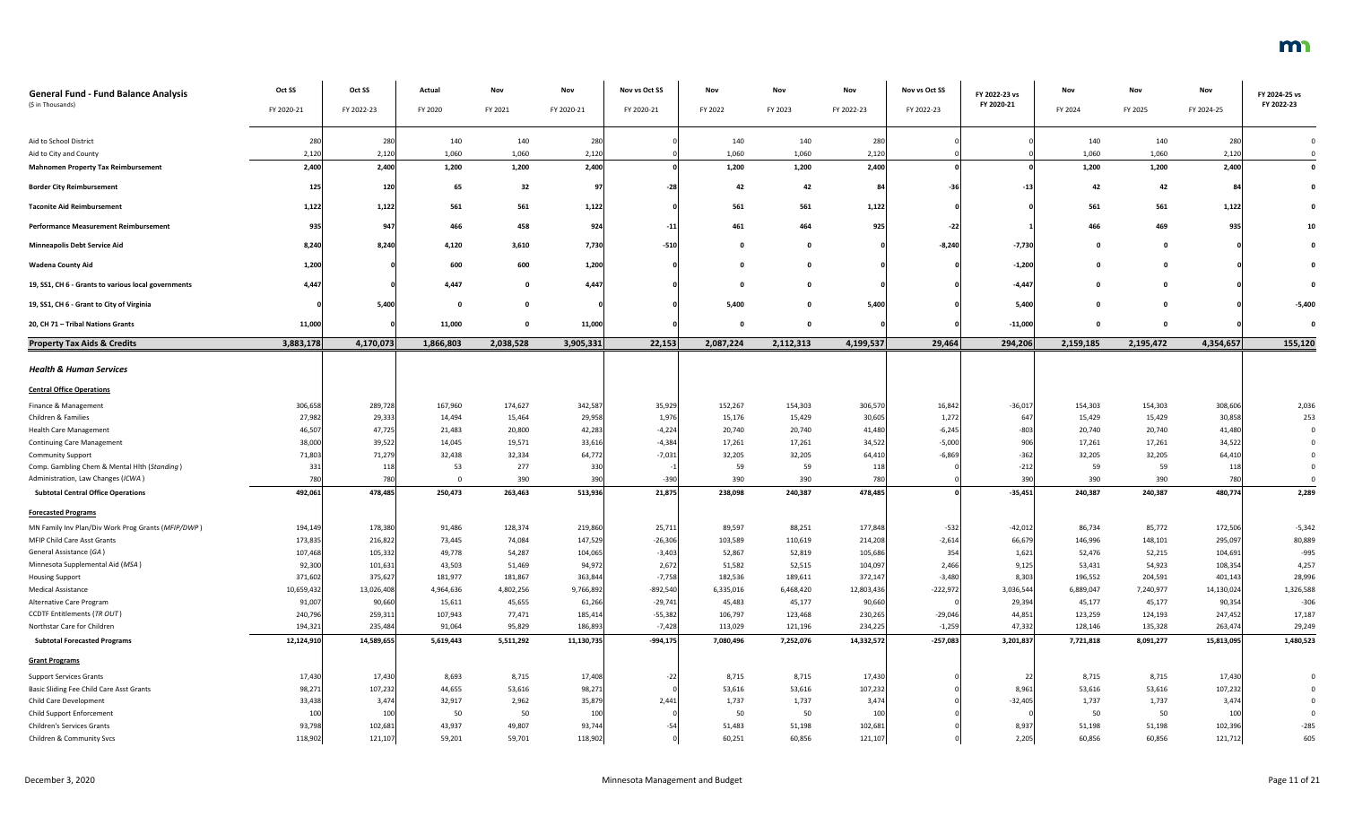| General Fund - Fund Balance Analysis<br>($ in Thousands) | Oct SS<br>FY 2020-21 | Oct SS<br>FY 2022-23 | Actual<br>FY 2020 | Nov<br>FY 2021 | Nov<br>FY 2020-21 | Nov vs Oct SS<br>FY 2020-21 | Nov<br>FY 2022 | Nov<br>FY 2023 | Nov<br>FY 2022-23 | Nov vs Oct SS<br>FY 2022-23 | FY 2022-23 vs<br>FY 2020-21 | Nov<br>FY 2024 | Nov<br>FY 2025 | Nov<br>FY 2024-25 | FY 2024-25 vs<br>FY 2022-23 |
|---|---|---|---|---|---|---|---|---|---|---|---|---|---|---|---|
| Aid to School District | 280 | 280 | 140 | 140 | 280 | 0 | 140 | 140 | 280 | 0 | 0 | 140 | 140 | 280 | 0 |
| Aid to City and County | 2,120 | 2,120 | 1,060 | 1,060 | 2,120 | 0 | 1,060 | 1,060 | 2,120 | 0 | 0 | 1,060 | 1,060 | 2,120 | 0 |
| **Mahnomen Property Tax Reimbursement** | **2,400** | **2,400** | **1,200** | **1,200** | **2,400** | **0** | **1,200** | **1,200** | **2,400** | **0** | **0** | **1,200** | **1,200** | **2,400** | **0** |
| **Border City Reimbursement** | **125** | **120** | **65** | **32** | **97** | **-28** | **42** | **42** | **84** | **-36** | **-13** | **42** | **42** | **84** | **0** |
| **Taconite Aid Reimbursement** | **1,122** | **1,122** | **561** | **561** | **1,122** | **0** | **561** | **561** | **1,122** | **0** | **0** | **561** | **561** | **1,122** | **0** |
| **Performance Measurement Reimbursement** | **935** | **947** | **466** | **458** | **924** | **-11** | **461** | **464** | **925** | **-22** | **1** | **466** | **469** | **935** | **10** |
| **Minneapolis Debt Service Aid** | **8,240** | **8,240** | **4,120** | **3,610** | **7,730** | **-510** | **0** | **0** | **0** | **-8,240** | **-7,730** | **0** | **0** | **0** | **0** |
| **Wadena County Aid** | **1,200** | **0** | **600** | **600** | **1,200** | **0** | **0** | **0** | **0** | **0** | **-1,200** | **0** | **0** | **0** | **0** |
| **19, SS1, CH 6 - Grants to various local governments** | **4,447** | **0** | **4,447** | **0** | **4,447** | **0** | **0** | **0** | **0** | **0** | **-4,447** | **0** | **0** | **0** | **0** |
| **19, SS1, CH 6 - Grant to City of Virginia** | **0** | **5,400** | **0** | **0** | **0** | **0** | **5,400** | **0** | **5,400** | **0** | **5,400** | **0** | **0** | **0** | **-5,400** |
| **20, CH 71 – Tribal Nations Grants** | **11,000** | **0** | **11,000** | **0** | **11,000** | **0** | **0** | **0** | **0** | **0** | **-11,000** | **0** | **0** | **0** | **0** |
| **Property Tax Aids & Credits** | **3,883,178** | **4,170,073** | **1,866,803** | **2,038,528** | **3,905,331** | **22,153** | **2,087,224** | **2,112,313** | **4,199,537** | **29,464** | **294,206** | **2,159,185** | **2,195,472** | **4,354,657** | **155,120** |
| ***Health & Human Services*** | | | | | | | | | | | | | | | |
| **Central Office Operations** | | | | | | | | | | | | | | | |
| Finance & Management | 306,658 | 289,728 | 167,960 | 174,627 | 342,587 | 35,929 | 152,267 | 154,303 | 306,570 | 16,842 | -36,017 | 154,303 | 154,303 | 308,606 | 2,036 |
| Children & Families | 27,982 | 29,333 | 14,494 | 15,464 | 29,958 | 1,976 | 15,176 | 15,429 | 30,605 | 1,272 | 647 | 15,429 | 15,429 | 30,858 | 253 |
| Health Care Management | 46,507 | 47,725 | 21,483 | 20,800 | 42,283 | -4,224 | 20,740 | 20,740 | 41,480 | -6,245 | -803 | 20,740 | 20,740 | 41,480 | 0 |
| Continuing Care Management | 38,000 | 39,522 | 14,045 | 19,571 | 33,616 | -4,384 | 17,261 | 17,261 | 34,522 | -5,000 | 906 | 17,261 | 17,261 | 34,522 | 0 |
| Community Support | 71,803 | 71,279 | 32,438 | 32,334 | 64,772 | -7,031 | 32,205 | 32,205 | 64,410 | -6,869 | -362 | 32,205 | 32,205 | 64,410 | 0 |
| Comp. Gambling Chem & Mental Hlth (*Standing*) | 331 | 118 | 53 | 277 | 330 | -1 | 59 | 59 | 118 | 0 | -212 | 59 | 59 | 118 | 0 |
| Administration, Law Changes (*ICWA*) | 780 | 780 | 0 | 390 | 390 | -390 | 390 | 390 | 780 | 0 | 390 | 390 | 390 | 780 | 0 |
| **Subtotal Central Office Operations** | **492,061** | **478,485** | **250,473** | **263,463** | **513,936** | **21,875** | **238,098** | **240,387** | **478,485** | **0** | **-35,451** | **240,387** | **240,387** | **480,774** | **2,289** |
| **Forecasted Programs** | | | | | | | | | | | | | | | |
| MN Family Inv Plan/Div Work Prog Grants (*MFIP/DWP*) | 194,149 | 178,380 | 91,486 | 128,374 | 219,860 | 25,711 | 89,597 | 88,251 | 177,848 | -532 | -42,012 | 86,734 | 85,772 | 172,506 | -5,342 |
| MFIP Child Care Asst Grants | 173,835 | 216,822 | 73,445 | 74,084 | 147,529 | -26,306 | 103,589 | 110,619 | 214,208 | -2,614 | 66,679 | 146,996 | 148,101 | 295,097 | 80,889 |
| General Assistance (*GA*) | 107,468 | 105,332 | 49,778 | 54,287 | 104,065 | -3,403 | 52,867 | 52,819 | 105,686 | 354 | 1,621 | 52,476 | 52,215 | 104,691 | -995 |
| Minnesota Supplemental Aid (*MSA*) | 92,300 | 101,631 | 43,503 | 51,469 | 94,972 | 2,672 | 51,582 | 52,515 | 104,097 | 2,466 | 9,125 | 53,431 | 54,923 | 108,354 | 4,257 |
| Housing Support | 371,602 | 375,627 | 181,977 | 181,867 | 363,844 | -7,758 | 182,536 | 189,611 | 372,147 | -3,480 | 8,303 | 196,552 | 204,591 | 401,143 | 28,996 |
| Medical Assistance | 10,659,432 | 13,026,408 | 4,964,636 | 4,802,256 | 9,766,892 | -892,540 | 6,335,016 | 6,468,420 | 12,803,436 | -222,972 | 3,036,544 | 6,889,047 | 7,240,977 | 14,130,024 | 1,326,588 |
| Alternative Care Program | 91,007 | 90,660 | 15,611 | 45,655 | 61,266 | -29,741 | 45,483 | 45,177 | 90,660 | 0 | 29,394 | 45,177 | 45,177 | 90,354 | -306 |
| CCDTF Entitlements (*TR OUT*) | 240,796 | 259,311 | 107,943 | 77,471 | 185,414 | -55,382 | 106,797 | 123,468 | 230,265 | -29,046 | 44,851 | 123,259 | 124,193 | 247,452 | 17,187 |
| Northstar Care for Children | 194,321 | 235,484 | 91,064 | 95,829 | 186,893 | -7,428 | 113,029 | 121,196 | 234,225 | -1,259 | 47,332 | 128,146 | 135,328 | 263,474 | 29,249 |
| **Subtotal Forecasted Programs** | **12,124,910** | **14,589,655** | **5,619,443** | **5,511,292** | **11,130,735** | **-994,175** | **7,080,496** | **7,252,076** | **14,332,572** | **-257,083** | **3,201,837** | **7,721,818** | **8,091,277** | **15,813,095** | **1,480,523** |
| **Grant Programs** | | | | | | | | | | | | | | | |
| Support Services Grants | 17,430 | 17,430 | 8,693 | 8,715 | 17,408 | -22 | 8,715 | 8,715 | 17,430 | 0 | 22 | 8,715 | 8,715 | 17,430 | 0 |
| Basic Sliding Fee Child Care Asst Grants | 98,271 | 107,232 | 44,655 | 53,616 | 98,271 | 0 | 53,616 | 53,616 | 107,232 | 0 | 8,961 | 53,616 | 53,616 | 107,232 | 0 |
| Child Care Development | 33,438 | 3,474 | 32,917 | 2,962 | 35,879 | 2,441 | 1,737 | 1,737 | 3,474 | 0 | -32,405 | 1,737 | 1,737 | 3,474 | 0 |
| Child Support Enforcement | 100 | 100 | 50 | 50 | 100 | 0 | 50 | 50 | 100 | 0 | 0 | 50 | 50 | 100 | 0 |
| Children's Services Grants | 93,798 | 102,681 | 43,937 | 49,807 | 93,744 | -54 | 51,483 | 51,198 | 102,681 | 0 | 8,937 | 51,198 | 51,198 | 102,396 | -285 |
| Children & Community Svcs | 118,902 | 121,107 | 59,201 | 59,701 | 118,902 | 0 | 60,251 | 60,856 | 121,107 | 0 | 2,205 | 60,856 | 60,856 | 121,712 | 605 |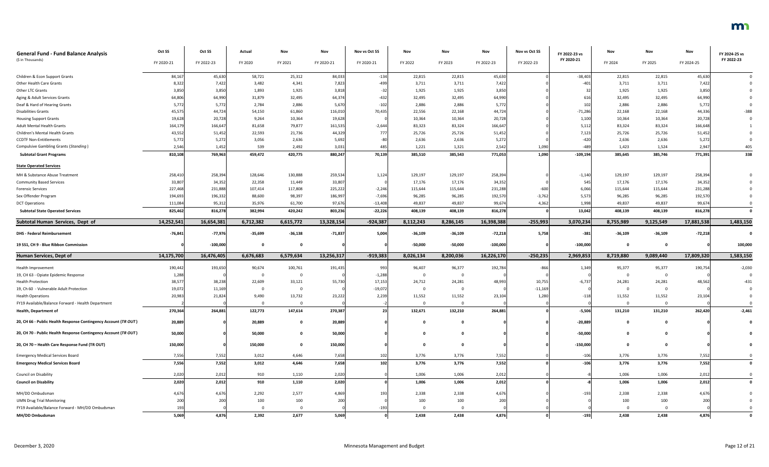| General Fund - Fund Balance Analysis<br>($ in Thousands) | Oct SS<br>FY 2020-21 | Oct SS<br>FY 2022-23 | Actual<br>FY 2020 | Nov<br>FY 2021 | Nov<br>FY 2020-21 | Nov vs Oct SS<br>FY 2020-21 | Nov<br>FY 2022 | Nov<br>FY 2023 | Nov<br>FY 2022-23 | Nov vs Oct SS<br>FY 2022-23 | FY 2022-23 vs<br>FY 2020-21 | Nov<br>FY 2024 | Nov<br>FY 2025 | Nov<br>FY 2024-25 | FY 2024-25 vs<br>FY 2022-23 |
|---|---|---|---|---|---|---|---|---|---|---|---|---|---|---|---|
| Children & Econ Support Grants | 84,167 | 45,630 | 58,721 | 25,312 | 84,033 | -134 | 22,815 | 22,815 | 45,630 | 0 | -38,403 | 22,815 | 22,815 | 45,630 | 0 |
| Other Health Care Grants | 8,322 | 7,422 | 3,482 | 4,341 | 7,823 | -499 | 3,711 | 3,711 | 7,422 | 0 | -401 | 3,711 | 3,711 | 7,422 | 0 |
| Other LTC Grants | 3,850 | 3,850 | 1,893 | 1,925 | 3,818 | -32 | 1,925 | 1,925 | 3,850 | 0 | 32 | 1,925 | 1,925 | 3,850 | 0 |
| Aging & Adult Services Grants | 64,806 | 64,990 | 31,879 | 32,495 | 64,374 | -432 | 32,495 | 32,495 | 64,990 | 0 | 616 | 32,495 | 32,495 | 64,990 | 0 |
| Deaf & Hard of Hearing Grants | 5,772 | 5,772 | 2,784 | 2,886 | 5,670 | -102 | 2,886 | 2,886 | 5,772 | 0 | 102 | 2,886 | 2,886 | 5,772 | 0 |
| Disabilities Grants | 45,575 | 44,724 | 54,150 | 61,860 | 116,010 | 70,435 | 22,556 | 22,168 | 44,724 | 0 | -71,286 | 22,168 | 22,168 | 44,336 | -388 |
| Housing Support Grants | 19,628 | 20,728 | 9,264 | 10,364 | 19,628 | 0 | 10,364 | 10,364 | 20,728 | 0 | 1,100 | 10,364 | 10,364 | 20,728 | 0 |
| Adult Mental Health Grants | 164,179 | 166,647 | 81,658 | 79,877 | 161,535 | -2,644 | 83,323 | 83,324 | 166,647 | 0 | 5,112 | 83,324 | 83,324 | 166,648 | 1 |
| Children's Mental Health Grants | 43,552 | 51,452 | 22,593 | 21,736 | 44,329 | 777 | 25,726 | 25,726 | 51,452 | 0 | 7,123 | 25,726 | 25,726 | 51,452 | 0 |
| CCDTF Non-Entitlements | 5,772 | 5,272 | 3,056 | 2,636 | 5,692 | -80 | 2,636 | 2,636 | 5,272 | 0 | -420 | 2,636 | 2,636 | 5,272 | 0 |
| Compulsive Gambling Grants (*Standing*) | 2,546 | 1,452 | 539 | 2,492 | 3,031 | 485 | 1,221 | 1,321 | 2,542 | 1,090 | -489 | 1,423 | 1,524 | 2,947 | 405 |
| **Subtotal Grant Programs** | **810,108** | **769,963** | **459,472** | **420,775** | **880,247** | **70,139** | **385,510** | **385,543** | **771,053** | **1,090** | **-109,194** | **385,645** | **385,746** | **771,391** | **338** |
| **State Operated Services** | | | | | | | | | | | | | | | |
| MH & Substance Abuse Treatment | 258,410 | 258,394 | 128,646 | 130,888 | 259,534 | 1,124 | 129,197 | 129,197 | 258,394 | 0 | -1,140 | 129,197 | 129,197 | 258,394 | 0 |
| Community Based Services | 33,807 | 34,352 | 22,358 | 11,449 | 33,807 | 0 | 17,176 | 17,176 | 34,352 | 0 | 545 | 17,176 | 17,176 | 34,352 | 0 |
| Forensic Services | 227,468 | 231,888 | 107,414 | 117,808 | 225,222 | -2,246 | 115,644 | 115,644 | 231,288 | -600 | 6,066 | 115,644 | 115,644 | 231,288 | 0 |
| Sex Offender Program | 194,693 | 196,332 | 88,600 | 98,397 | 186,997 | -7,696 | 96,285 | 96,285 | 192,570 | -3,762 | 5,573 | 96,285 | 96,285 | 192,570 | 0 |
| DCT Operations | 111,084 | 95,312 | 35,976 | 61,700 | 97,676 | -13,408 | 49,837 | 49,837 | 99,674 | 4,362 | 1,998 | 49,837 | 49,837 | 99,674 | 0 |
| **Subtotal State Operated Services** | **825,462** | **816,278** | **382,994** | **420,242** | **803,236** | **-22,226** | **408,139** | **408,139** | **816,278** | **0** | **13,042** | **408,139** | **408,139** | **816,278** | **0** |
| **Subtotal Human Services, Dept of** | **14,252,541** | **16,654,381** | **6,712,382** | **6,615,772** | **13,328,154** | **-924,387** | **8,112,243** | **8,286,145** | **16,398,388** | **-255,993** | **3,070,234** | **8,755,989** | **9,125,549** | **17,881,538** | **1,483,150** |
| **DHS - Federal Reimbursement** | **-76,841** | **-77,976** | **-35,699** | **-36,138** | **-71,837** | **5,004** | **-36,109** | **-36,109** | **-72,218** | **5,758** | **-381** | **-36,109** | **-36,109** | **-72,218** | **0** |
| **19 SS1, CH 9 - Blue Ribbon Commission** | **0** | **-100,000** | **0** | **0** | **0** | **0** | **-50,000** | **-50,000** | **-100,000** | **0** | **-100,000** | **0** | **0** | **0** | **100,000** |
| **Human Services, Dept of** | **14,175,700** | **16,476,405** | **6,676,683** | **6,579,634** | **13,256,317** | **-919,383** | **8,026,134** | **8,200,036** | **16,226,170** | **-250,235** | **2,969,853** | **8,719,880** | **9,089,440** | **17,809,320** | **1,583,150** |
| Health Improvement | 190,442 | 193,650 | 90,674 | 100,761 | 191,435 | 993 | 96,407 | 96,377 | 192,784 | -866 | 1,349 | 95,377 | 95,377 | 190,754 | -2,030 |
| 19, CH 63 - Opiate Epidemic Response | 1,288 | 0 | 0 | 0 | 0 | -1,288 | 0 | 0 | 0 | 0 | 0 | 0 | 0 | 0 | 0 |
| Health Protection | 38,577 | 38,238 | 22,609 | 33,121 | 55,730 | 17,153 | 24,712 | 24,281 | 48,993 | 10,755 | -6,737 | 24,281 | 24,281 | 48,562 | -431 |
| 19, Ch 60 - Vulnerable Adult Protection | 19,072 | 11,169 | 0 | 0 | 0 | -19,072 | 0 | 0 | 0 | -11,169 | 0 | 0 | 0 | 0 | 0 |
| Health Operations | 20,983 | 21,824 | 9,490 | 13,732 | 23,222 | 2,239 | 11,552 | 11,552 | 23,104 | 1,280 | -118 | 11,552 | 11,552 | 23,104 | 0 |
| FY19 Available/Balance Forward - Health Department | 2 | 0 | 0 | 0 | 0 | -2 | 0 | 0 | 0 | 0 | 0 | 0 | 0 | 0 | 0 |
| **Health, Department of** | **270,364** | **264,881** | **122,773** | **147,614** | **270,387** | **23** | **132,671** | **132,210** | **264,881** | **0** | **-5,506** | **131,210** | **131,210** | **262,420** | **-2,461** |
| **20, CH 66 - Public Health Response Contingency Account (*TR OUT*)** | **20,889** | **0** | **20,889** | **0** | **20,889** | **0** | **0** | **0** | **0** | **0** | **-20,889** | **0** | **0** | **0** | **0** |
| **20, CH 70 - Public Health Response Contingency Account (*TR OUT*)** | **50,000** | **0** | **50,000** | **0** | **50,000** | **0** | **0** | **0** | **0** | **0** | **-50,000** | **0** | **0** | **0** | **0** |
| **20, CH 70 – Health Care Response Fund (TR OUT)** | **150,000** | **0** | **150,000** | **0** | **150,000** | **0** | **0** | **0** | **0** | **0** | **-150,000** | **0** | **0** | **0** | **0** |
| Emergency Medical Services Board | 7,556 | 7,552 | 3,012 | 4,646 | 7,658 | 102 | 3,776 | 3,776 | 7,552 | 0 | -106 | 3,776 | 3,776 | 7,552 | 0 |
| **Emergency Medical Services Board** | **7,556** | **7,552** | **3,012** | **4,646** | **7,658** | **102** | **3,776** | **3,776** | **7,552** | **0** | **-106** | **3,776** | **3,776** | **7,552** | **0** |
| Council on Disability | 2,020 | 2,012 | 910 | 1,110 | 2,020 | 0 | 1,006 | 1,006 | 2,012 | 0 | -8 | 1,006 | 1,006 | 2,012 | 0 |
| **Council on Disability** | **2,020** | **2,012** | **910** | **1,110** | **2,020** | **0** | **1,006** | **1,006** | **2,012** | **0** | **-8** | **1,006** | **1,006** | **2,012** | **0** |
| MH/DD Ombudsman | 4,676 | 4,676 | 2,292 | 2,577 | 4,869 | 193 | 2,338 | 2,338 | 4,676 | 0 | -193 | 2,338 | 2,338 | 4,676 | 0 |
| UMN Drug Trial Monitoring | 200 | 200 | 100 | 100 | 200 | 0 | 100 | 100 | 200 | 0 | 0 | 100 | 100 | 200 | 0 |
| FY19 Available/Balance Forward - MH/DD Ombudsman | 193 | 0 | 0 | 0 | 0 | -193 | 0 | 0 | 0 | 0 | 0 | 0 | 0 | 0 | 0 |
| **MH/DD Ombudsman** | **5,069** | **4,876** | **2,392** | **2,677** | **5,069** | **0** | **2,438** | **2,438** | **4,876** | **0** | **-193** | **2,438** | **2,438** | **4,876** | **0** |

December 3, 2020 — Minnesota Management and Budget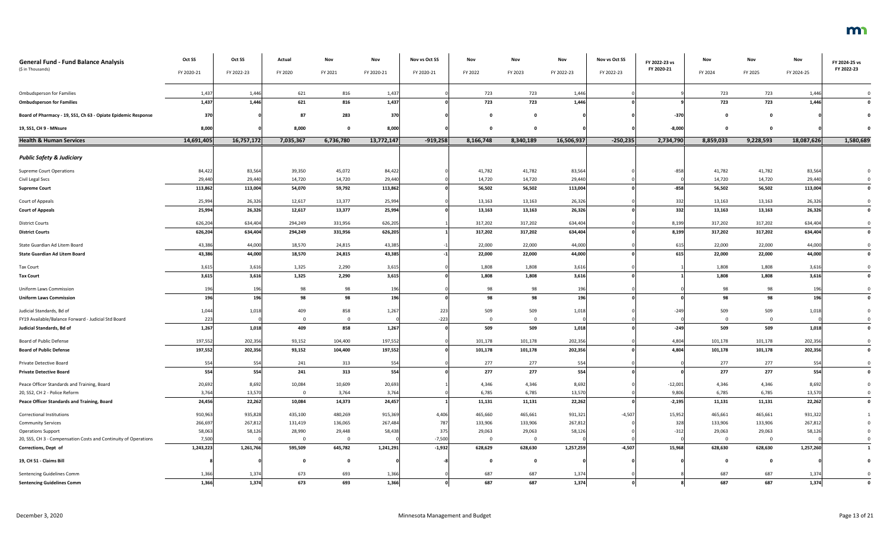| General Fund - Fund Balance Analysis<br>($ in Thousands) | Oct SS<br>FY 2020-21 | Oct SS<br>FY 2022-23 | Actual<br>FY 2020 | Nov<br>FY 2021 | Nov<br>FY 2020-21 | Nov vs Oct SS<br>FY 2020-21 | Nov<br>FY 2022 | Nov<br>FY 2023 | Nov<br>FY 2022-23 | Nov vs Oct SS<br>FY 2022-23 | FY 2022-23 vs<br>FY 2020-21 | Nov<br>FY 2024 | Nov<br>FY 2025 | Nov<br>FY 2024-25 | FY 2024-25 vs<br>FY 2022-23 |
|---|---|---|---|---|---|---|---|---|---|---|---|---|---|---|---|
| Ombudsperson for Families | 1,437 | 1,446 | 621 | 816 | 1,437 | 0 | 723 | 723 | 1,446 | 0 | 9 | 723 | 723 | 1,446 | 0 |
| **Ombudsperson for Families** | **1,437** | **1,446** | **621** | **816** | **1,437** | **0** | **723** | **723** | **1,446** | **0** | **9** | **723** | **723** | **1,446** | **0** |
| **Board of Pharmacy - 19, SS1, Ch 63 - Opiate Epidemic Response** | **370** | **0** | **87** | **283** | **370** | **0** | **0** | **0** | **0** | **0** | **-370** | **0** | **0** | **0** | **0** |
| **19, SS1, CH 9 - MNsure** | **8,000** | **0** | **8,000** | **0** | **8,000** | **0** | **0** | **0** | **0** | **0** | **-8,000** | **0** | **0** | **0** | **0** |
| **Health & Human Services** | **14,691,405** | **16,757,172** | **7,035,367** | **6,736,780** | **13,772,147** | **-919,258** | **8,166,748** | **8,340,189** | **16,506,937** | **-250,235** | **2,734,790** | **8,859,033** | **9,228,593** | **18,087,626** | **1,580,689** |
| ***Public Safety & Judiciary*** | | | | | | | | | | | | | | | |
| Supreme Court Operations | 84,422 | 83,564 | 39,350 | 45,072 | 84,422 | 0 | 41,782 | 41,782 | 83,564 | 0 | -858 | 41,782 | 41,782 | 83,564 | 0 |
| Civil Legal Svcs | 29,440 | 29,440 | 14,720 | 14,720 | 29,440 | 0 | 14,720 | 14,720 | 29,440 | 0 | 0 | 14,720 | 14,720 | 29,440 | 0 |
| **Supreme Court** | **113,862** | **113,004** | **54,070** | **59,792** | **113,862** | **0** | **56,502** | **56,502** | **113,004** | **0** | **-858** | **56,502** | **56,502** | **113,004** | **0** |
| Court of Appeals | 25,994 | 26,326 | 12,617 | 13,377 | 25,994 | 0 | 13,163 | 13,163 | 26,326 | 0 | 332 | 13,163 | 13,163 | 26,326 | 0 |
| **Court of Appeals** | **25,994** | **26,326** | **12,617** | **13,377** | **25,994** | **0** | **13,163** | **13,163** | **26,326** | **0** | **332** | **13,163** | **13,163** | **26,326** | **0** |
| District Courts | 626,204 | 634,404 | 294,249 | 331,956 | 626,205 | 1 | 317,202 | 317,202 | 634,404 | 0 | 8,199 | 317,202 | 317,202 | 634,404 | 0 |
| **District Courts** | **626,204** | **634,404** | **294,249** | **331,956** | **626,205** | **1** | **317,202** | **317,202** | **634,404** | **0** | **8,199** | **317,202** | **317,202** | **634,404** | **0** |
| State Guardian Ad Litem Board | 43,386 | 44,000 | 18,570 | 24,815 | 43,385 | -1 | 22,000 | 22,000 | 44,000 | 0 | 615 | 22,000 | 22,000 | 44,000 | 0 |
| **State Guardian Ad Litem Board** | **43,386** | **44,000** | **18,570** | **24,815** | **43,385** | **-1** | **22,000** | **22,000** | **44,000** | **0** | **615** | **22,000** | **22,000** | **44,000** | **0** |
| Tax Court | 3,615 | 3,616 | 1,325 | 2,290 | 3,615 | 0 | 1,808 | 1,808 | 3,616 | 0 | 1 | 1,808 | 1,808 | 3,616 | 0 |
| **Tax Court** | **3,615** | **3,616** | **1,325** | **2,290** | **3,615** | **0** | **1,808** | **1,808** | **3,616** | **0** | **1** | **1,808** | **1,808** | **3,616** | **0** |
| Uniform Laws Commission | 196 | 196 | 98 | 98 | 196 | 0 | 98 | 98 | 196 | 0 | 0 | 98 | 98 | 196 | 0 |
| **Uniform Laws Commission** | **196** | **196** | **98** | **98** | **196** | **0** | **98** | **98** | **196** | **0** | **0** | **98** | **98** | **196** | **0** |
| Judicial Standards, Bd of | 1,044 | 1,018 | 409 | 858 | 1,267 | 223 | 509 | 509 | 1,018 | 0 | -249 | 509 | 509 | 1,018 | 0 |
| FY19 Available/Balance Forward - Judicial Std Board | 223 | 0 | 0 | 0 | 0 | -223 | 0 | 0 | 0 | 0 | 0 | 0 | 0 | 0 | 0 |
| **Judicial Standards, Bd of** | **1,267** | **1,018** | **409** | **858** | **1,267** | **0** | **509** | **509** | **1,018** | **0** | **-249** | **509** | **509** | **1,018** | **0** |
| Board of Public Defense | 197,552 | 202,356 | 93,152 | 104,400 | 197,552 | 0 | 101,178 | 101,178 | 202,356 | 0 | 4,804 | 101,178 | 101,178 | 202,356 | 0 |
| **Board of Public Defense** | **197,552** | **202,356** | **93,152** | **104,400** | **197,552** | **0** | **101,178** | **101,178** | **202,356** | **0** | **4,804** | **101,178** | **101,178** | **202,356** | **0** |
| Private Detective Board | 554 | 554 | 241 | 313 | 554 | 0 | 277 | 277 | 554 | 0 | 0 | 277 | 277 | 554 | 0 |
| **Private Detective Board** | **554** | **554** | **241** | **313** | **554** | **0** | **277** | **277** | **554** | **0** | **0** | **277** | **277** | **554** | **0** |
| Peace Officer Standards and Training, Board | 20,692 | 8,692 | 10,084 | 10,609 | 20,693 | 1 | 4,346 | 4,346 | 8,692 | 0 | -12,001 | 4,346 | 4,346 | 8,692 | 0 |
| 20, SS2, CH 2 - Police Reform | 3,764 | 13,570 | 0 | 3,764 | 3,764 | 0 | 6,785 | 6,785 | 13,570 | 0 | 9,806 | 6,785 | 6,785 | 13,570 | 0 |
| **Peace Officer Standards and Training, Board** | **24,456** | **22,262** | **10,084** | **14,373** | **24,457** | **1** | **11,131** | **11,131** | **22,262** | **0** | **-2,195** | **11,131** | **11,131** | **22,262** | **0** |
| Correctional Institutions | 910,963 | 935,828 | 435,100 | 480,269 | 915,369 | 4,406 | 465,660 | 465,661 | 931,321 | -4,507 | 15,952 | 465,661 | 465,661 | 931,322 | 1 |
| Community Services | 266,697 | 267,812 | 131,419 | 136,065 | 267,484 | 787 | 133,906 | 133,906 | 267,812 | 0 | 328 | 133,906 | 133,906 | 267,812 | 0 |
| Operations Support | 58,063 | 58,126 | 28,990 | 29,448 | 58,438 | 375 | 29,063 | 29,063 | 58,126 | 0 | -312 | 29,063 | 29,063 | 58,126 | 0 |
| 20, SS5, CH 3 - Compensation Costs and Continuity of Operations | 7,500 | 0 | 0 | 0 | 0 | -7,500 | 0 | 0 | 0 | 0 | 0 | 0 | 0 | 0 | 0 |
| **Corrections, Dept of** | **1,243,223** | **1,261,766** | **595,509** | **645,782** | **1,241,291** | **-1,932** | **628,629** | **628,630** | **1,257,259** | **-4,507** | **15,968** | **628,630** | **628,630** | **1,257,260** | **1** |
| **19, CH 51 - Claims Bill** | **8** | **0** | **0** | **0** | **0** | **-8** | **0** | **0** | **0** | **0** | **0** | **0** | **0** | **0** | **0** |
| Sentencing Guidelines Comm | 1,366 | 1,374 | 673 | 693 | 1,366 | 0 | 687 | 687 | 1,374 | 0 | 8 | 687 | 687 | 1,374 | 0 |
| **Sentencing Guidelines Comm** | **1,366** | **1,374** | **673** | **693** | **1,366** | **0** | **687** | **687** | **1,374** | **0** | **8** | **687** | **687** | **1,374** | **0** |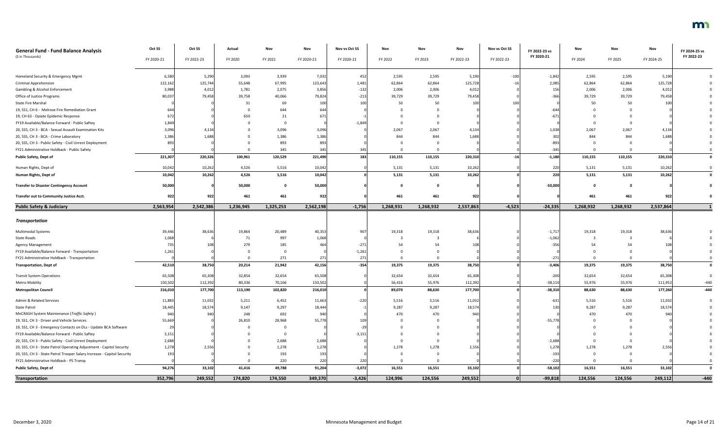| General Fund - Fund Balance Analysis<br>($ in Thousands) | Oct SS<br>FY 2020-21 | Oct SS<br>FY 2022-23 | Actual<br>FY 2020 | Nov<br>FY 2021 | Nov<br>FY 2020-21 | Nov vs Oct SS<br>FY 2020-21 | Nov<br>FY 2022 | Nov<br>FY 2023 | Nov<br>FY 2022-23 | Nov vs Oct SS<br>FY 2022-23 | FY 2022-23 vs<br>FY 2020-21 | Nov<br>FY 2024 | Nov<br>FY 2025 | Nov<br>FY 2024-25 | FY 2024-25 vs<br>FY 2022-23 |
|---|---|---|---|---|---|---|---|---|---|---|---|---|---|---|---|
| Homeland Security & Emergency Mgmt | 6,580 | 5,290 | 3,093 | 3,939 | 7,032 | 452 | 2,595 | 2,595 | 5,190 | -100 | -1,842 | 2,595 | 2,595 | 5,190 | 0 |
| Criminal Apprehension | 122,162 | 125,744 | 55,648 | 67,995 | 123,643 | 1,481 | 62,864 | 62,864 | 125,728 | -16 | 2,085 | 62,864 | 62,864 | 125,728 | 0 |
| Gambling & Alcohol Enforcement | 3,988 | 4,012 | 1,781 | 2,075 | 3,856 | -132 | 2,006 | 2,006 | 4,012 | 0 | 156 | 2,006 | 2,006 | 4,012 | 0 |
| Office of Justice Programs | 80,037 | 79,458 | 39,758 | 40,066 | 79,824 | -213 | 39,729 | 39,729 | 79,458 | 0 | -366 | 39,729 | 39,729 | 79,458 | 0 |
| State Fire Marshal | 0 | 0 | 31 | 69 | 100 | 100 | 50 | 50 | 100 | 100 | 0 | 50 | 50 | 100 | 0 |
| 19, SS1, CH 6 - Melrose Fire Remediation Grant | 644 | 0 | 0 | 644 | 644 | 0 | 0 | 0 | 0 | 0 | -644 | 0 | 0 | 0 | 0 |
| 19, CH 63 - Opiate Epidemic Response | 672 | 0 | 650 | 21 | 671 | -1 | 0 | 0 | 0 | 0 | -671 | 0 | 0 | 0 | 0 |
| FY19 Available/Balance Forward - Public Saftey | 1,849 | 0 | 0 | 0 | 0 | -1,849 | 0 | 0 | 0 | 0 | 0 | 0 | 0 | 0 | 0 |
| 20, SS5, CH 3 - BCA - Sexual Assault Examination Kits | 3,096 | 4,134 | 0 | 3,096 | 3,096 | 0 | 2,067 | 2,067 | 4,134 | 0 | 1,038 | 2,067 | 2,067 | 4,134 | 0 |
| 20, SS5, CH 3 - BCA - Crime Laboratory | 1,386 | 1,688 | 0 | 1,386 | 1,386 | 0 | 844 | 844 | 1,688 | 0 | 302 | 844 | 844 | 1,688 | 0 |
| 20, SS5, CH 3 - Public Safety - Civil Unrest Deployment | 893 | 0 | 0 | 893 | 893 | 0 | 0 | 0 | 0 | 0 | -893 | 0 | 0 | 0 | 0 |
| FY21 Administrative Holdback - Public Safety | 0 | 0 | 0 | 345 | 345 | 345 | 0 | 0 | 0 | 0 | -345 | 0 | 0 | 0 | 0 |
| **Public Safety, Dept of** | **221,307** | **220,326** | **100,961** | **120,529** | **221,490** | **183** | **110,155** | **110,155** | **220,310** | **-16** | **-1,180** | **110,155** | **110,155** | **220,310** | **0** |
| Human Rights, Dept of | 10,042 | 10,262 | 4,526 | 5,516 | 10,042 | 0 | 5,131 | 5,131 | 10,262 | 0 | 220 | 5,131 | 5,131 | 10,262 | 0 |
| **Human Rights, Dept of** | **10,042** | **10,262** | **4,526** | **5,516** | **10,042** | **0** | **5,131** | **5,131** | **10,262** | **0** | **220** | **5,131** | **5,131** | **10,262** | **0** |
| **Transfer to Disaster Contingency Account** | **50,000** | **0** | **50,000** | **0** | **50,000** | **0** | **0** | **0** | **0** | **0** | **-50,000** | **0** | **0** | **0** | **0** |
| **Transfer out to Community Justice Acct.** | **922** | **922** | **461** | **461** | **922** | **0** | **461** | **461** | **922** | **0** | **0** | **461** | **461** | **922** | **0** |
| **Public Safety & Judiciary** | **2,563,954** | **2,542,386** | **1,236,945** | **1,325,253** | **2,562,198** | **-1,756** | **1,268,931** | **1,268,932** | **2,537,863** | **-4,523** | **-24,335** | **1,268,932** | **1,268,932** | **2,537,864** | **1** |
| ***Transportation*** | | | | | | | | | | | | | | | |
| Multimodal Systems | 39,446 | 38,636 | 19,864 | 20,489 | 40,353 | 907 | 19,318 | 19,318 | 38,636 | 0 | -1,717 | 19,318 | 19,318 | 38,636 | 0 |
| State Roads | 1,068 | 6 | 71 | 997 | 1,068 | 0 | 3 | 3 | 6 | 0 | -1,062 | 3 | 3 | 6 | 0 |
| Agency Management | 735 | 108 | 279 | 185 | 464 | -271 | 54 | 54 | 108 | 0 | -356 | 54 | 54 | 108 | 0 |
| FY19 Available/Balance Forward - Transportation | 1,261 | 0 | 0 | 0 | 0 | -1,261 | 0 | 0 | 0 | 0 | 0 | 0 | 0 | 0 | 0 |
| FY21 Administrative Holdback - Transportation | 0 | 0 | 0 | 271 | 271 | 271 | 0 | 0 | 0 | 0 | -271 | 0 | 0 | 0 | 0 |
| **Transportation, Dept of** | **42,510** | **38,750** | **20,214** | **21,942** | **42,156** | **-354** | **19,375** | **19,375** | **38,750** | **0** | **-3,406** | **19,375** | **19,375** | **38,750** | **0** |
| Transit System Operations | 65,508 | 65,308 | 32,854 | 32,654 | 65,508 | 0 | 32,654 | 32,654 | 65,308 | 0 | -200 | 32,654 | 32,654 | 65,308 | 0 |
| Metro Mobility | 150,502 | 112,392 | 80,336 | 70,166 | 150,502 | 0 | 56,416 | 55,976 | 112,392 | 0 | -38,110 | 55,976 | 55,976 | 111,952 | -440 |
| **Metropolitan Council** | **216,010** | **177,700** | **113,190** | **102,820** | **216,010** | **0** | **89,070** | **88,630** | **177,700** | **0** | **-38,310** | **88,630** | **88,630** | **177,260** | **-440** |
| Admin & Related Services | 11,883 | 11,032 | 5,211 | 6,452 | 11,663 | -220 | 5,516 | 5,516 | 11,032 | 0 | -631 | 5,516 | 5,516 | 11,032 | 0 |
| State Patrol | 18,445 | 18,574 | 9,147 | 9,297 | 18,444 | -1 | 9,287 | 9,287 | 18,574 | 0 | 130 | 9,287 | 9,287 | 18,574 | 0 |
| MnCRASH System Maintenance (*Traffic Safety*) | 940 | 940 | 248 | 692 | 940 | 0 | 470 | 470 | 940 | 0 | 0 | 470 | 470 | 940 | 0 |
| 19, SS1, CH 3 - Driver and Vehicle Services | 55,669 | 0 | 26,810 | 28,968 | 55,778 | 109 | 0 | 0 | 0 | 0 | -55,778 | 0 | 0 | 0 | 0 |
| 19, SS1, CH 3 - Emergency Contacts on DLs - Update BCA Software | 29 | 0 | 0 | 0 | 0 | -29 | 0 | 0 | 0 | 0 | 0 | 0 | 0 | 0 | 0 |
| FY19 Available/Balance Forward - Public Saftey | 3,151 | 0 | 0 | 0 | 0 | -3,151 | 0 | 0 | 0 | 0 | 0 | 0 | 0 | 0 | 0 |
| 20, SS5, CH 3 - Public Safety - Civil Unrest Deployment | 2,688 | 0 | 0 | 2,688 | 2,688 | 0 | 0 | 0 | 0 | 0 | -2,688 | 0 | 0 | 0 | 0 |
| 20, SS5, CH 3 - State Patrol Operating Adjustment - Capitol Security | 1,278 | 2,556 | 0 | 1,278 | 1,278 | 0 | 1,278 | 1,278 | 2,556 | 0 | 1,278 | 1,278 | 1,278 | 2,556 | 0 |
| 20, SS5, CH 3 - State Patrol Trooper Salary Increase - Capitol Security | 193 | 0 | 0 | 193 | 193 | 0 | 0 | 0 | 0 | 0 | -193 | 0 | 0 | 0 | 0 |
| FY21 Administrative Holdback - PS Transp | 0 | 0 | 0 | 220 | 220 | 220 | 0 | 0 | 0 | 0 | -220 | 0 | 0 | 0 | 0 |
| **Public Safety, Dept of** | **94,276** | **33,102** | **41,416** | **49,788** | **91,204** | **-3,072** | **16,551** | **16,551** | **33,102** | **0** | **-58,102** | **16,551** | **16,551** | **33,102** | **0** |
| **Transportation** | **352,796** | **249,552** | **174,820** | **174,550** | **349,370** | **-3,426** | **124,996** | **124,556** | **249,552** | **0** | **-99,818** | **124,556** | **124,556** | **249,112** | **-440** |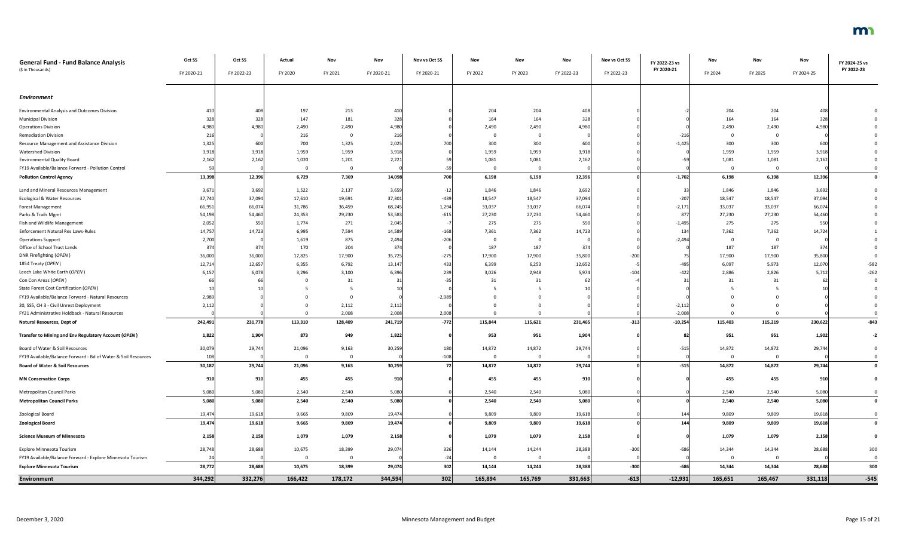| General Fund - Fund Balance Analysis<br>($ in Thousands) | Oct SS<br>FY 2020-21 | Oct SS<br>FY 2022-23 | Actual<br>FY 2020 | Nov<br>FY 2021 | Nov<br>FY 2020-21 | Nov vs Oct SS<br>FY 2020-21 | Nov<br>FY 2022 | Nov<br>FY 2023 | Nov<br>FY 2022-23 | Nov vs Oct SS<br>FY 2022-23 | FY 2022-23 vs<br>FY 2020-21 | Nov<br>FY 2024 | Nov<br>FY 2025 | Nov<br>FY 2024-25 | FY 2024-25 vs<br>FY 2022-23 |
|---|---|---|---|---|---|---|---|---|---|---|---|---|---|---|---|
| ***Environment*** | | | | | | | | | | | | | | | |
| Environmental Analysis and Outcomes Division | 410 | 408 | 197 | 213 | 410 | 0 | 204 | 204 | 408 | 0 | -2 | 204 | 204 | 408 | 0 |
| Municipal Division | 328 | 328 | 147 | 181 | 328 | 0 | 164 | 164 | 328 | 0 | 0 | 164 | 164 | 328 | 0 |
| Operations Division | 4,980 | 4,980 | 2,490 | 2,490 | 4,980 | 0 | 2,490 | 2,490 | 4,980 | 0 | 0 | 2,490 | 2,490 | 4,980 | 0 |
| Remediation Division | 216 | 0 | 216 | 0 | 216 | 0 | 0 | 0 | 0 | 0 | -216 | 0 | 0 | 0 | 0 |
| Resource Management and Assistance Division | 1,325 | 600 | 700 | 1,325 | 2,025 | 700 | 300 | 300 | 600 | 0 | -1,425 | 300 | 300 | 600 | 0 |
| Watershed Division | 3,918 | 3,918 | 1,959 | 1,959 | 3,918 | 0 | 1,959 | 1,959 | 3,918 | 0 | 0 | 1,959 | 1,959 | 3,918 | 0 |
| Environmental Quality Board | 2,162 | 2,162 | 1,020 | 1,201 | 2,221 | 59 | 1,081 | 1,081 | 2,162 | 0 | -59 | 1,081 | 1,081 | 2,162 | 0 |
| FY19 Available/Balance Forward - Pollution Control | 59 | 0 | 0 | 0 | 0 | -59 | 0 | 0 | 0 | 0 | 0 | 0 | 0 | 0 | 0 |
| **Pollution Control Agency** | **13,398** | **12,396** | **6,729** | **7,369** | **14,098** | **700** | **6,198** | **6,198** | **12,396** | **0** | **-1,702** | **6,198** | **6,198** | **12,396** | **0** |
| Land and Mineral Resources Management | 3,671 | 3,692 | 1,522 | 2,137 | 3,659 | -12 | 1,846 | 1,846 | 3,692 | 0 | 33 | 1,846 | 1,846 | 3,692 | 0 |
| Ecological & Water Resources | 37,740 | 37,094 | 17,610 | 19,691 | 37,301 | -439 | 18,547 | 18,547 | 37,094 | 0 | -207 | 18,547 | 18,547 | 37,094 | 0 |
| Forest Management | 66,951 | 66,074 | 31,786 | 36,459 | 68,245 | 1,294 | 33,037 | 33,037 | 66,074 | 0 | -2,171 | 33,037 | 33,037 | 66,074 | 0 |
| Parks & Trails Mgmt | 54,198 | 54,460 | 24,353 | 29,230 | 53,583 | -615 | 27,230 | 27,230 | 54,460 | 0 | 877 | 27,230 | 27,230 | 54,460 | 0 |
| Fish and Wildlife Management | 2,052 | 550 | 1,774 | 271 | 2,045 | -7 | 275 | 275 | 550 | 0 | -1,495 | 275 | 275 | 550 | 0 |
| Enforcement Natural Res Laws-Rules | 14,757 | 14,723 | 6,995 | 7,594 | 14,589 | -168 | 7,361 | 7,362 | 14,723 | 0 | 134 | 7,362 | 7,362 | 14,724 | 1 |
| Operations Support | 2,700 | 0 | 1,619 | 875 | 2,494 | -206 | 0 | 0 | 0 | 0 | -2,494 | 0 | 0 | 0 | 0 |
| Office of School Trust Lands | 374 | 374 | 170 | 204 | 374 | 0 | 187 | 187 | 374 | 0 | 0 | 187 | 187 | 374 | 0 |
| DNR Firefighting (*OPEN*) | 36,000 | 36,000 | 17,825 | 17,900 | 35,725 | -275 | 17,900 | 17,900 | 35,800 | -200 | 75 | 17,900 | 17,900 | 35,800 | 0 |
| 1854 Treaty (*OPEN*) | 12,714 | 12,657 | 6,355 | 6,792 | 13,147 | 433 | 6,399 | 6,253 | 12,652 | -5 | -495 | 6,097 | 5,973 | 12,070 | -582 |
| Leech Lake White Earth (*OPEN*) | 6,157 | 6,078 | 3,296 | 3,100 | 6,396 | 239 | 3,026 | 2,948 | 5,974 | -104 | -422 | 2,886 | 2,826 | 5,712 | -262 |
| Con Con Areas (*OPEN*) | 66 | 66 | 0 | 31 | 31 | -35 | 31 | 31 | 62 | -4 | 31 | 31 | 31 | 62 | 0 |
| State Forest Cost Certification (*OPEN*) | 10 | 10 | 5 | 5 | 10 | 0 | 5 | 5 | 10 | 0 | 0 | 5 | 5 | 10 | 0 |
| FY19 Available/Balance Forward - Natural Resources | 2,989 | 0 | 0 | 0 | 0 | -2,989 | 0 | 0 | 0 | 0 | 0 | 0 | 0 | 0 | 0 |
| 20, SS5, CH 3 - Civil Unrest Deployment | 2,112 | 0 | 0 | 2,112 | 2,112 | 0 | 0 | 0 | 0 | 0 | -2,112 | 0 | 0 | 0 | 0 |
| FY21 Administrative Holdback - Natural Resources | 0 | 0 | 0 | 2,008 | 2,008 | 2,008 | 0 | 0 | 0 | 0 | -2,008 | 0 | 0 | 0 | 0 |
| **Natural Resources, Dept of** | **242,491** | **231,778** | **113,310** | **128,409** | **241,719** | **-772** | **115,844** | **115,621** | **231,465** | **-313** | **-10,254** | **115,403** | **115,219** | **230,622** | **-843** |
| **Transfer to Mining and Env Regulatory Account (*OPEN*)** | **1,822** | **1,904** | **873** | **949** | **1,822** | **0** | **953** | **951** | **1,904** | **0** | **82** | **951** | **951** | **1,902** | **-2** |
| Board of Water & Soil Resources | 30,079 | 29,744 | 21,096 | 9,163 | 30,259 | 180 | 14,872 | 14,872 | 29,744 | 0 | -515 | 14,872 | 14,872 | 29,744 | 0 |
| FY19 Available/Balance Forward - Bd of Water & Soil Resources | 108 | 0 | 0 | 0 | 0 | -108 | 0 | 0 | 0 | 0 | 0 | 0 | 0 | 0 | 0 |
| **Board of Water & Soil Resources** | **30,187** | **29,744** | **21,096** | **9,163** | **30,259** | **72** | **14,872** | **14,872** | **29,744** | **0** | **-515** | **14,872** | **14,872** | **29,744** | **0** |
| **MN Conservation Corps** | **910** | **910** | **455** | **455** | **910** | **0** | **455** | **455** | **910** | **0** | **0** | **455** | **455** | **910** | **0** |
| Metropolitan Council Parks | 5,080 | 5,080 | 2,540 | 2,540 | 5,080 | 0 | 2,540 | 2,540 | 5,080 | 0 | 0 | 2,540 | 2,540 | 5,080 | 0 |
| **Metropolitan Council Parks** | **5,080** | **5,080** | **2,540** | **2,540** | **5,080** | **0** | **2,540** | **2,540** | **5,080** | **0** | **0** | **2,540** | **2,540** | **5,080** | **0** |
| Zoological Board | 19,474 | 19,618 | 9,665 | 9,809 | 19,474 | 0 | 9,809 | 9,809 | 19,618 | 0 | 144 | 9,809 | 9,809 | 19,618 | 0 |
| **Zoological Board** | **19,474** | **19,618** | **9,665** | **9,809** | **19,474** | **0** | **9,809** | **9,809** | **19,618** | **0** | **144** | **9,809** | **9,809** | **19,618** | **0** |
| **Science Museum of Minnesota** | **2,158** | **2,158** | **1,079** | **1,079** | **2,158** | **0** | **1,079** | **1,079** | **2,158** | **0** | **0** | **1,079** | **1,079** | **2,158** | **0** |
| Explore Minnesota Tourism | 28,748 | 28,688 | 10,675 | 18,399 | 29,074 | 326 | 14,144 | 14,244 | 28,388 | -300 | -686 | 14,344 | 14,344 | 28,688 | 300 |
| FY19 Available/Balance Forward - Explore Minnesota Tourism | 24 | 0 | 0 | 0 | 0 | -24 | 0 | 0 | 0 | 0 | 0 | 0 | 0 | 0 | 0 |
| **Explore Minnesota Tourism** | **28,772** | **28,688** | **10,675** | **18,399** | **29,074** | **302** | **14,144** | **14,244** | **28,388** | **-300** | **-686** | **14,344** | **14,344** | **28,688** | **300** |
| **Environment** | **344,292** | **332,276** | **166,422** | **178,172** | **344,594** | **302** | **165,894** | **165,769** | **331,663** | **-613** | **-12,931** | **165,651** | **165,467** | **331,118** | **-545** |

December 3, 2020 — Minnesota Management and Budget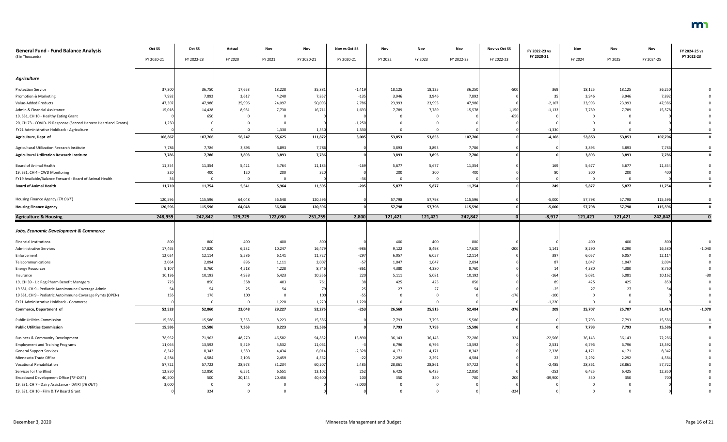| General Fund - Fund Balance Analysis<br>($ in Thousands) | Oct SS<br>FY 2020-21 | Oct SS<br>FY 2022-23 | Actual<br>FY 2020 | Nov<br>FY 2021 | Nov<br>FY 2020-21 | Nov vs Oct SS<br>FY 2020-21 | Nov<br>FY 2022 | Nov<br>FY 2023 | Nov<br>FY 2022-23 | Nov vs Oct SS<br>FY 2022-23 | FY 2022-23 vs FY 2020-21 | Nov<br>FY 2024 | Nov<br>FY 2025 | Nov<br>FY 2024-25 | FY 2024-25 vs FY 2022-23 |
|---|---|---|---|---|---|---|---|---|---|---|---|---|---|---|---|
| ***Agriculture*** | | | | | | | | | | | | | | | |
| Protection Service | 37,300 | 36,750 | 17,653 | 18,228 | 35,881 | -1,419 | 18,125 | 18,125 | 36,250 | -500 | 369 | 18,125 | 18,125 | 36,250 | 0 |
| Promotion & Marketing | 7,992 | 7,892 | 3,617 | 4,240 | 7,857 | -135 | 3,946 | 3,946 | 7,892 | 0 | 35 | 3,946 | 3,946 | 7,892 | 0 |
| Value-Added Products | 47,307 | 47,986 | 25,996 | 24,097 | 50,093 | 2,786 | 23,993 | 23,993 | 47,986 | 0 | -2,107 | 23,993 | 23,993 | 47,986 | 0 |
| Admin & Financial Assistance | 15,018 | 14,428 | 8,981 | 7,730 | 16,711 | 1,693 | 7,789 | 7,789 | 15,578 | 1,150 | -1,133 | 7,789 | 7,789 | 15,578 | 0 |
| 19, SS1, CH 10 - Healthy Eating Grant | 0 | 650 | 0 | 0 | 0 | 0 | 0 | 0 | 0 | -650 | 0 | 0 | 0 | 0 | 0 |
| 20, CH 73 - COVID-19 Response (Second Harvest Heartland Grants) | 1,250 | 0 | 0 | 0 | 0 | -1,250 | 0 | 0 | 0 | 0 | 0 | 0 | 0 | 0 | 0 |
| FY21 Administrative Holdback - Agriculture | 0 | 0 | 0 | 1,330 | 1,330 | 1,330 | 0 | 0 | 0 | 0 | -1,330 | 0 | 0 | 0 | 0 |
| **Agriculture, Dept of** | **108,867** | **107,706** | **56,247** | **55,625** | **111,872** | **3,005** | **53,853** | **53,853** | **107,706** | **0** | **-4,166** | **53,853** | **53,853** | **107,706** | **0** |
| Agricultural Utilization Research Institute | 7,786 | 7,786 | 3,893 | 3,893 | 7,786 | 0 | 3,893 | 3,893 | 7,786 | 0 | 0 | 3,893 | 3,893 | 7,786 | 0 |
| **Agricultural Utilization Research Institute** | **7,786** | **7,786** | **3,893** | **3,893** | **7,786** | **0** | **3,893** | **3,893** | **7,786** | **0** | **0** | **3,893** | **3,893** | **7,786** | **0** |
| Board of Animal Health | 11,354 | 11,354 | 5,421 | 5,764 | 11,185 | -169 | 5,677 | 5,677 | 11,354 | 0 | 169 | 5,677 | 5,677 | 11,354 | 0 |
| 19, SS1, CH 4 - CWD Monitoring | 320 | 400 | 120 | 200 | 320 | 0 | 200 | 200 | 400 | 0 | 80 | 200 | 200 | 400 | 0 |
| FY19 Available/Balance Forward - Board of Animal Health | 36 | 0 | 0 | 0 | 0 | -36 | 0 | 0 | 0 | 0 | 0 | 0 | 0 | 0 | 0 |
| **Board of Animal Health** | **11,710** | **11,754** | **5,541** | **5,964** | **11,505** | **-205** | **5,877** | **5,877** | **11,754** | **0** | **249** | **5,877** | **5,877** | **11,754** | **0** |
| Housing Finance Agency (*TR OUT*) | 120,596 | 115,596 | 64,048 | 56,548 | 120,596 | 0 | 57,798 | 57,798 | 115,596 | 0 | -5,000 | 57,798 | 57,798 | 115,596 | 0 |
| **Housing Finance Agency** | **120,596** | **115,596** | **64,048** | **56,548** | **120,596** | **0** | **57,798** | **57,798** | **115,596** | **0** | **-5,000** | **57,798** | **57,798** | **115,596** | **0** |
| **Agriculture & Housing** | **248,959** | **242,842** | **129,729** | **122,030** | **251,759** | **2,800** | **121,421** | **121,421** | **242,842** | **0** | **-8,917** | **121,421** | **121,421** | **242,842** | **0** |
| ***Jobs, Economic Development & Commerce*** | | | | | | | | | | | | | | | |
| Financial Institutions | 800 | 800 | 400 | 400 | 800 | 0 | 400 | 400 | 800 | 0 | 0 | 400 | 400 | 800 | 0 |
| Administrative Services | 17,465 | 17,820 | 6,232 | 10,247 | 16,479 | -986 | 9,122 | 8,498 | 17,620 | -200 | 1,141 | 8,290 | 8,290 | 16,580 | -1,040 |
| Enforcement | 12,024 | 12,114 | 5,586 | 6,141 | 11,727 | -297 | 6,057 | 6,057 | 12,114 | 0 | 387 | 6,057 | 6,057 | 12,114 | 0 |
| Telecommunications | 2,064 | 2,094 | 896 | 1,111 | 2,007 | -57 | 1,047 | 1,047 | 2,094 | 0 | 87 | 1,047 | 1,047 | 2,094 | 0 |
| Energy Resources | 9,107 | 8,760 | 4,518 | 4,228 | 8,746 | -361 | 4,380 | 4,380 | 8,760 | 0 | 14 | 4,380 | 4,380 | 8,760 | 0 |
| Insurance | 10,136 | 10,192 | 4,933 | 5,423 | 10,356 | 220 | 5,111 | 5,081 | 10,192 | 0 | -164 | 5,081 | 5,081 | 10,162 | -30 |
| 19, CH 39 - Lic Reg Pharm Benefit Managers | 723 | 850 | 358 | 403 | 761 | 38 | 425 | 425 | 850 | 0 | 89 | 425 | 425 | 850 | 0 |
| 19 SS1, CH 9 - Pediatric Autoimmune Coverage Admin | 54 | 54 | 25 | 54 | 79 | 25 | 27 | 27 | 54 | 0 | -25 | 27 | 27 | 54 | 0 |
| 19 SS1, CH 9 - Pediatric Autoimmune Coverage Pymts (OPEN) | 155 | 176 | 100 | 0 | 100 | -55 | 0 | 0 | 0 | -176 | -100 | 0 | 0 | 0 | 0 |
| FY21 Administrative Holdback - Commerce | 0 | 0 | 0 | 1,220 | 1,220 | 1,220 | 0 | 0 | 0 | 0 | -1,220 | 0 | 0 | 0 | 0 |
| **Commerce, Department of** | **52,528** | **52,860** | **23,048** | **29,227** | **52,275** | **-253** | **26,569** | **25,915** | **52,484** | **-376** | **209** | **25,707** | **25,707** | **51,414** | **-1,070** |
| Public Utilities Commission | 15,586 | 15,586 | 7,363 | 8,223 | 15,586 | 0 | 7,793 | 7,793 | 15,586 | 0 | 0 | 7,793 | 7,793 | 15,586 | 0 |
| **Public Utilities Commission** | **15,586** | **15,586** | **7,363** | **8,223** | **15,586** | **0** | **7,793** | **7,793** | **15,586** | **0** | **0** | **7,793** | **7,793** | **15,586** | **0** |
| Business & Community Development | 78,962 | 71,962 | 48,270 | 46,582 | 94,852 | 15,890 | 36,143 | 36,143 | 72,286 | 324 | -22,566 | 36,143 | 36,143 | 72,286 | 0 |
| Employment and Training Programs | 11,064 | 13,592 | 5,529 | 5,532 | 11,061 | -3 | 6,796 | 6,796 | 13,592 | 0 | 2,531 | 6,796 | 6,796 | 13,592 | 0 |
| General Support Services | 8,342 | 8,342 | 1,580 | 4,434 | 6,014 | -2,328 | 4,171 | 4,171 | 8,342 | 0 | 2,328 | 4,171 | 4,171 | 8,342 | 0 |
| Minnesota Trade Office | 4,584 | 4,584 | 2,103 | 2,459 | 4,562 | -22 | 2,292 | 2,292 | 4,584 | 0 | 22 | 2,292 | 2,292 | 4,584 | 0 |
| Vocational Rehabilitation | 57,722 | 57,722 | 28,973 | 31,234 | 60,207 | 2,485 | 28,861 | 28,861 | 57,722 | 0 | -2,485 | 28,861 | 28,861 | 57,722 | 0 |
| Services for the Blind | 12,850 | 12,850 | 6,551 | 6,551 | 13,102 | 252 | 6,425 | 6,425 | 12,850 | 0 | -252 | 6,425 | 6,425 | 12,850 | 0 |
| Broadband Development Office (*TR OUT*) | 40,500 | 500 | 20,144 | 20,456 | 40,600 | 100 | 350 | 350 | 700 | 200 | -39,900 | 350 | 350 | 700 | 0 |
| 19, SS1, CH 7 - Dairy Assistance - DAIRI (*TR OUT*) | 3,000 | 0 | 0 | 0 | 0 | -3,000 | 0 | 0 | 0 | 0 | 0 | 0 | 0 | 0 | 0 |
| 19, SS1, CH 10 - Film & TV Board Grant | 0 | 324 | 0 | 0 | 0 | 0 | 0 | 0 | 0 | -324 | 0 | 0 | 0 | 0 | 0 |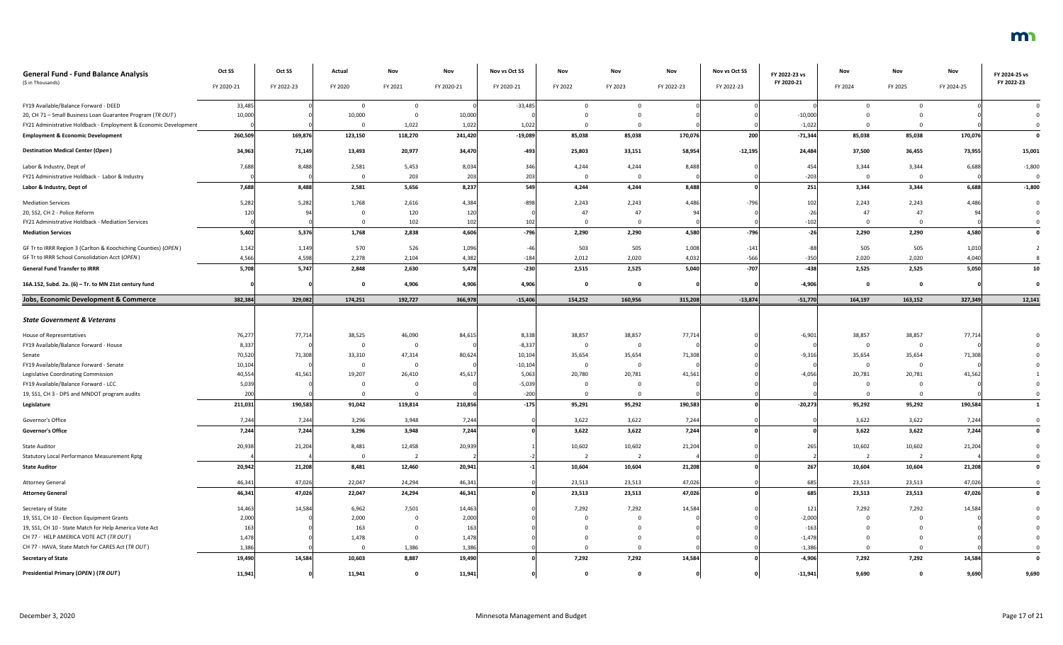| **General Fund - Fund Balance Analysis** ($ in Thousands) | Oct SS FY 2020-21 | Oct SS FY 2022-23 | Actual FY 2020 | Nov FY 2021 | Nov FY 2020-21 | Nov vs Oct SS FY 2020-21 | Nov FY 2022 | Nov FY 2023 | Nov FY 2022-23 | Nov vs Oct SS FY 2022-23 | FY 2022-23 vs FY 2020-21 | Nov FY 2024 | Nov FY 2025 | Nov FY 2024-25 | FY 2024-25 vs FY 2022-23 |
|---|---|---|---|---|---|---|---|---|---|---|---|---|---|---|---|
| FY19 Available/Balance Forward - DEED | 33,485 | 0 | 0 | 0 | 0 | -33,485 | 0 | 0 | 0 | 0 | 0 | 0 | 0 | 0 | 0 |
| 20, CH 71 – Small Business Loan Guarantee Program (*TR OUT*) | 10,000 | 0 | 10,000 | 0 | 10,000 | 0 | 0 | 0 | 0 | 0 | -10,000 | 0 | 0 | 0 | 0 |
| FY21 Administrative Holdback - Employment & Economic Development | 0 | 0 | 0 | 1,022 | 1,022 | 1,022 | 0 | 0 | 0 | 0 | -1,022 | 0 | 0 | 0 | 0 |
| **Employment & Economic Development** | **260,509** | **169,876** | **123,150** | **118,270** | **241,420** | **-19,089** | **85,038** | **85,038** | **170,076** | **200** | **-71,344** | **85,038** | **85,038** | **170,076** | **0** |
| **Destination Medical Center (*Open*)** | **34,963** | **71,149** | **13,493** | **20,977** | **34,470** | **-493** | **25,803** | **33,151** | **58,954** | **-12,195** | **24,484** | **37,500** | **36,455** | **73,955** | **15,001** |
| Labor & Industry, Dept of | 7,688 | 8,488 | 2,581 | 5,453 | 8,034 | 346 | 4,244 | 4,244 | 8,488 | 0 | 454 | 3,344 | 3,344 | 6,688 | -1,800 |
| FY21 Administrative Holdback - Labor & Industry | 0 | 0 | 0 | 203 | 203 | 203 | 0 | 0 | 0 | 0 | -203 | 0 | 0 | 0 | 0 |
| **Labor & Industry, Dept of** | **7,688** | **8,488** | **2,581** | **5,656** | **8,237** | **549** | **4,244** | **4,244** | **8,488** | **0** | **251** | **3,344** | **3,344** | **6,688** | **-1,800** |
| Mediation Services | 5,282 | 5,282 | 1,768 | 2,616 | 4,384 | -898 | 2,243 | 2,243 | 4,486 | -796 | 102 | 2,243 | 2,243 | 4,486 | 0 |
| 20, SS2, CH 2 - Police Reform | 120 | 94 | 0 | 120 | 120 | 0 | 47 | 47 | 94 | 0 | -26 | 47 | 47 | 94 | 0 |
| FY21 Administrative Holdback - Mediation Services | 0 | 0 | 0 | 102 | 102 | 102 | 0 | 0 | 0 | 0 | -102 | 0 | 0 | 0 | 0 |
| **Mediation Services** | **5,402** | **5,376** | **1,768** | **2,838** | **4,606** | **-796** | **2,290** | **2,290** | **4,580** | **-796** | **-26** | **2,290** | **2,290** | **4,580** | **0** |
| GF Tr to IRRR Region 3 (Carlton & Koochiching Counties) (*OPEN*) | 1,142 | 1,149 | 570 | 526 | 1,096 | -46 | 503 | 505 | 1,008 | -141 | -88 | 505 | 505 | 1,010 | 2 |
| GF Tr to IRRR School Consolidation Acct (*OPEN*) | 4,566 | 4,598 | 2,278 | 2,104 | 4,382 | -184 | 2,012 | 2,020 | 4,032 | -566 | -350 | 2,020 | 2,020 | 4,040 | 8 |
| **General Fund Transfer to IRRR** | **5,708** | **5,747** | **2,848** | **2,630** | **5,478** | **-230** | **2,515** | **2,525** | **5,040** | **-707** | **-438** | **2,525** | **2,525** | **5,050** | **10** |
| **16A.152, Subd. 2a. (6) – Tr. to MN 21st century fund** | **0** | **0** | **0** | **4,906** | **4,906** | **4,906** | **0** | **0** | **0** | **0** | **-4,906** | **0** | **0** | **0** | **0** |
| **Jobs, Economic Development & Commerce** | **382,384** | **329,082** | **174,251** | **192,727** | **366,978** | **-15,406** | **154,252** | **160,956** | **315,208** | **-13,874** | **-51,770** | **164,197** | **163,152** | **327,349** | **12,141** |
| ***State Government & Veterans*** | | | | | | | | | | | | | | | |
| House of Representatives | 76,277 | 77,714 | 38,525 | 46,090 | 84,615 | 8,338 | 38,857 | 38,857 | 77,714 | 0 | -6,901 | 38,857 | 38,857 | 77,714 | 0 |
| FY19 Available/Balance Forward - House | 8,337 | 0 | 0 | 0 | 0 | -8,337 | 0 | 0 | 0 | 0 | 0 | 0 | 0 | 0 | 0 |
| Senate | 70,520 | 71,308 | 33,310 | 47,314 | 80,624 | 10,104 | 35,654 | 35,654 | 71,308 | 0 | -9,316 | 35,654 | 35,654 | 71,308 | 0 |
| FY19 Available/Balance Forward - Senate | 10,104 | 0 | 0 | 0 | 0 | -10,104 | 0 | 0 | 0 | 0 | 0 | 0 | 0 | 0 | 0 |
| Legislative Coordinating Commission | 40,554 | 41,561 | 19,207 | 26,410 | 45,617 | 5,063 | 20,780 | 20,781 | 41,561 | 0 | -4,056 | 20,781 | 20,781 | 41,562 | 1 |
| FY19 Available/Balance Forward - LCC | 5,039 | 0 | 0 | 0 | 0 | -5,039 | 0 | 0 | 0 | 0 | 0 | 0 | 0 | 0 | 0 |
| 19, SS1, CH 3 - DPS and MNDOT program audits | 200 | 0 | 0 | 0 | 0 | -200 | 0 | 0 | 0 | 0 | 0 | 0 | 0 | 0 | 0 |
| **Legislature** | **211,031** | **190,583** | **91,042** | **119,814** | **210,856** | **-175** | **95,291** | **95,292** | **190,583** | **0** | **-20,273** | **95,292** | **95,292** | **190,584** | **1** |
| Governor's Office | 7,244 | 7,244 | 3,296 | 3,948 | 7,244 | 0 | 3,622 | 3,622 | 7,244 | 0 | 0 | 3,622 | 3,622 | 7,244 | 0 |
| **Governor's Office** | **7,244** | **7,244** | **3,296** | **3,948** | **7,244** | **0** | **3,622** | **3,622** | **7,244** | **0** | **0** | **3,622** | **3,622** | **7,244** | **0** |
| State Auditor | 20,938 | 21,204 | 8,481 | 12,458 | 20,939 | 1 | 10,602 | 10,602 | 21,204 | 0 | 265 | 10,602 | 10,602 | 21,204 | 0 |
| Statutory Local Performance Measurement Rptg | 4 | 4 | 0 | 2 | 2 | -2 | 2 | 2 | 4 | 0 | 2 | 2 | 2 | 4 | 0 |
| **State Auditor** | **20,942** | **21,208** | **8,481** | **12,460** | **20,941** | **-1** | **10,604** | **10,604** | **21,208** | **0** | **267** | **10,604** | **10,604** | **21,208** | **0** |
| Attorney General | 46,341 | 47,026 | 22,047 | 24,294 | 46,341 | 0 | 23,513 | 23,513 | 47,026 | 0 | 685 | 23,513 | 23,513 | 47,026 | 0 |
| **Attorney General** | **46,341** | **47,026** | **22,047** | **24,294** | **46,341** | **0** | **23,513** | **23,513** | **47,026** | **0** | **685** | **23,513** | **23,513** | **47,026** | **0** |
| Secretary of State | 14,463 | 14,584 | 6,962 | 7,501 | 14,463 | 0 | 7,292 | 7,292 | 14,584 | 0 | 121 | 7,292 | 7,292 | 14,584 | 0 |
| 19, SS1, CH 10 - Election Equipment Grants | 2,000 | 0 | 2,000 | 0 | 2,000 | 0 | 0 | 0 | 0 | 0 | -2,000 | 0 | 0 | 0 | 0 |
| 19, SS1, CH 10 - State Match for Help America Vote Act | 163 | 0 | 163 | 0 | 163 | 0 | 0 | 0 | 0 | 0 | -163 | 0 | 0 | 0 | 0 |
| CH 77 - HELP AMERICA VOTE ACT (*TR OUT*) | 1,478 | 0 | 1,478 | 0 | 1,478 | 0 | 0 | 0 | 0 | 0 | -1,478 | 0 | 0 | 0 | 0 |
| CH 77 - HAVA, State Match for CARES Act (*TR OUT*) | 1,386 | 0 | 0 | 1,386 | 1,386 | 0 | 0 | 0 | 0 | 0 | -1,386 | 0 | 0 | 0 | 0 |
| **Secretary of State** | **19,490** | **14,584** | **10,603** | **8,887** | **19,490** | **0** | **7,292** | **7,292** | **14,584** | **0** | **-4,906** | **7,292** | **7,292** | **14,584** | **0** |
| **Presidential Primary (*OPEN*) (*TR OUT*)** | **11,941** | **0** | **11,941** | **0** | **11,941** | **0** | **0** | **0** | **0** | **0** | **-11,941** | **9,690** | **0** | **9,690** | **9,690** |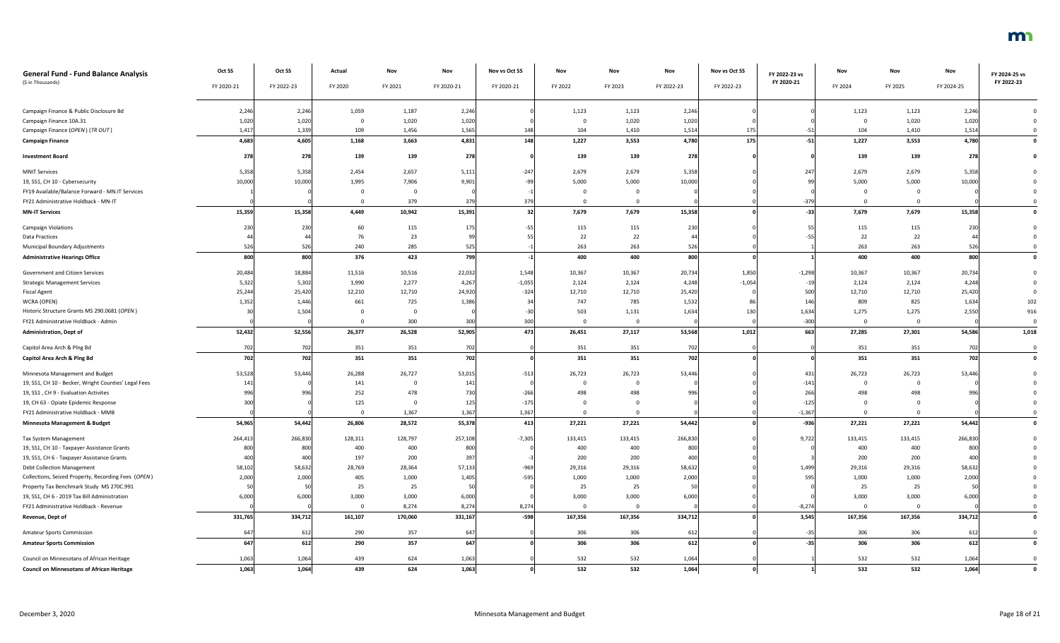| **General Fund - Fund Balance Analysis** (\$ in Thousands) | Oct SS FY 2020-21 | Oct SS FY 2022-23 | Actual FY 2020 | Nov FY 2021 | Nov FY 2020-21 | Nov vs Oct SS FY 2020-21 | Nov FY 2022 | Nov FY 2023 | Nov FY 2022-23 | Nov vs Oct SS FY 2022-23 | FY 2022-23 vs FY 2020-21 | Nov FY 2024 | Nov FY 2025 | Nov FY 2024-25 | FY 2024-25 vs FY 2022-23 |
|---|---|---|---|---|---|---|---|---|---|---|---|---|---|---|---|
| Campaign Finance & Public Disclosure Bd | 2,246 | 2,246 | 1,059 | 1,187 | 2,246 | 0 | 1,123 | 1,123 | 2,246 | 0 | 0 | 1,123 | 1,123 | 2,246 | 0 |
| Campaign Finance 10A.31 | 1,020 | 1,020 | 0 | 1,020 | 1,020 | 0 | 0 | 1,020 | 1,020 | 0 | 0 | 0 | 1,020 | 1,020 | 0 |
| Campaign Finance (*OPEN*) (*TR OUT*) | 1,417 | 1,339 | 109 | 1,456 | 1,565 | 148 | 104 | 1,410 | 1,514 | 175 | -51 | 104 | 1,410 | 1,514 | 0 |
| **Campaign Finance** | **4,683** | **4,605** | **1,168** | **3,663** | **4,831** | **148** | **1,227** | **3,553** | **4,780** | **175** | **-51** | **1,227** | **3,553** | **4,780** | **0** |
| **Investment Board** | **278** | **278** | **139** | **139** | **278** | **0** | **139** | **139** | **278** | **0** | **0** | **139** | **139** | **278** | **0** |
| MNIT Services | 5,358 | 5,358 | 2,454 | 2,657 | 5,111 | -247 | 2,679 | 2,679 | 5,358 | 0 | 247 | 2,679 | 2,679 | 5,358 | 0 |
| 19, SS1, CH 10 - Cybersecurity | 10,000 | 10,000 | 1,995 | 7,906 | 9,901 | -99 | 5,000 | 5,000 | 10,000 | 0 | 99 | 5,000 | 5,000 | 10,000 | 0 |
| FY19 Available/Balance Forward - MN.IT Services | 1 | 0 | 0 | 0 | 0 | -1 | 0 | 0 | 0 | 0 | 0 | 0 | 0 | 0 | 0 |
| FY21 Administrative Holdback - MN-IT | 0 | 0 | 0 | 379 | 379 | 379 | 0 | 0 | 0 | 0 | -379 | 0 | 0 | 0 | 0 |
| **MN-IT Services** | **15,359** | **15,358** | **4,449** | **10,942** | **15,391** | **32** | **7,679** | **7,679** | **15,358** | **0** | **-33** | **7,679** | **7,679** | **15,358** | **0** |
| Campaign Violations | 230 | 230 | 60 | 115 | 175 | -55 | 115 | 115 | 230 | 0 | 55 | 115 | 115 | 230 | 0 |
| Data Practices | 44 | 44 | 76 | 23 | 99 | 55 | 22 | 22 | 44 | 0 | -55 | 22 | 22 | 44 | 0 |
| Municipal Boundary Adjustments | 526 | 526 | 240 | 285 | 525 | -1 | 263 | 263 | 526 | 0 | 1 | 263 | 263 | 526 | 0 |
| **Administrative Hearings Office** | **800** | **800** | **376** | **423** | **799** | **-1** | **400** | **400** | **800** | **0** | **1** | **400** | **400** | **800** | **0** |
| Government and Citizen Services | 20,484 | 18,884 | 11,516 | 10,516 | 22,032 | 1,548 | 10,367 | 10,367 | 20,734 | 1,850 | -1,298 | 10,367 | 10,367 | 20,734 | 0 |
| Strategic Management Services | 5,322 | 5,302 | 1,990 | 2,277 | 4,267 | -1,055 | 2,124 | 2,124 | 4,248 | -1,054 | -19 | 2,124 | 2,124 | 4,248 | 0 |
| Fiscal Agent | 25,244 | 25,420 | 12,210 | 12,710 | 24,920 | -324 | 12,710 | 12,710 | 25,420 | 0 | 500 | 12,710 | 12,710 | 25,420 | 0 |
| WCRA (OPEN) | 1,352 | 1,446 | 661 | 725 | 1,386 | 34 | 747 | 785 | 1,532 | 86 | 146 | 809 | 825 | 1,634 | 102 |
| Historic Structure Grants MS 290.0681 (*OPEN*) | 30 | 1,504 | 0 | 0 | 0 | -30 | 503 | 1,131 | 1,634 | 130 | 1,634 | 1,275 | 1,275 | 2,550 | 916 |
| FY21 Administrative Holdback - Admin | 0 | 0 | 0 | 300 | 300 | 300 | 0 | 0 | 0 | 0 | -300 | 0 | 0 | 0 | 0 |
| **Administration, Dept of** | **52,432** | **52,556** | **26,377** | **26,528** | **52,905** | **473** | **26,451** | **27,117** | **53,568** | **1,012** | **663** | **27,285** | **27,301** | **54,586** | **1,018** |
| Capitol Area Arch & Plng Bd | 702 | 702 | 351 | 351 | 702 | 0 | 351 | 351 | 702 | 0 | 0 | 351 | 351 | 702 | 0 |
| **Capitol Area Arch & Plng Bd** | **702** | **702** | **351** | **351** | **702** | **0** | **351** | **351** | **702** | **0** | **0** | **351** | **351** | **702** | **0** |
| Minnesota Management and Budget | 53,528 | 53,446 | 26,288 | 26,727 | 53,015 | -513 | 26,723 | 26,723 | 53,446 | 0 | 431 | 26,723 | 26,723 | 53,446 | 0 |
| 19, SS1, CH 10 - Becker, Wright Counties' Legal Fees | 141 | 0 | 141 | 0 | 141 | 0 | 0 | 0 | 0 | 0 | -141 | 0 | 0 | 0 | 0 |
| 19, SS1 , CH 9 - Evaluation Activites | 996 | 996 | 252 | 478 | 730 | -266 | 498 | 498 | 996 | 0 | 266 | 498 | 498 | 996 | 0 |
| 19, CH 63 - Opiate Epidemic Response | 300 | 0 | 125 | 0 | 125 | -175 | 0 | 0 | 0 | 0 | -125 | 0 | 0 | 0 | 0 |
| FY21 Administrative Holdback - MMB | 0 | 0 | 0 | 1,367 | 1,367 | 1,367 | 0 | 0 | 0 | 0 | -1,367 | 0 | 0 | 0 | 0 |
| **Minnesota Management & Budget** | **54,965** | **54,442** | **26,806** | **28,572** | **55,378** | **413** | **27,221** | **27,221** | **54,442** | **0** | **-936** | **27,221** | **27,221** | **54,442** | **0** |
| Tax System Management | 264,413 | 266,830 | 128,311 | 128,797 | 257,108 | -7,305 | 133,415 | 133,415 | 266,830 | 0 | 9,722 | 133,415 | 133,415 | 266,830 | 0 |
| 19, SS1, CH 10 - Taxpayer Assistance Grants | 800 | 800 | 400 | 400 | 800 | 0 | 400 | 400 | 800 | 0 | 0 | 400 | 400 | 800 | 0 |
| 19, SS1, CH 6 - Taxpayer Assistance Grants | 400 | 400 | 197 | 200 | 397 | -3 | 200 | 200 | 400 | 0 | 3 | 200 | 200 | 400 | 0 |
| Debt Collection Management | 58,102 | 58,632 | 28,769 | 28,364 | 57,133 | -969 | 29,316 | 29,316 | 58,632 | 0 | 1,499 | 29,316 | 29,316 | 58,632 | 0 |
| Collections, Seized Property, Recording Fees (*OPEN*) | 2,000 | 2,000 | 405 | 1,000 | 1,405 | -595 | 1,000 | 1,000 | 2,000 | 0 | 595 | 1,000 | 1,000 | 2,000 | 0 |
| Property Tax Benchmark Study MS 270C.991 | 50 | 50 | 25 | 25 | 50 | 0 | 25 | 25 | 50 | 0 | 0 | 25 | 25 | 50 | 0 |
| 19, SS1, CH 6 - 2019 Tax Bill Administration | 6,000 | 6,000 | 3,000 | 3,000 | 6,000 | 0 | 3,000 | 3,000 | 6,000 | 0 | 0 | 3,000 | 3,000 | 6,000 | 0 |
| FY21 Administrative Holdback - Revenue | 0 | 0 | 0 | 8,274 | 8,274 | 8,274 | 0 | 0 | 0 | 0 | -8,274 | 0 | 0 | 0 | 0 |
| **Revenue, Dept of** | **331,765** | **334,712** | **161,107** | **170,060** | **331,167** | **-598** | **167,356** | **167,356** | **334,712** | **0** | **3,545** | **167,356** | **167,356** | **334,712** | **0** |
| Amateur Sports Commission | 647 | 612 | 290 | 357 | 647 | 0 | 306 | 306 | 612 | 0 | -35 | 306 | 306 | 612 | 0 |
| **Amateur Sports Commission** | **647** | **612** | **290** | **357** | **647** | **0** | **306** | **306** | **612** | **0** | **-35** | **306** | **306** | **612** | **0** |
| Council on Minnesotans of African Heritage | 1,063 | 1,064 | 439 | 624 | 1,063 | 0 | 532 | 532 | 1,064 | 0 | 1 | 532 | 532 | 1,064 | 0 |
| **Council on Minnesotans of African Heritage** | **1,063** | **1,064** | **439** | **624** | **1,063** | **0** | **532** | **532** | **1,064** | **0** | **1** | **532** | **532** | **1,064** | **0** |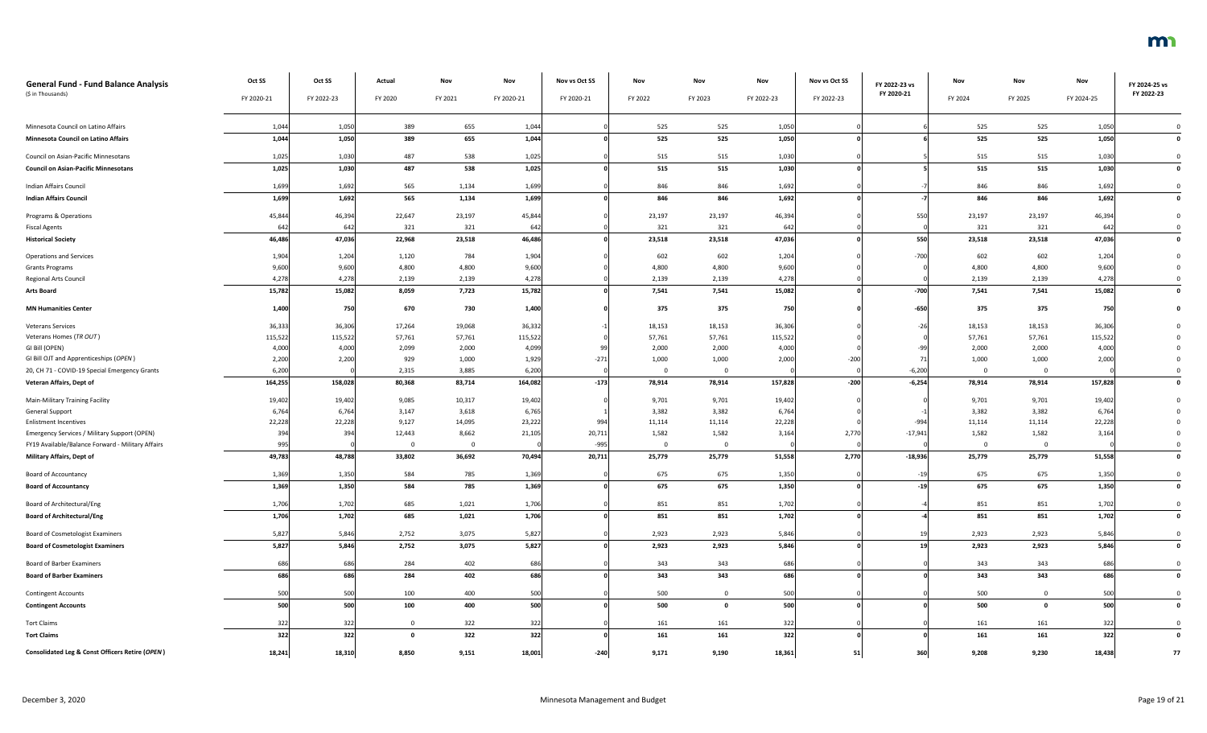| General Fund - Fund Balance Analysis<br>($ in Thousands) | Oct SS<br>FY 2020-21 | Oct SS<br>FY 2022-23 | Actual<br>FY 2020 | Nov<br>FY 2021 | Nov<br>FY 2020-21 | Nov vs Oct SS<br>FY 2020-21 | Nov<br>FY 2022 | Nov<br>FY 2023 | Nov<br>FY 2022-23 | Nov vs Oct SS<br>FY 2022-23 | FY 2022-23 vs<br>FY 2020-21 | Nov<br>FY 2024 | Nov<br>FY 2025 | Nov<br>FY 2024-25 | FY 2024-25 vs<br>FY 2022-23 |
|---|---|---|---|---|---|---|---|---|---|---|---|---|---|---|---|
| Minnesota Council on Latino Affairs | 1,044 | 1,050 | 389 | 655 | 1,044 | 0 | 525 | 525 | 1,050 | 0 | 6 | 525 | 525 | 1,050 | 0 |
| **Minnesota Council on Latino Affairs** | **1,044** | **1,050** | **389** | **655** | **1,044** | **0** | **525** | **525** | **1,050** | **0** | **6** | **525** | **525** | **1,050** | **0** |
| Council on Asian-Pacific Minnesotans | 1,025 | 1,030 | 487 | 538 | 1,025 | 0 | 515 | 515 | 1,030 | 0 | 5 | 515 | 515 | 1,030 | 0 |
| **Council on Asian-Pacific Minnesotans** | **1,025** | **1,030** | **487** | **538** | **1,025** | **0** | **515** | **515** | **1,030** | **0** | **5** | **515** | **515** | **1,030** | **0** |
| Indian Affairs Council | 1,699 | 1,692 | 565 | 1,134 | 1,699 | 0 | 846 | 846 | 1,692 | 0 | -7 | 846 | 846 | 1,692 | 0 |
| **Indian Affairs Council** | **1,699** | **1,692** | **565** | **1,134** | **1,699** | **0** | **846** | **846** | **1,692** | **0** | **-7** | **846** | **846** | **1,692** | **0** |
| Programs & Operations | 45,844 | 46,394 | 22,647 | 23,197 | 45,844 | 0 | 23,197 | 23,197 | 46,394 | 0 | 550 | 23,197 | 23,197 | 46,394 | 0 |
| Fiscal Agents | 642 | 642 | 321 | 321 | 642 | 0 | 321 | 321 | 642 | 0 | 0 | 321 | 321 | 642 | 0 |
| **Historical Society** | **46,486** | **47,036** | **22,968** | **23,518** | **46,486** | **0** | **23,518** | **23,518** | **47,036** | **0** | **550** | **23,518** | **23,518** | **47,036** | **0** |
| Operations and Services | 1,904 | 1,204 | 1,120 | 784 | 1,904 | 0 | 602 | 602 | 1,204 | 0 | -700 | 602 | 602 | 1,204 | 0 |
| Grants Programs | 9,600 | 9,600 | 4,800 | 4,800 | 9,600 | 0 | 4,800 | 4,800 | 9,600 | 0 | 0 | 4,800 | 4,800 | 9,600 | 0 |
| Regional Arts Council | 4,278 | 4,278 | 2,139 | 2,139 | 4,278 | 0 | 2,139 | 2,139 | 4,278 | 0 | 0 | 2,139 | 2,139 | 4,278 | 0 |
| **Arts Board** | **15,782** | **15,082** | **8,059** | **7,723** | **15,782** | **0** | **7,541** | **7,541** | **15,082** | **0** | **-700** | **7,541** | **7,541** | **15,082** | **0** |
| **MN Humanities Center** | **1,400** | **750** | **670** | **730** | **1,400** | **0** | **375** | **375** | **750** | **0** | **-650** | **375** | **375** | **750** | **0** |
| Veterans Services | 36,333 | 36,306 | 17,264 | 19,068 | 36,332 | -1 | 18,153 | 18,153 | 36,306 | 0 | -26 | 18,153 | 18,153 | 36,306 | 0 |
| Veterans Homes (*TR OUT*) | 115,522 | 115,522 | 57,761 | 57,761 | 115,522 | 0 | 57,761 | 57,761 | 115,522 | 0 | 0 | 57,761 | 57,761 | 115,522 | 0 |
| GI Bill (OPEN) | 4,000 | 4,000 | 2,099 | 2,000 | 4,099 | 99 | 2,000 | 2,000 | 4,000 | 0 | -99 | 2,000 | 2,000 | 4,000 | 0 |
| GI Bill OJT and Apprenticeships (*OPEN*) | 2,200 | 2,200 | 929 | 1,000 | 1,929 | -271 | 1,000 | 1,000 | 2,000 | -200 | 71 | 1,000 | 1,000 | 2,000 | 0 |
| 20, CH 71 - COVID-19 Special Emergency Grants | 6,200 | 0 | 2,315 | 3,885 | 6,200 | 0 | 0 | 0 | 0 | 0 | -6,200 | 0 | 0 | 0 | 0 |
| **Veteran Affairs, Dept of** | **164,255** | **158,028** | **80,368** | **83,714** | **164,082** | **-173** | **78,914** | **78,914** | **157,828** | **-200** | **-6,254** | **78,914** | **78,914** | **157,828** | **0** |
| Main-Military Training Facility | 19,402 | 19,402 | 9,085 | 10,317 | 19,402 | 0 | 9,701 | 9,701 | 19,402 | 0 | 0 | 9,701 | 9,701 | 19,402 | 0 |
| General Support | 6,764 | 6,764 | 3,147 | 3,618 | 6,765 | 1 | 3,382 | 3,382 | 6,764 | 0 | -1 | 3,382 | 3,382 | 6,764 | 0 |
| Enlistment Incentives | 22,228 | 22,228 | 9,127 | 14,095 | 23,222 | 994 | 11,114 | 11,114 | 22,228 | 0 | -994 | 11,114 | 11,114 | 22,228 | 0 |
| Emergency Services / Military Support (OPEN) | 394 | 394 | 12,443 | 8,662 | 21,105 | 20,711 | 1,582 | 1,582 | 3,164 | 2,770 | -17,941 | 1,582 | 1,582 | 3,164 | 0 |
| FY19 Available/Balance Forward - Military Affairs | 995 | 0 | 0 | 0 | 0 | -995 | 0 | 0 | 0 | 0 | 0 | 0 | 0 | 0 | 0 |
| **Military Affairs, Dept of** | **49,783** | **48,788** | **33,802** | **36,692** | **70,494** | **20,711** | **25,779** | **25,779** | **51,558** | **2,770** | **-18,936** | **25,779** | **25,779** | **51,558** | **0** |
| Board of Accountancy | 1,369 | 1,350 | 584 | 785 | 1,369 | 0 | 675 | 675 | 1,350 | 0 | -19 | 675 | 675 | 1,350 | 0 |
| **Board of Accountancy** | **1,369** | **1,350** | **584** | **785** | **1,369** | **0** | **675** | **675** | **1,350** | **0** | **-19** | **675** | **675** | **1,350** | **0** |
| Board of Architectural/Eng | 1,706 | 1,702 | 685 | 1,021 | 1,706 | 0 | 851 | 851 | 1,702 | 0 | -4 | 851 | 851 | 1,702 | 0 |
| **Board of Architectural/Eng** | **1,706** | **1,702** | **685** | **1,021** | **1,706** | **0** | **851** | **851** | **1,702** | **0** | **-4** | **851** | **851** | **1,702** | **0** |
| Board of Cosmetologist Examiners | 5,827 | 5,846 | 2,752 | 3,075 | 5,827 | 0 | 2,923 | 2,923 | 5,846 | 0 | 19 | 2,923 | 2,923 | 5,846 | 0 |
| **Board of Cosmetologist Examiners** | **5,827** | **5,846** | **2,752** | **3,075** | **5,827** | **0** | **2,923** | **2,923** | **5,846** | **0** | **19** | **2,923** | **2,923** | **5,846** | **0** |
| Board of Barber Examiners | 686 | 686 | 284 | 402 | 686 | 0 | 343 | 343 | 686 | 0 | 0 | 343 | 343 | 686 | 0 |
| **Board of Barber Examiners** | **686** | **686** | **284** | **402** | **686** | **0** | **343** | **343** | **686** | **0** | **0** | **343** | **343** | **686** | **0** |
| Contingent Accounts | 500 | 500 | 100 | 400 | 500 | 0 | 500 | 0 | 500 | 0 | 0 | 500 | 0 | 500 | 0 |
| **Contingent Accounts** | **500** | **500** | **100** | **400** | **500** | **0** | **500** | **0** | **500** | **0** | **0** | **500** | **0** | **500** | **0** |
| Tort Claims | 322 | 322 | 0 | 322 | 322 | 0 | 161 | 161 | 322 | 0 | 0 | 161 | 161 | 322 | 0 |
| **Tort Claims** | **322** | **322** | **0** | **322** | **322** | **0** | **161** | **161** | **322** | **0** | **0** | **161** | **161** | **322** | **0** |
| **Consolidated Leg & Const Officers Retire (*OPEN*)** | **18,241** | **18,310** | **8,850** | **9,151** | **18,001** | **-240** | **9,171** | **9,190** | **18,361** | **51** | **360** | **9,208** | **9,230** | **18,438** | **77** |

December 3, 2020 — Minnesota Management and Budget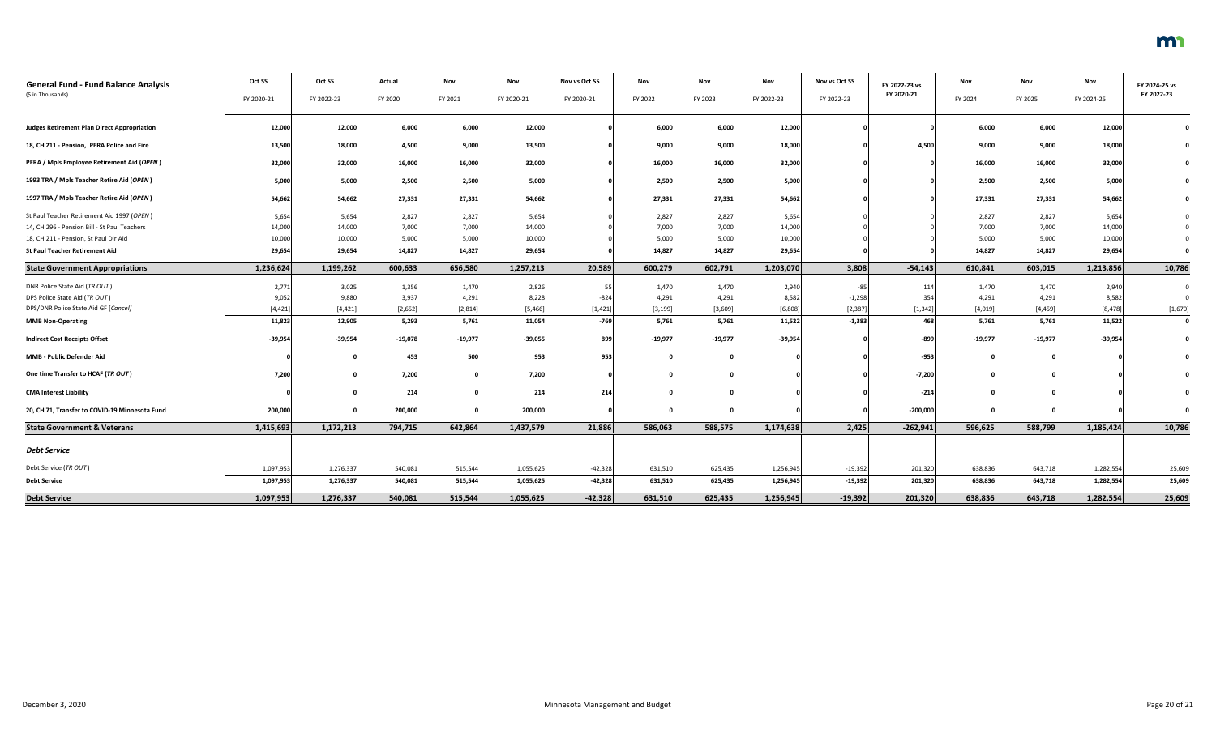| General Fund - Fund Balance Analysis<br>($ in Thousands) | Oct SS<br>FY 2020-21 | Oct SS<br>FY 2022-23 | Actual<br>FY 2020 | Nov<br>FY 2021 | Nov<br>FY 2020-21 | Nov vs Oct SS<br>FY 2020-21 | Nov<br>FY 2022 | Nov<br>FY 2023 | Nov<br>FY 2022-23 | Nov vs Oct SS<br>FY 2022-23 | FY 2022-23 vs FY 2020-21 | Nov<br>FY 2024 | Nov<br>FY 2025 | Nov<br>FY 2024-25 | FY 2024-25 vs FY 2022-23 |
|---|---|---|---|---|---|---|---|---|---|---|---|---|---|---|---|
| **Judges Retirement Plan Direct Appropriation** | **12,000** | **12,000** | **6,000** | **6,000** | **12,000** | **0** | **6,000** | **6,000** | **12,000** | **0** | **0** | **6,000** | **6,000** | **12,000** | **0** |
| **18, CH 211 - Pension, PERA Police and Fire** | **13,500** | **18,000** | **4,500** | **9,000** | **13,500** | **0** | **9,000** | **9,000** | **18,000** | **0** | **4,500** | **9,000** | **9,000** | **18,000** | **0** |
| **PERA / Mpls Employee Retirement Aid (*OPEN*)** | **32,000** | **32,000** | **16,000** | **16,000** | **32,000** | **0** | **16,000** | **16,000** | **32,000** | **0** | **0** | **16,000** | **16,000** | **32,000** | **0** |
| **1993 TRA / Mpls Teacher Retire Aid (*OPEN*)** | **5,000** | **5,000** | **2,500** | **2,500** | **5,000** | **0** | **2,500** | **2,500** | **5,000** | **0** | **0** | **2,500** | **2,500** | **5,000** | **0** |
| **1997 TRA / Mpls Teacher Retire Aid (*OPEN*)** | **54,662** | **54,662** | **27,331** | **27,331** | **54,662** | **0** | **27,331** | **27,331** | **54,662** | **0** | **0** | **27,331** | **27,331** | **54,662** | **0** |
| St Paul Teacher Retirement Aid 1997 (*OPEN*) | 5,654 | 5,654 | 2,827 | 2,827 | 5,654 | 0 | 2,827 | 2,827 | 5,654 | 0 | 0 | 2,827 | 2,827 | 5,654 | 0 |
| 14, CH 296 - Pension Bill - St Paul Teachers | 14,000 | 14,000 | 7,000 | 7,000 | 14,000 | 0 | 7,000 | 7,000 | 14,000 | 0 | 0 | 7,000 | 7,000 | 14,000 | 0 |
| 18, CH 211 - Pension, St Paul Dir Aid | 10,000 | 10,000 | 5,000 | 5,000 | 10,000 | 0 | 5,000 | 5,000 | 10,000 | 0 | 0 | 5,000 | 5,000 | 10,000 | 0 |
| **St Paul Teacher Retirement Aid** | **29,654** | **29,654** | **14,827** | **14,827** | **29,654** | **0** | **14,827** | **14,827** | **29,654** | **0** | **0** | **14,827** | **14,827** | **29,654** | **0** |
| **State Government Appropriations** | **1,236,624** | **1,199,262** | **600,633** | **656,580** | **1,257,213** | **20,589** | **600,279** | **602,791** | **1,203,070** | **3,808** | **-54,143** | **610,841** | **603,015** | **1,213,856** | **10,786** |
| DNR Police State Aid (*TR OUT*) | 2,771 | 3,025 | 1,356 | 1,470 | 2,826 | 55 | 1,470 | 1,470 | 2,940 | -85 | 114 | 1,470 | 1,470 | 2,940 | 0 |
| DPS Police State Aid (*TR OUT*) | 9,052 | 9,880 | 3,937 | 4,291 | 8,228 | -824 | 4,291 | 4,291 | 8,582 | -1,298 | 354 | 4,291 | 4,291 | 8,582 | 0 |
| DPS/DNR Police State Aid GF [*Cancel*] | [4,421] | [4,421] | [2,652] | [2,814] | [5,466] | [1,421] | [3,199] | [3,609] | [6,808] | [2,387] | [1,342] | [4,019] | [4,459] | [8,478] | [1,670] |
| **MMB Non-Operating** | **11,823** | **12,905** | **5,293** | **5,761** | **11,054** | **-769** | **5,761** | **5,761** | **11,522** | **-1,383** | **468** | **5,761** | **5,761** | **11,522** | **0** |
| **Indirect Cost Receipts Offset** | **-39,954** | **-39,954** | **-19,078** | **-19,977** | **-39,055** | **899** | **-19,977** | **-19,977** | **-39,954** | **0** | **-899** | **-19,977** | **-19,977** | **-39,954** | **0** |
| **MMB - Public Defender Aid** | **0** | **0** | **453** | **500** | **953** | **953** | **0** | **0** | **0** | **0** | **-953** | **0** | **0** | **0** | **0** |
| **One time Transfer to HCAF (*TR OUT*)** | **7,200** | **0** | **7,200** | **0** | **7,200** | **0** | **0** | **0** | **0** | **0** | **-7,200** | **0** | **0** | **0** | **0** |
| **CMA Interest Liability** | **0** | **0** | **214** | **0** | **214** | **214** | **0** | **0** | **0** | **0** | **-214** | **0** | **0** | **0** | **0** |
| **20, CH 71, Transfer to COVID-19 Minnesota Fund** | **200,000** | **0** | **200,000** | **0** | **200,000** | **0** | **0** | **0** | **0** | **0** | **-200,000** | **0** | **0** | **0** | **0** |
| **State Government & Veterans** | **1,415,693** | **1,172,213** | **794,715** | **642,864** | **1,437,579** | **21,886** | **586,063** | **588,575** | **1,174,638** | **2,425** | **-262,941** | **596,625** | **588,799** | **1,185,424** | **10,786** |
| ***Debt Service*** | | | | | | | | | | | | | | | |
| Debt Service (*TR OUT*) | 1,097,953 | 1,276,337 | 540,081 | 515,544 | 1,055,625 | -42,328 | 631,510 | 625,435 | 1,256,945 | -19,392 | 201,320 | 638,836 | 643,718 | 1,282,554 | 25,609 |
| **Debt Service** | **1,097,953** | **1,276,337** | **540,081** | **515,544** | **1,055,625** | **-42,328** | **631,510** | **625,435** | **1,256,945** | **-19,392** | **201,320** | **638,836** | **643,718** | **1,282,554** | **25,609** |
| **Debt Service** | **1,097,953** | **1,276,337** | **540,081** | **515,544** | **1,055,625** | **-42,328** | **631,510** | **625,435** | **1,256,945** | **-19,392** | **201,320** | **638,836** | **643,718** | **1,282,554** | **25,609** |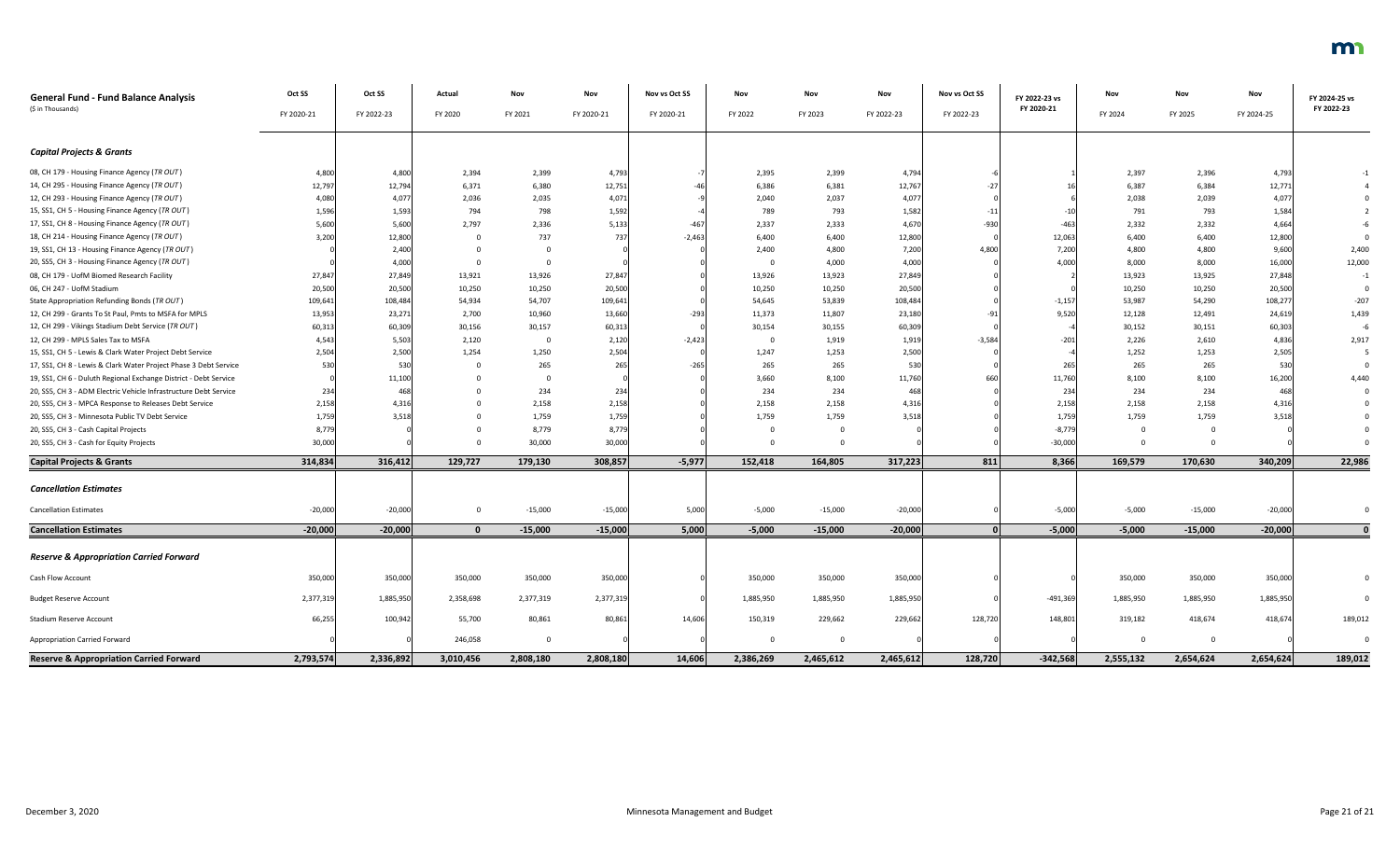| General Fund - Fund Balance Analysis<br>($ in Thousands) | Oct SS<br>FY 2020-21 | Oct SS<br>FY 2022-23 | Actual<br>FY 2020 | Nov<br>FY 2021 | Nov<br>FY 2020-21 | Nov vs Oct SS<br>FY 2020-21 | Nov<br>FY 2022 | Nov<br>FY 2023 | Nov<br>FY 2022-23 | Nov vs Oct SS<br>FY 2022-23 | FY 2022-23 vs<br>FY 2020-21 | Nov<br>FY 2024 | Nov<br>FY 2025 | Nov<br>FY 2024-25 | FY 2024-25 vs<br>FY 2022-23 |
|---|---|---|---|---|---|---|---|---|---|---|---|---|---|---|---|
| ***Capital Projects & Grants*** | | | | | | | | | | | | | | | |
| 08, CH 179 - Housing Finance Agency (*TR OUT*) | 4,800 | 4,800 | 2,394 | 2,399 | 4,793 | -7 | 2,395 | 2,399 | 4,794 | -6 | 1 | 2,397 | 2,396 | 4,793 | -1 |
| 14, CH 295 - Housing Finance Agency (*TR OUT*) | 12,797 | 12,794 | 6,371 | 6,380 | 12,751 | -46 | 6,386 | 6,381 | 12,767 | -27 | 16 | 6,387 | 6,384 | 12,771 | 4 |
| 12, CH 293 - Housing Finance Agency (*TR OUT*) | 4,080 | 4,077 | 2,036 | 2,035 | 4,071 | -9 | 2,040 | 2,037 | 4,077 | 0 | 6 | 2,038 | 2,039 | 4,077 | 0 |
| 15, SS1, CH 5 - Housing Finance Agency (*TR OUT*) | 1,596 | 1,593 | 794 | 798 | 1,592 | -4 | 789 | 793 | 1,582 | -11 | -10 | 791 | 793 | 1,584 | 2 |
| 17, SS1, CH 8 - Housing Finance Agency (*TR OUT*) | 5,600 | 5,600 | 2,797 | 2,336 | 5,133 | -467 | 2,337 | 2,333 | 4,670 | -930 | -463 | 2,332 | 2,332 | 4,664 | -6 |
| 18, CH 214 - Housing Finance Agency (*TR OUT*) | 3,200 | 12,800 | 0 | 737 | 737 | -2,463 | 6,400 | 6,400 | 12,800 | 0 | 12,063 | 6,400 | 6,400 | 12,800 | 0 |
| 19, SS1, CH 13 - Housing Finance Agency (*TR OUT*) | 0 | 2,400 | 0 | 0 | 0 | 0 | 2,400 | 4,800 | 7,200 | 4,800 | 7,200 | 4,800 | 4,800 | 9,600 | 2,400 |
| 20, SS5, CH 3 - Housing Finance Agency (*TR OUT*) | 0 | 4,000 | 0 | 0 | 0 | 0 | 0 | 4,000 | 4,000 | 0 | 4,000 | 8,000 | 8,000 | 16,000 | 12,000 |
| 08, CH 179 - UofM Biomed Research Facility | 27,847 | 27,849 | 13,921 | 13,926 | 27,847 | 0 | 13,926 | 13,923 | 27,849 | 0 | 2 | 13,923 | 13,925 | 27,848 | -1 |
| 06, CH 247 - UofM Stadium | 20,500 | 20,500 | 10,250 | 10,250 | 20,500 | 0 | 10,250 | 10,250 | 20,500 | 0 | 0 | 10,250 | 10,250 | 20,500 | 0 |
| State Appropriation Refunding Bonds (*TR OUT*) | 109,641 | 108,484 | 54,934 | 54,707 | 109,641 | 0 | 54,645 | 53,839 | 108,484 | 0 | -1,157 | 53,987 | 54,290 | 108,277 | -207 |
| 12, CH 299 - Grants To St Paul, Pmts to MSFA for MPLS | 13,953 | 23,271 | 2,700 | 10,960 | 13,660 | -293 | 11,373 | 11,807 | 23,180 | -91 | 9,520 | 12,128 | 12,491 | 24,619 | 1,439 |
| 12, CH 299 - Vikings Stadium Debt Service (*TR OUT*) | 60,313 | 60,309 | 30,156 | 30,157 | 60,313 | 0 | 30,154 | 30,155 | 60,309 | 0 | -4 | 30,152 | 30,151 | 60,303 | -6 |
| 12, CH 299 - MPLS Sales Tax to MSFA | 4,543 | 5,503 | 2,120 | 0 | 2,120 | -2,423 | 0 | 1,919 | 1,919 | -3,584 | -201 | 2,226 | 2,610 | 4,836 | 2,917 |
| 15, SS1, CH 5 - Lewis & Clark Water Project Debt Service | 2,504 | 2,500 | 1,254 | 1,250 | 2,504 | 0 | 1,247 | 1,253 | 2,500 | 0 | -4 | 1,252 | 1,253 | 2,505 | 5 |
| 17, SS1, CH 8 - Lewis & Clark Water Project Phase 3 Debt Service | 530 | 530 | 0 | 265 | 265 | -265 | 265 | 265 | 530 | 0 | 265 | 265 | 265 | 530 | 0 |
| 19, SS1, CH 6 - Duluth Regional Exchange District - Debt Service | 0 | 11,100 | 0 | 0 | 0 | 0 | 3,660 | 8,100 | 11,760 | 660 | 11,760 | 8,100 | 8,100 | 16,200 | 4,440 |
| 20, SS5, CH 3 - ADM Electric Vehicle Infrastructure Debt Service | 234 | 468 | 0 | 234 | 234 | 0 | 234 | 234 | 468 | 0 | 234 | 234 | 234 | 468 | 0 |
| 20, SS5, CH 3 - MPCA Response to Releases Debt Service | 2,158 | 4,316 | 0 | 2,158 | 2,158 | 0 | 2,158 | 2,158 | 4,316 | 0 | 2,158 | 2,158 | 2,158 | 4,316 | 0 |
| 20, SS5, CH 3 - Minnesota Public TV Debt Service | 1,759 | 3,518 | 0 | 1,759 | 1,759 | 0 | 1,759 | 1,759 | 3,518 | 0 | 1,759 | 1,759 | 1,759 | 3,518 | 0 |
| 20, SS5, CH 3 - Cash Capital Projects | 8,779 | 0 | 0 | 8,779 | 8,779 | 0 | 0 | 0 | 0 | 0 | -8,779 | 0 | 0 | 0 | 0 |
| 20, SS5, CH 3 - Cash for Equity Projects | 30,000 | 0 | 0 | 30,000 | 30,000 | 0 | 0 | 0 | 0 | 0 | -30,000 | 0 | 0 | 0 | 0 |
| **Capital Projects & Grants** | **314,834** | **316,412** | **129,727** | **179,130** | **308,857** | **-5,977** | **152,418** | **164,805** | **317,223** | **811** | **8,366** | **169,579** | **170,630** | **340,209** | **22,986** |
| ***Cancellation Estimates*** | | | | | | | | | | | | | | | |
| Cancellation Estimates | -20,000 | -20,000 | 0 | -15,000 | -15,000 | 5,000 | -5,000 | -15,000 | -20,000 | 0 | -5,000 | -5,000 | -15,000 | -20,000 | 0 |
| **Cancellation Estimates** | **-20,000** | **-20,000** | **0** | **-15,000** | **-15,000** | **5,000** | **-5,000** | **-15,000** | **-20,000** | **0** | **-5,000** | **-5,000** | **-15,000** | **-20,000** | **0** |
| ***Reserve & Appropriation Carried Forward*** | | | | | | | | | | | | | | | |
| Cash Flow Account | 350,000 | 350,000 | 350,000 | 350,000 | 350,000 | 0 | 350,000 | 350,000 | 350,000 | 0 | 0 | 350,000 | 350,000 | 350,000 | 0 |
| Budget Reserve Account | 2,377,319 | 1,885,950 | 2,358,698 | 2,377,319 | 2,377,319 | 0 | 1,885,950 | 1,885,950 | 1,885,950 | 0 | -491,369 | 1,885,950 | 1,885,950 | 1,885,950 | 0 |
| Stadium Reserve Account | 66,255 | 100,942 | 55,700 | 80,861 | 80,861 | 14,606 | 150,319 | 229,662 | 229,662 | 128,720 | 148,801 | 319,182 | 418,674 | 418,674 | 189,012 |
| Appropriation Carried Forward | 0 | 0 | 246,058 | 0 | 0 | 0 | 0 | 0 | 0 | 0 | 0 | 0 | 0 | 0 | 0 |
| **Reserve & Appropriation Carried Forward** | **2,793,574** | **2,336,892** | **3,010,456** | **2,808,180** | **2,808,180** | **14,606** | **2,386,269** | **2,465,612** | **2,465,612** | **128,720** | **-342,568** | **2,555,132** | **2,654,624** | **2,654,624** | **189,012** |

December 3, 2020 Minnesota Management and Budget